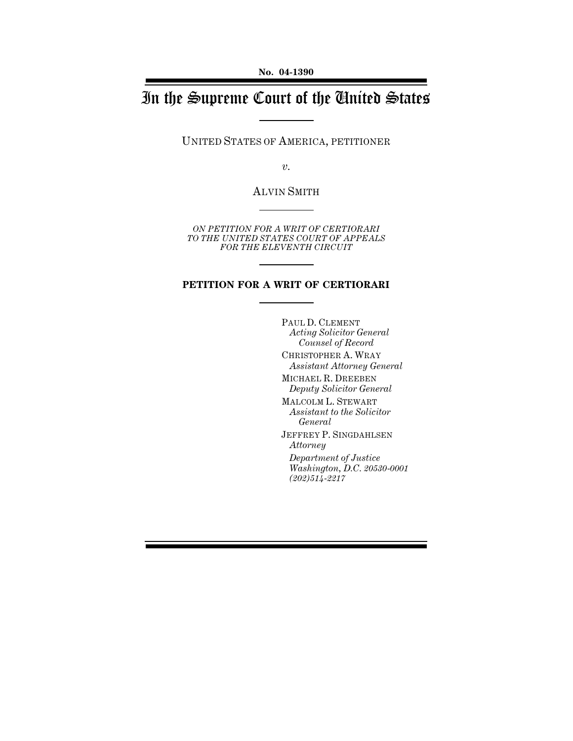No. 04-1390

# In the Supreme Court of the United States

UNITED STATES OF AMERICA, PETITIONER

*v.*

ALVIN SMITH

*ON PETITION FOR A WRIT OF CERTIORARI TO THE UNITED STATES COURT OF APPEALS FOR THE ELEVENTH CIRCUIT*

## PETITION FOR A WRIT OF CERTIORARI

PAUL D. CLEMENT
*Acting Solicitor General*
*Counsel of Record*

CHRISTOPHER A. WRAY
*Assistant Attorney General*

MICHAEL R. DREEBEN
*Deputy Solicitor General*

MALCOLM L. STEWART
*Assistant to the Solicitor General*

JEFFREY P. SINGDAHLSEN
*Attorney*

*Department of Justice*
*Washington, D.C. 20530-0001*
*(202)514-2217*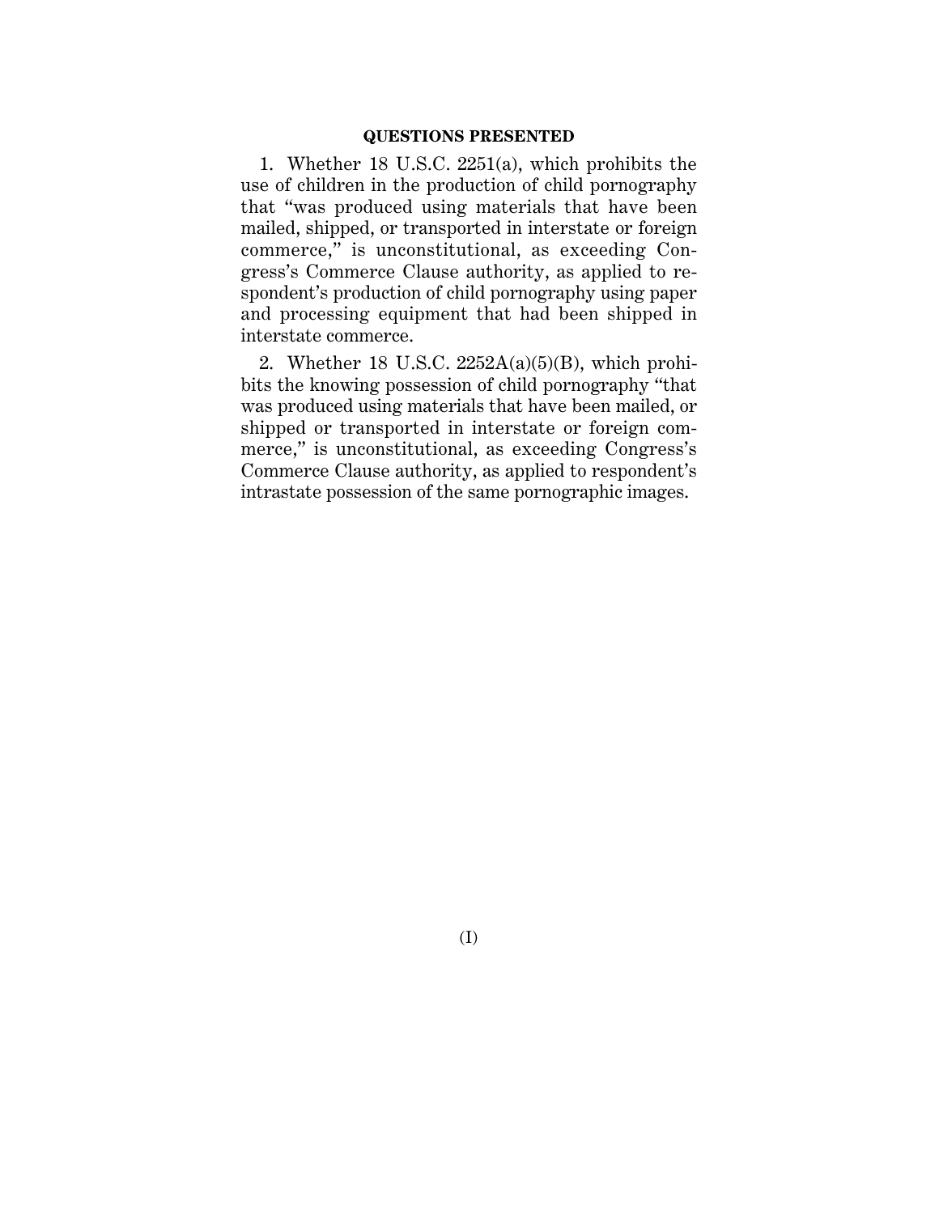## QUESTIONS PRESENTED

1. Whether 18 U.S.C. 2251(a), which prohibits the use of children in the production of child pornography that "was produced using materials that have been mailed, shipped, or transported in interstate or foreign commerce," is unconstitutional, as exceeding Congress's Commerce Clause authority, as applied to respondent's production of child pornography using paper and processing equipment that had been shipped in interstate commerce.

2. Whether 18 U.S.C. 2252A(a)(5)(B), which prohibits the knowing possession of child pornography "that was produced using materials that have been mailed, or shipped or transported in interstate or foreign commerce," is unconstitutional, as exceeding Congress's Commerce Clause authority, as applied to respondent's intrastate possession of the same pornographic images.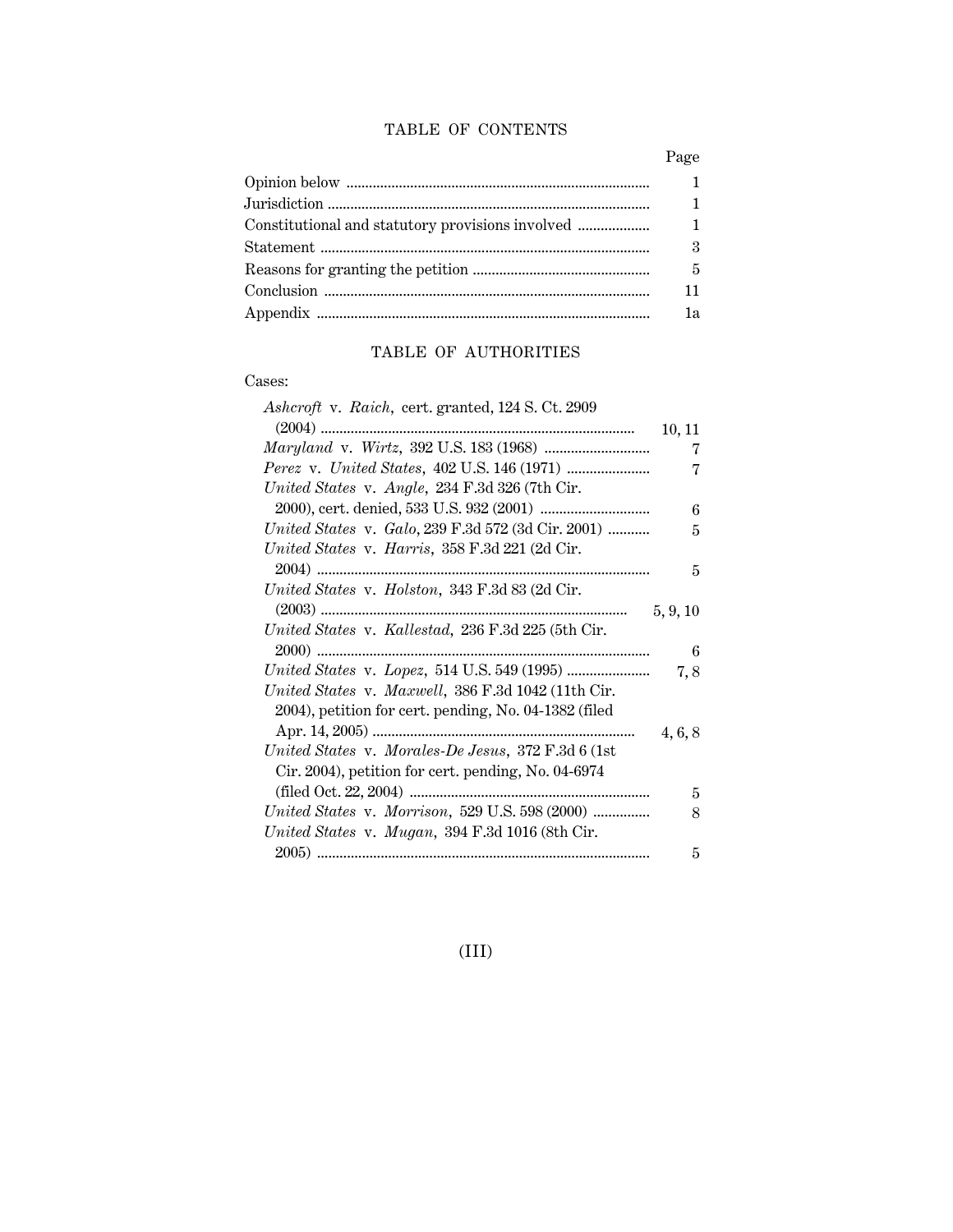# TABLE OF CONTENTS

| | Page |
|---|---|
| Opinion below | 1 |
| Jurisdiction | 1 |
| Constitutional and statutory provisions involved | 1 |
| Statement | 3 |
| Reasons for granting the petition | 5 |
| Conclusion | 11 |
| Appendix | 1a |

# TABLE OF AUTHORITIES

Cases:

| | Page |
|---|---|
| *Ashcroft* v. *Raich*, cert. granted, 124 S. Ct. 2909 (2004) | 10, 11 |
| *Maryland* v. *Wirtz*, 392 U.S. 183 (1968) | 7 |
| *Perez* v. *United States*, 402 U.S. 146 (1971) | 7 |
| *United States* v. *Angle*, 234 F.3d 326 (7th Cir. 2000), cert. denied, 533 U.S. 932 (2001) | 6 |
| *United States* v. *Galo*, 239 F.3d 572 (3d Cir. 2001) | 5 |
| *United States* v. *Harris*, 358 F.3d 221 (2d Cir. 2004) | 5 |
| *United States* v. *Holston*, 343 F.3d 83 (2d Cir. (2003) | 5, 9, 10 |
| *United States* v. *Kallestad*, 236 F.3d 225 (5th Cir. 2000) | 6 |
| *United States* v. *Lopez*, 514 U.S. 549 (1995) | 7, 8 |
| *United States* v. *Maxwell*, 386 F.3d 1042 (11th Cir. 2004), petition for cert. pending, No. 04-1382 (filed Apr. 14, 2005) | 4, 6, 8 |
| *United States* v. *Morales-De Jesus*, 372 F.3d 6 (1st Cir. 2004), petition for cert. pending, No. 04-6974 (filed Oct. 22, 2004) | 5 |
| *United States* v. *Morrison*, 529 U.S. 598 (2000) | 8 |
| *United States* v. *Mugan*, 394 F.3d 1016 (8th Cir. 2005) | 5 |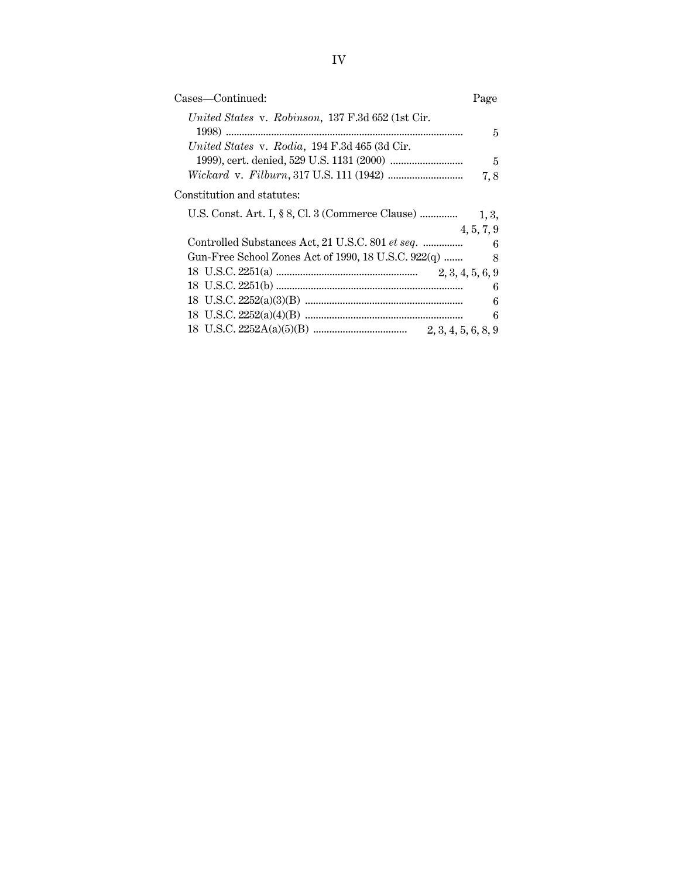| Cases—Continued: | Page |
|---|---|
| *United States* v. *Robinson*, 137 F.3d 652 (1st Cir. 1998) | 5 |
| *United States* v. *Rodia*, 194 F.3d 465 (3d Cir. 1999), cert. denied, 529 U.S. 1131 (2000) | 5 |
| *Wickard* v. *Filburn*, 317 U.S. 111 (1942) | 7, 8 |

| Constitution and statutes: | |
|---|---|
| U.S. Const. Art. I, § 8, Cl. 3 (Commerce Clause) | 1, 3, 4, 5, 7, 9 |
| Controlled Substances Act, 21 U.S.C. 801 *et seq.* | 6 |
| Gun-Free School Zones Act of 1990, 18 U.S.C. 922(q) | 8 |
| 18 U.S.C. 2251(a) | 2, 3, 4, 5, 6, 9 |
| 18 U.S.C. 2251(b) | 6 |
| 18 U.S.C. 2252(a)(3)(B) | 6 |
| 18 U.S.C. 2252(a)(4)(B) | 6 |
| 18 U.S.C. 2252A(a)(5)(B) | 2, 3, 4, 5, 6, 8, 9 |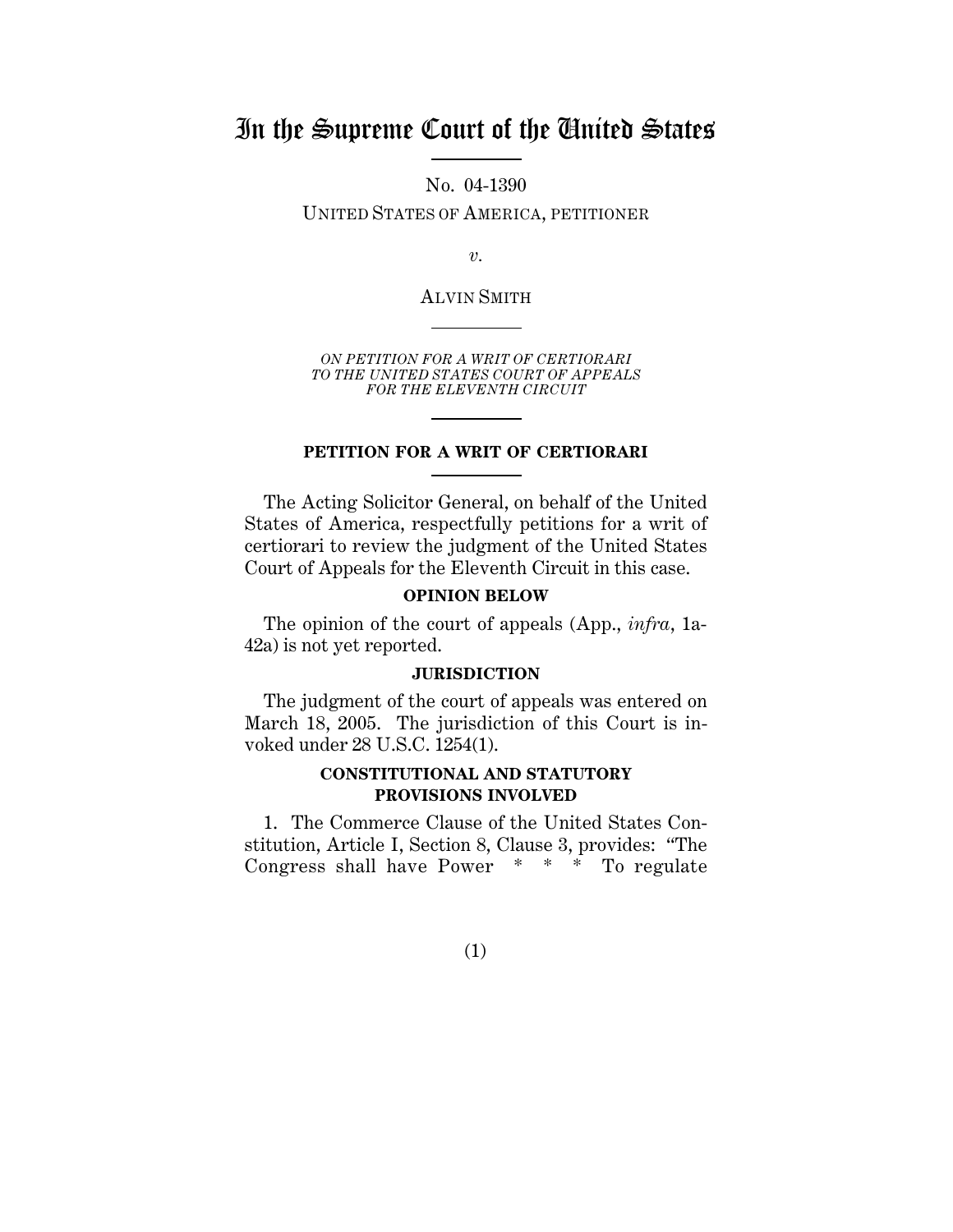# In the Supreme Court of the United States

No. 04-1390

UNITED STATES OF AMERICA, PETITIONER

*v.*

ALVIN SMITH

*ON PETITION FOR A WRIT OF CERTIORARI TO THE UNITED STATES COURT OF APPEALS FOR THE ELEVENTH CIRCUIT*

## PETITION FOR A WRIT OF CERTIORARI

The Acting Solicitor General, on behalf of the United States of America, respectfully petitions for a writ of certiorari to review the judgment of the United States Court of Appeals for the Eleventh Circuit in this case.

### OPINION BELOW

The opinion of the court of appeals (App., *infra*, 1a-42a) is not yet reported.

### JURISDICTION

The judgment of the court of appeals was entered on March 18, 2005. The jurisdiction of this Court is invoked under 28 U.S.C. 1254(1).

### CONSTITUTIONAL AND STATUTORY PROVISIONS INVOLVED

1. The Commerce Clause of the United States Constitution, Article I, Section 8, Clause 3, provides: "The Congress shall have Power * * * To regulate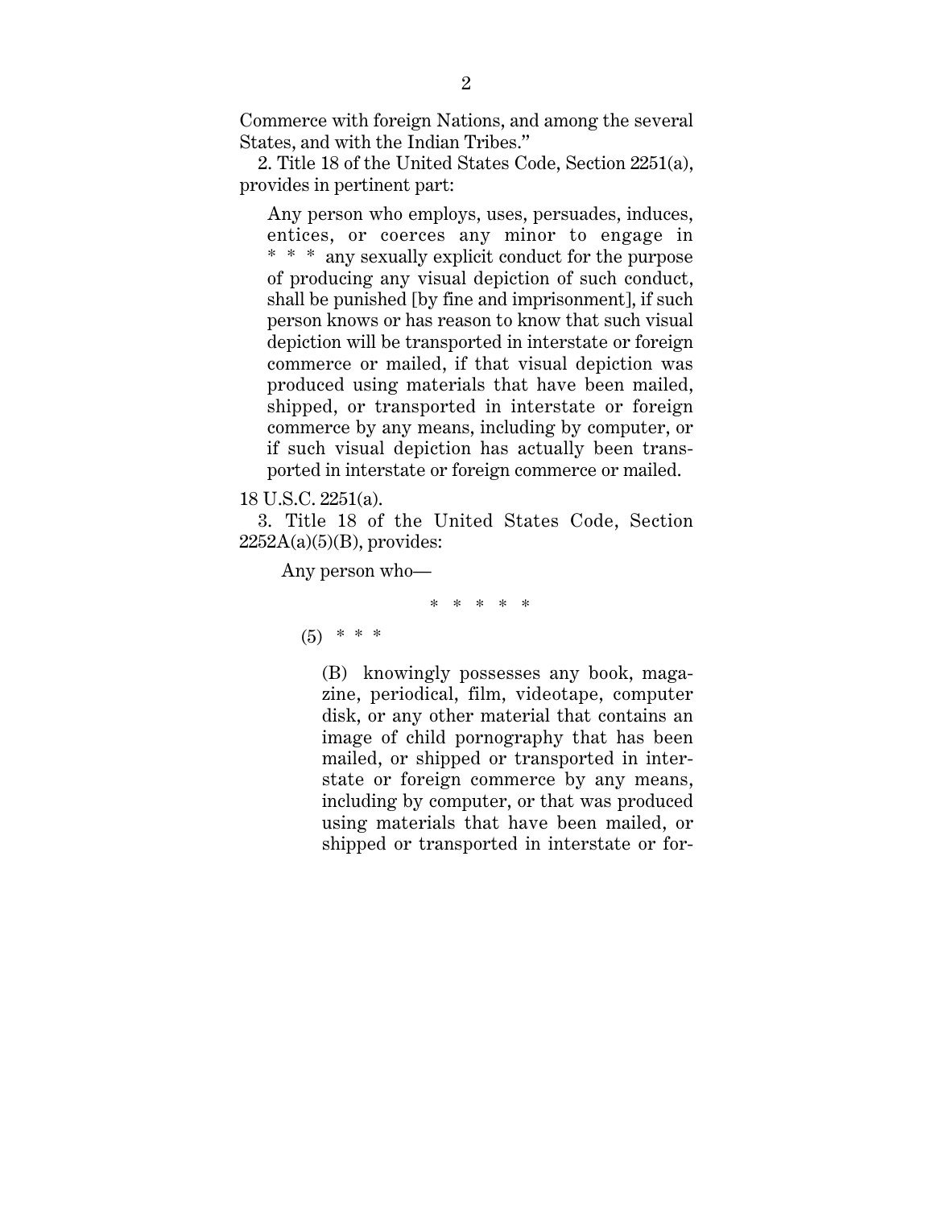Commerce with foreign Nations, and among the several States, and with the Indian Tribes."

2. Title 18 of the United States Code, Section 2251(a), provides in pertinent part:

> Any person who employs, uses, persuades, induces, entices, or coerces any minor to engage in * * * any sexually explicit conduct for the purpose of producing any visual depiction of such conduct, shall be punished [by fine and imprisonment], if such person knows or has reason to know that such visual depiction will be transported in interstate or foreign commerce or mailed, if that visual depiction was produced using materials that have been mailed, shipped, or transported in interstate or foreign commerce by any means, including by computer, or if such visual depiction has actually been transported in interstate or foreign commerce or mailed.

18 U.S.C. 2251(a).

3. Title 18 of the United States Code, Section 2252A(a)(5)(B), provides:

> Any person who—
>
> \* \* \* \* \*
>
> (5) * * *
>
> (B) knowingly possesses any book, magazine, periodical, film, videotape, computer disk, or any other material that contains an image of child pornography that has been mailed, or shipped or transported in interstate or foreign commerce by any means, including by computer, or that was produced using materials that have been mailed, or shipped or transported in interstate or for-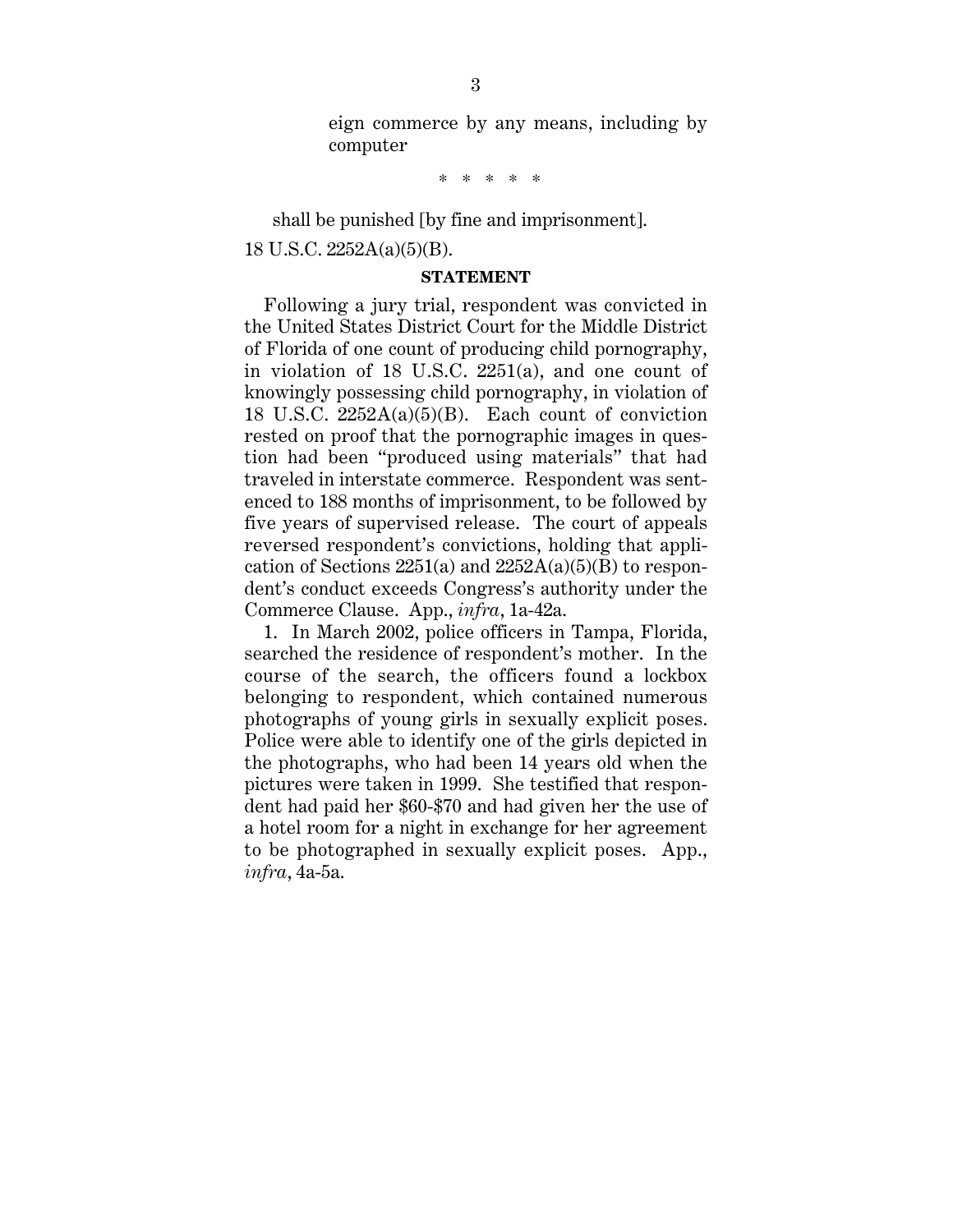> eign commerce by any means, including by computer
>
> \* \* \* \* \*
>
> shall be punished [by fine and imprisonment].

18 U.S.C. 2252A(a)(5)(B).

**STATEMENT**

Following a jury trial, respondent was convicted in the United States District Court for the Middle District of Florida of one count of producing child pornography, in violation of 18 U.S.C. 2251(a), and one count of knowingly possessing child pornography, in violation of 18 U.S.C. 2252A(a)(5)(B). Each count of conviction rested on proof that the pornographic images in question had been "produced using materials" that had traveled in interstate commerce. Respondent was sentenced to 188 months of imprisonment, to be followed by five years of supervised release. The court of appeals reversed respondent's convictions, holding that application of Sections 2251(a) and 2252A(a)(5)(B) to respondent's conduct exceeds Congress's authority under the Commerce Clause. App., *infra*, 1a-42a.

1. In March 2002, police officers in Tampa, Florida, searched the residence of respondent's mother. In the course of the search, the officers found a lockbox belonging to respondent, which contained numerous photographs of young girls in sexually explicit poses. Police were able to identify one of the girls depicted in the photographs, who had been 14 years old when the pictures were taken in 1999. She testified that respondent had paid her $60-$70 and had given her the use of a hotel room for a night in exchange for her agreement to be photographed in sexually explicit poses. App., *infra*, 4a-5a.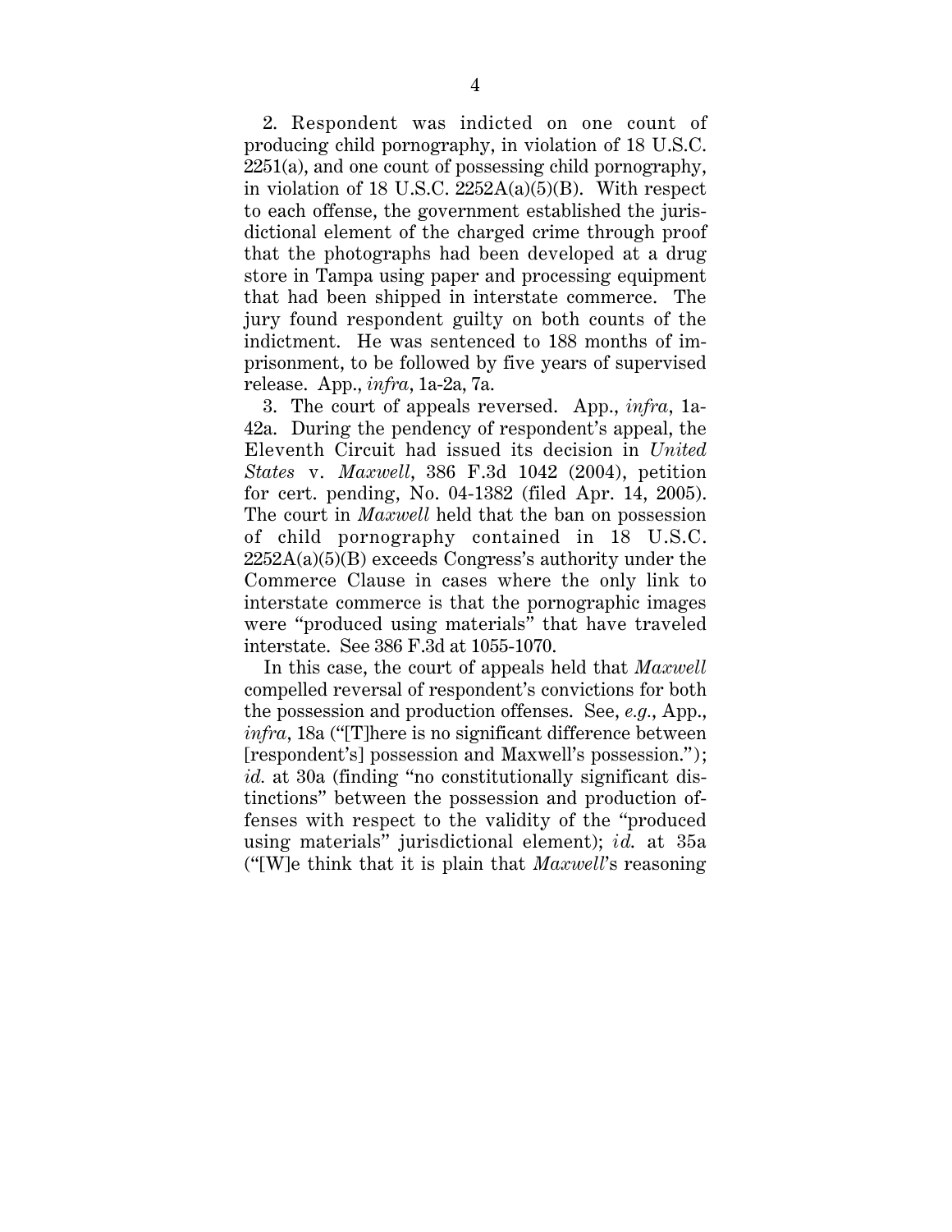2. Respondent was indicted on one count of producing child pornography, in violation of 18 U.S.C. 2251(a), and one count of possessing child pornography, in violation of 18 U.S.C. 2252A(a)(5)(B). With respect to each offense, the government established the jurisdictional element of the charged crime through proof that the photographs had been developed at a drug store in Tampa using paper and processing equipment that had been shipped in interstate commerce. The jury found respondent guilty on both counts of the indictment. He was sentenced to 188 months of imprisonment, to be followed by five years of supervised release. App., *infra*, 1a-2a, 7a.

3. The court of appeals reversed. App., *infra*, 1a-42a. During the pendency of respondent's appeal, the Eleventh Circuit had issued its decision in *United States* v. *Maxwell*, 386 F.3d 1042 (2004), petition for cert. pending, No. 04-1382 (filed Apr. 14, 2005). The court in *Maxwell* held that the ban on possession of child pornography contained in 18 U.S.C. 2252A(a)(5)(B) exceeds Congress's authority under the Commerce Clause in cases where the only link to interstate commerce is that the pornographic images were "produced using materials" that have traveled interstate. See 386 F.3d at 1055-1070.

In this case, the court of appeals held that *Maxwell* compelled reversal of respondent's convictions for both the possession and production offenses. See, *e.g.*, App., *infra*, 18a ("[T]here is no significant difference between [respondent's] possession and Maxwell's possession."); *id.* at 30a (finding "no constitutionally significant distinctions" between the possession and production offenses with respect to the validity of the "produced using materials" jurisdictional element); *id.* at 35a ("[W]e think that it is plain that *Maxwell*'s reasoning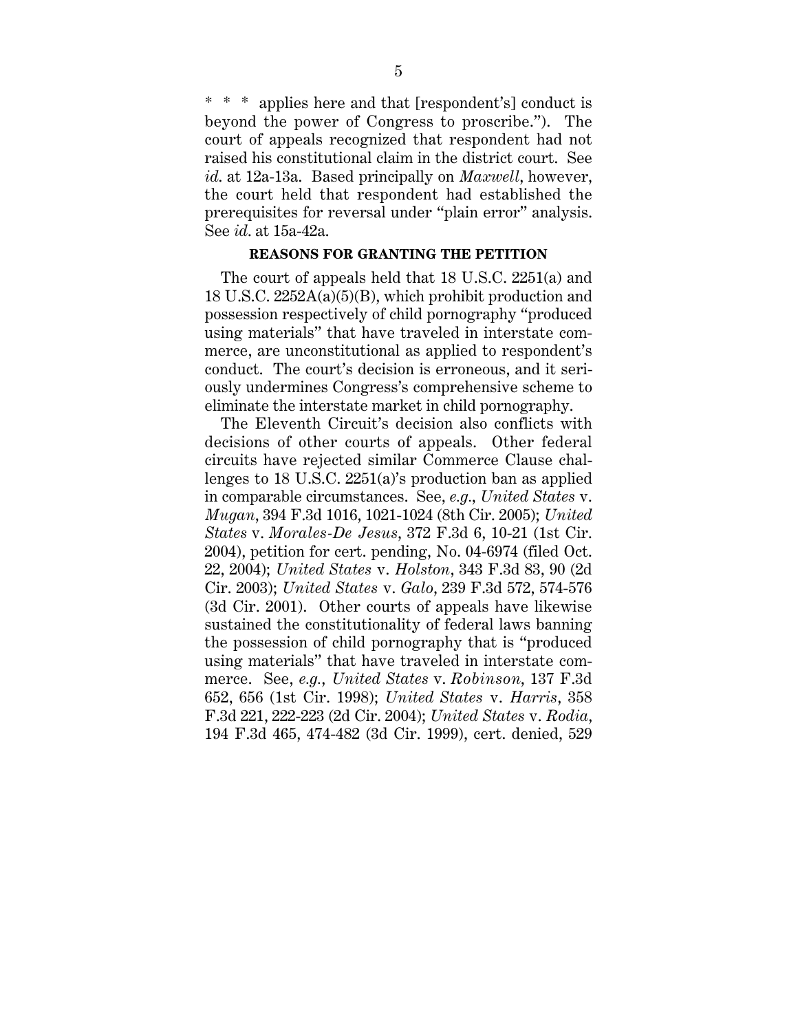\* \* \* applies here and that [respondent's] conduct is beyond the power of Congress to proscribe."). The court of appeals recognized that respondent had not raised his constitutional claim in the district court. See *id.* at 12a-13a. Based principally on *Maxwell*, however, the court held that respondent had established the prerequisites for reversal under "plain error" analysis. See *id.* at 15a-42a.

## REASONS FOR GRANTING THE PETITION

The court of appeals held that 18 U.S.C. 2251(a) and 18 U.S.C. 2252A(a)(5)(B), which prohibit production and possession respectively of child pornography "produced using materials" that have traveled in interstate commerce, are unconstitutional as applied to respondent's conduct. The court's decision is erroneous, and it seriously undermines Congress's comprehensive scheme to eliminate the interstate market in child pornography.

The Eleventh Circuit's decision also conflicts with decisions of other courts of appeals. Other federal circuits have rejected similar Commerce Clause challenges to 18 U.S.C. 2251(a)'s production ban as applied in comparable circumstances. See, *e.g.*, *United States* v. *Mugan*, 394 F.3d 1016, 1021-1024 (8th Cir. 2005); *United States* v. *Morales-De Jesus*, 372 F.3d 6, 10-21 (1st Cir. 2004), petition for cert. pending, No. 04-6974 (filed Oct. 22, 2004); *United States* v. *Holston*, 343 F.3d 83, 90 (2d Cir. 2003); *United States* v. *Galo*, 239 F.3d 572, 574-576 (3d Cir. 2001). Other courts of appeals have likewise sustained the constitutionality of federal laws banning the possession of child pornography that is "produced using materials" that have traveled in interstate commerce. See, *e.g.*, *United States* v. *Robinson*, 137 F.3d 652, 656 (1st Cir. 1998); *United States* v. *Harris*, 358 F.3d 221, 222-223 (2d Cir. 2004); *United States* v. *Rodia*, 194 F.3d 465, 474-482 (3d Cir. 1999), cert. denied, 529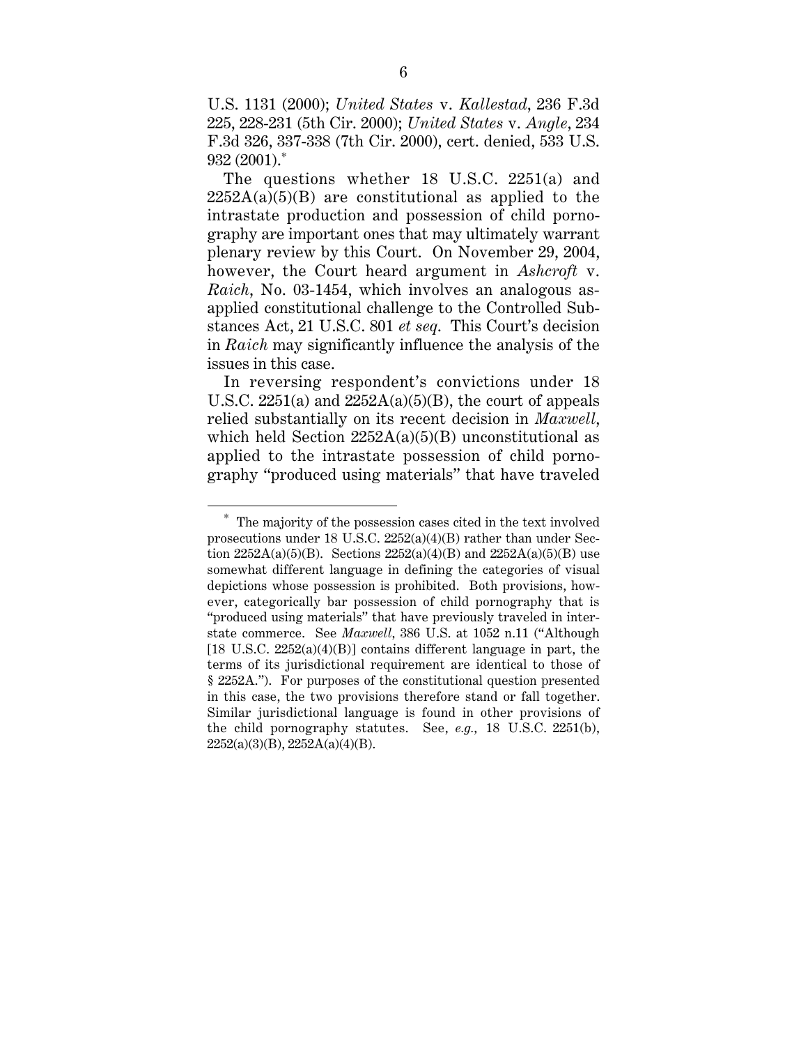U.S. 1131 (2000); *United States* v. *Kallestad*, 236 F.3d 225, 228-231 (5th Cir. 2000); *United States* v. *Angle*, 234 F.3d 326, 337-338 (7th Cir. 2000), cert. denied, 533 U.S. 932 (2001).*

The questions whether 18 U.S.C. 2251(a) and 2252A(a)(5)(B) are constitutional as applied to the intrastate production and possession of child pornography are important ones that may ultimately warrant plenary review by this Court. On November 29, 2004, however, the Court heard argument in *Ashcroft* v. *Raich*, No. 03-1454, which involves an analogous as-applied constitutional challenge to the Controlled Substances Act, 21 U.S.C. 801 *et seq*. This Court's decision in *Raich* may significantly influence the analysis of the issues in this case.

In reversing respondent's convictions under 18 U.S.C. 2251(a) and 2252A(a)(5)(B), the court of appeals relied substantially on its recent decision in *Maxwell*, which held Section 2252A(a)(5)(B) unconstitutional as applied to the intrastate possession of child pornography "produced using materials" that have traveled

---

\* The majority of the possession cases cited in the text involved prosecutions under 18 U.S.C. 2252(a)(4)(B) rather than under Section 2252A(a)(5)(B). Sections 2252(a)(4)(B) and 2252A(a)(5)(B) use somewhat different language in defining the categories of visual depictions whose possession is prohibited. Both provisions, however, categorically bar possession of child pornography that is "produced using materials" that have previously traveled in interstate commerce. See *Maxwell*, 386 U.S. at 1052 n.11 ("Although [18 U.S.C. 2252(a)(4)(B)] contains different language in part, the terms of its jurisdictional requirement are identical to those of § 2252A."). For purposes of the constitutional question presented in this case, the two provisions therefore stand or fall together. Similar jurisdictional language is found in other provisions of the child pornography statutes. See, *e.g.*, 18 U.S.C. 2251(b), 2252(a)(3)(B), 2252A(a)(4)(B).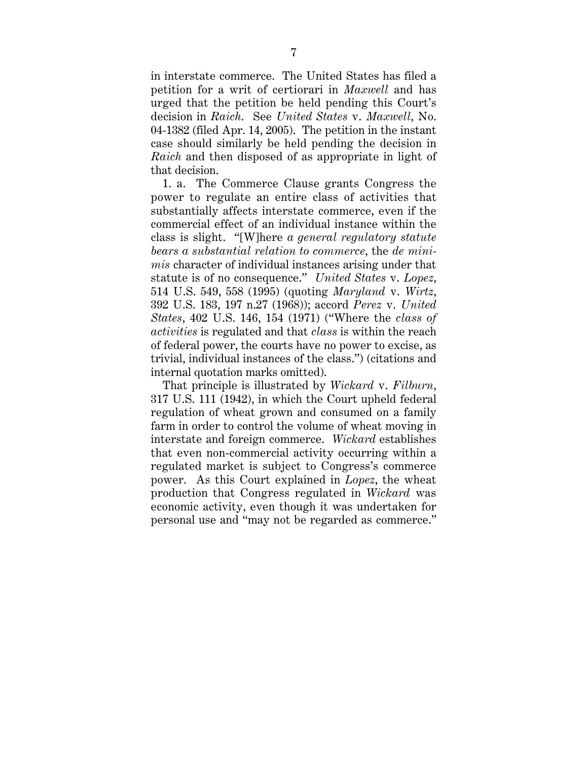in interstate commerce. The United States has filed a petition for a writ of certiorari in *Maxwell* and has urged that the petition be held pending this Court's decision in *Raich*. See *United States* v. *Maxwell*, No. 04-1382 (filed Apr. 14, 2005). The petition in the instant case should similarly be held pending the decision in *Raich* and then disposed of as appropriate in light of that decision.

1. a. The Commerce Clause grants Congress the power to regulate an entire class of activities that substantially affects interstate commerce, even if the commercial effect of an individual instance within the class is slight. "[W]here *a general regulatory statute bears a substantial relation to commerce*, the *de minimis* character of individual instances arising under that statute is of no consequence." *United States* v. *Lopez*, 514 U.S. 549, 558 (1995) (quoting *Maryland* v. *Wirtz*, 392 U.S. 183, 197 n.27 (1968)); accord *Perez* v. *United States*, 402 U.S. 146, 154 (1971) ("Where the *class of activities* is regulated and that *class* is within the reach of federal power, the courts have no power to excise, as trivial, individual instances of the class.") (citations and internal quotation marks omitted).

That principle is illustrated by *Wickard* v. *Filburn*, 317 U.S. 111 (1942), in which the Court upheld federal regulation of wheat grown and consumed on a family farm in order to control the volume of wheat moving in interstate and foreign commerce. *Wickard* establishes that even non-commercial activity occurring within a regulated market is subject to Congress's commerce power. As this Court explained in *Lopez*, the wheat production that Congress regulated in *Wickard* was economic activity, even though it was undertaken for personal use and "may not be regarded as commerce."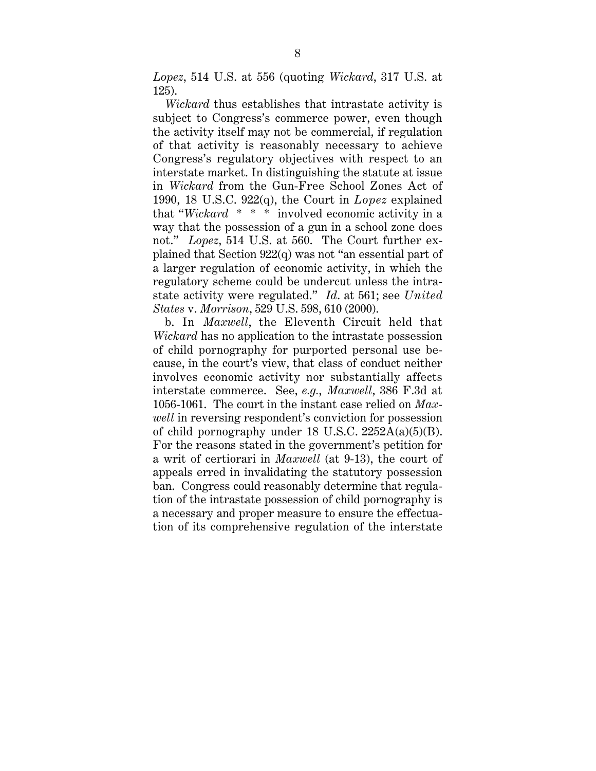*Lopez*, 514 U.S. at 556 (quoting *Wickard*, 317 U.S. at 125).

*Wickard* thus establishes that intrastate activity is subject to Congress's commerce power, even though the activity itself may not be commercial, if regulation of that activity is reasonably necessary to achieve Congress's regulatory objectives with respect to an interstate market. In distinguishing the statute at issue in *Wickard* from the Gun-Free School Zones Act of 1990, 18 U.S.C. 922(q), the Court in *Lopez* explained that "*Wickard* * * * involved economic activity in a way that the possession of a gun in a school zone does not." *Lopez*, 514 U.S. at 560. The Court further explained that Section 922(q) was not "an essential part of a larger regulation of economic activity, in which the regulatory scheme could be undercut unless the intrastate activity were regulated." *Id.* at 561; see *United States* v. *Morrison*, 529 U.S. 598, 610 (2000).

b. In *Maxwell*, the Eleventh Circuit held that *Wickard* has no application to the intrastate possession of child pornography for purported personal use because, in the court's view, that class of conduct neither involves economic activity nor substantially affects interstate commerce. See, *e.g.*, *Maxwell*, 386 F.3d at 1056-1061. The court in the instant case relied on *Maxwell* in reversing respondent's conviction for possession of child pornography under 18 U.S.C. 2252A(a)(5)(B). For the reasons stated in the government's petition for a writ of certiorari in *Maxwell* (at 9-13), the court of appeals erred in invalidating the statutory possession ban. Congress could reasonably determine that regulation of the intrastate possession of child pornography is a necessary and proper measure to ensure the effectuation of its comprehensive regulation of the interstate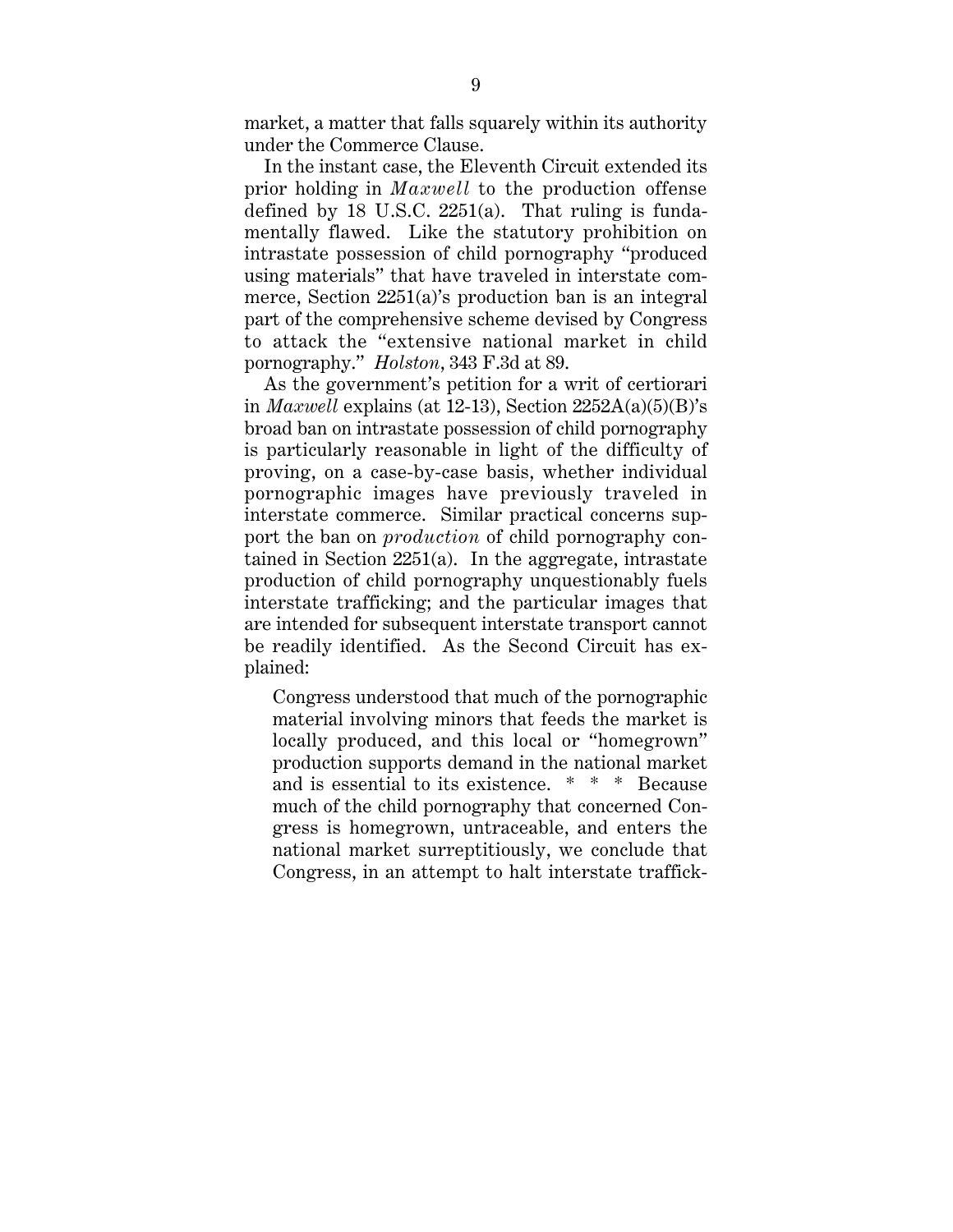market, a matter that falls squarely within its authority under the Commerce Clause.

In the instant case, the Eleventh Circuit extended its prior holding in *Maxwell* to the production offense defined by 18 U.S.C. 2251(a). That ruling is fundamentally flawed. Like the statutory prohibition on intrastate possession of child pornography "produced using materials" that have traveled in interstate commerce, Section 2251(a)'s production ban is an integral part of the comprehensive scheme devised by Congress to attack the "extensive national market in child pornography." *Holston*, 343 F.3d at 89.

As the government's petition for a writ of certiorari in *Maxwell* explains (at 12-13), Section 2252A(a)(5)(B)'s broad ban on intrastate possession of child pornography is particularly reasonable in light of the difficulty of proving, on a case-by-case basis, whether individual pornographic images have previously traveled in interstate commerce. Similar practical concerns support the ban on *production* of child pornography contained in Section 2251(a). In the aggregate, intrastate production of child pornography unquestionably fuels interstate trafficking; and the particular images that are intended for subsequent interstate transport cannot be readily identified. As the Second Circuit has explained:

> Congress understood that much of the pornographic material involving minors that feeds the market is locally produced, and this local or "homegrown" production supports demand in the national market and is essential to its existence. * * * Because much of the child pornography that concerned Congress is homegrown, untraceable, and enters the national market surreptitiously, we conclude that Congress, in an attempt to halt interstate traffick-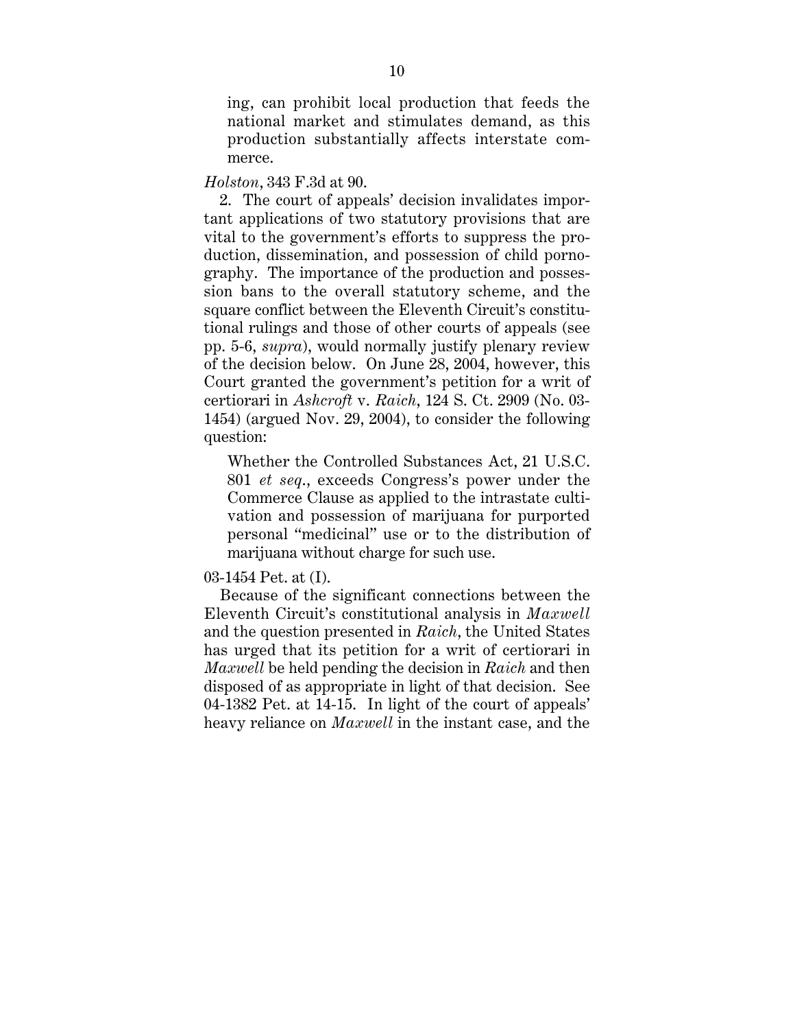> ing, can prohibit local production that feeds the national market and stimulates demand, as this production substantially affects interstate commerce.

*Holston*, 343 F.3d at 90.

2. The court of appeals' decision invalidates important applications of two statutory provisions that are vital to the government's efforts to suppress the production, dissemination, and possession of child pornography. The importance of the production and possession bans to the overall statutory scheme, and the square conflict between the Eleventh Circuit's constitutional rulings and those of other courts of appeals (see pp. 5-6, *supra*), would normally justify plenary review of the decision below. On June 28, 2004, however, this Court granted the government's petition for a writ of certiorari in *Ashcroft* v. *Raich*, 124 S. Ct. 2909 (No. 03-1454) (argued Nov. 29, 2004), to consider the following question:

> Whether the Controlled Substances Act, 21 U.S.C. 801 *et seq*., exceeds Congress's power under the Commerce Clause as applied to the intrastate cultivation and possession of marijuana for purported personal "medicinal" use or to the distribution of marijuana without charge for such use.

03-1454 Pet. at (I).

Because of the significant connections between the Eleventh Circuit's constitutional analysis in *Maxwell* and the question presented in *Raich*, the United States has urged that its petition for a writ of certiorari in *Maxwell* be held pending the decision in *Raich* and then disposed of as appropriate in light of that decision. See 04-1382 Pet. at 14-15. In light of the court of appeals' heavy reliance on *Maxwell* in the instant case, and the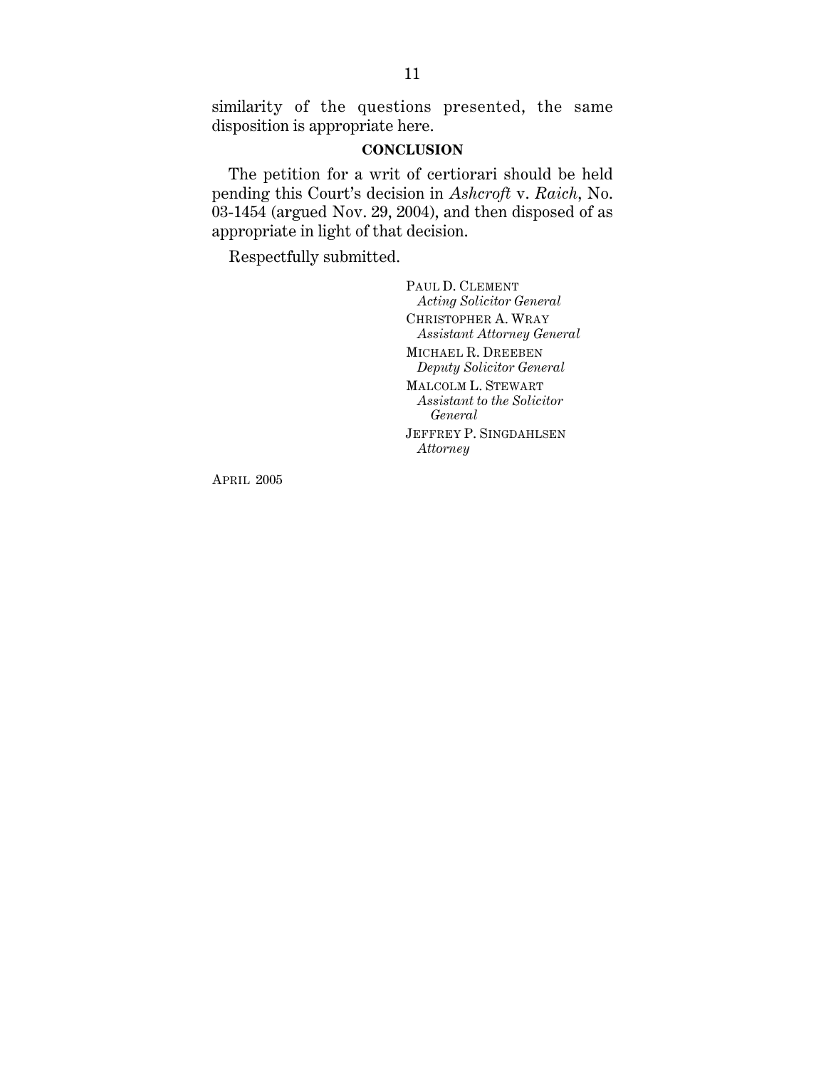similarity of the questions presented, the same disposition is appropriate here.

## CONCLUSION

The petition for a writ of certiorari should be held pending this Court's decision in *Ashcroft* v. *Raich*, No. 03-1454 (argued Nov. 29, 2004), and then disposed of as appropriate in light of that decision.

Respectfully submitted.

PAUL D. CLEMENT
*Acting Solicitor General*

CHRISTOPHER A. WRAY
*Assistant Attorney General*

MICHAEL R. DREEBEN
*Deputy Solicitor General*

MALCOLM L. STEWART
*Assistant to the Solicitor General*

JEFFREY P. SINGDAHLSEN
*Attorney*

APRIL 2005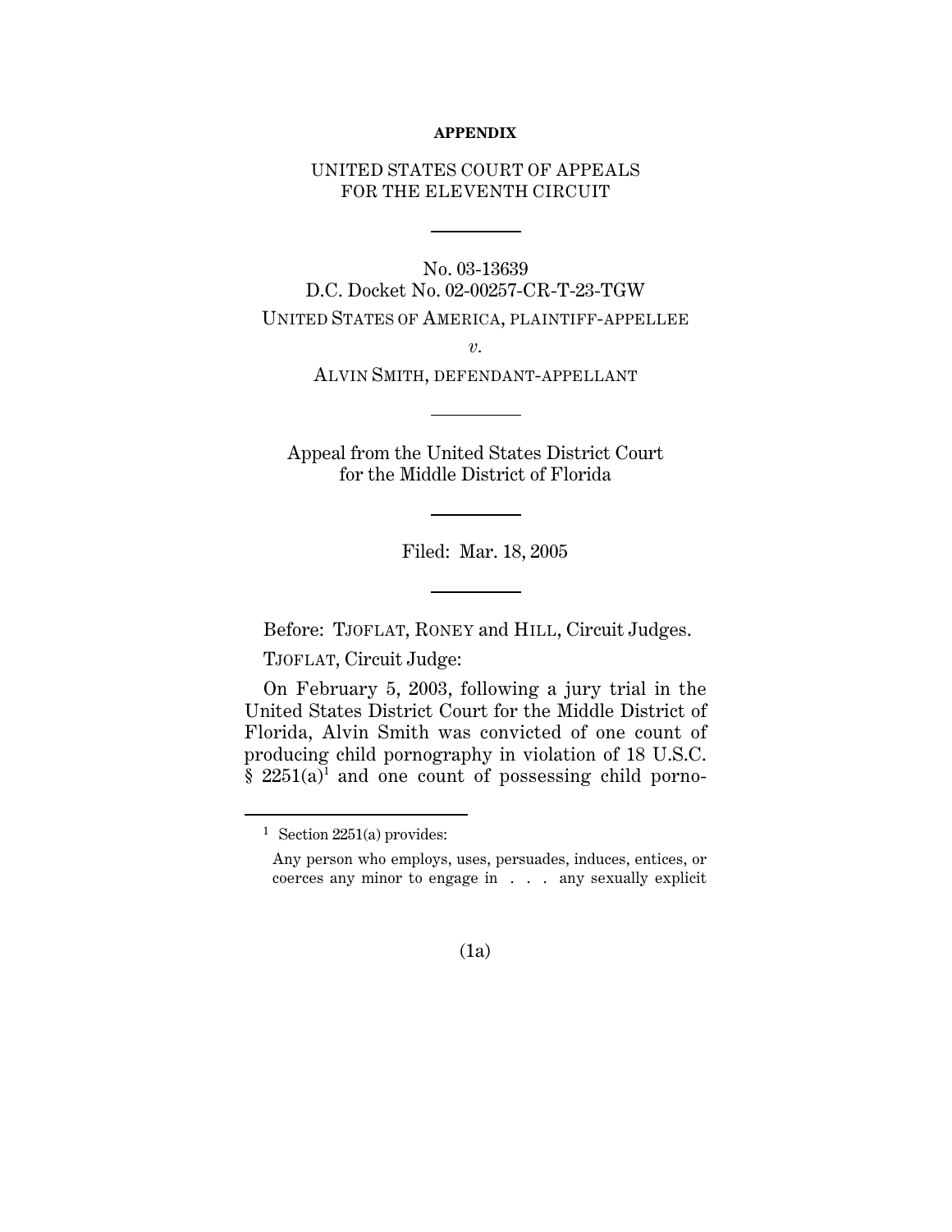**APPENDIX**

UNITED STATES COURT OF APPEALS
FOR THE ELEVENTH CIRCUIT

No. 03-13639
D.C. Docket No. 02-00257-CR-T-23-TGW

UNITED STATES OF AMERICA, PLAINTIFF-APPELLEE

*v.*

ALVIN SMITH, DEFENDANT-APPELLANT

Appeal from the United States District Court
for the Middle District of Florida

Filed: Mar. 18, 2005

Before: TJOFLAT, RONEY and HILL, Circuit Judges.

TJOFLAT, Circuit Judge:

On February 5, 2003, following a jury trial in the United States District Court for the Middle District of Florida, Alvin Smith was convicted of one count of producing child pornography in violation of 18 U.S.C. § 2251(a)[1] and one count of possessing child porno-

---

[1] Section 2251(a) provides:

Any person who employs, uses, persuades, induces, entices, or coerces any minor to engage in . . . any sexually explicit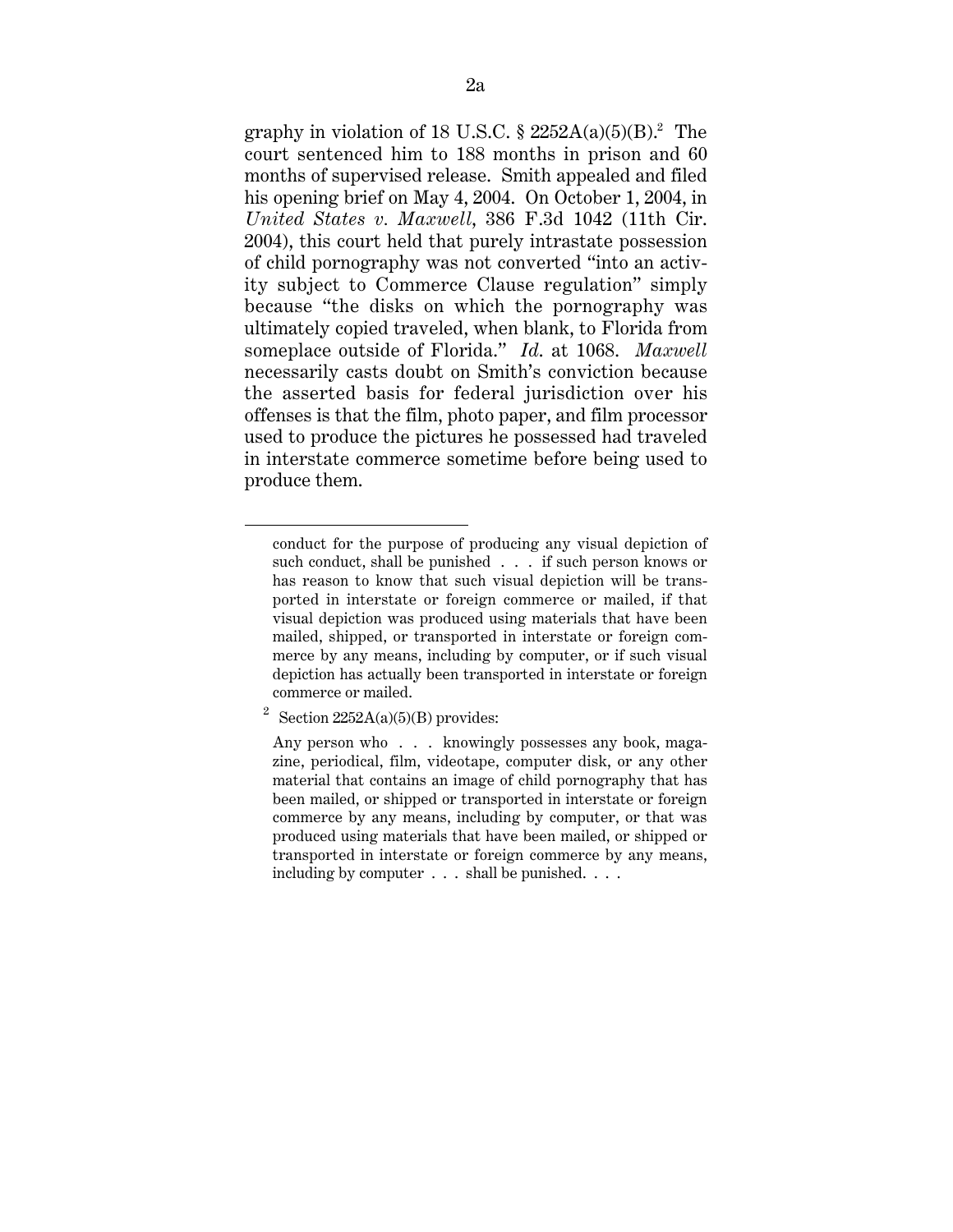graphy in violation of 18 U.S.C. § 2252A(a)(5)(B).[2] The court sentenced him to 188 months in prison and 60 months of supervised release. Smith appealed and filed his opening brief on May 4, 2004. On October 1, 2004, in *United States v. Maxwell*, 386 F.3d 1042 (11th Cir. 2004), this court held that purely intrastate possession of child pornography was not converted "into an activity subject to Commerce Clause regulation" simply because "the disks on which the pornography was ultimately copied traveled, when blank, to Florida from someplace outside of Florida." *Id.* at 1068. *Maxwell* necessarily casts doubt on Smith's conviction because the asserted basis for federal jurisdiction over his offenses is that the film, photo paper, and film processor used to produce the pictures he possessed had traveled in interstate commerce sometime before being used to produce them.

---

conduct for the purpose of producing any visual depiction of such conduct, shall be punished . . . if such person knows or has reason to know that such visual depiction will be transported in interstate or foreign commerce or mailed, if that visual depiction was produced using materials that have been mailed, shipped, or transported in interstate or foreign commerce by any means, including by computer, or if such visual depiction has actually been transported in interstate or foreign commerce or mailed.

[2] Section 2252A(a)(5)(B) provides:

Any person who . . . knowingly possesses any book, magazine, periodical, film, videotape, computer disk, or any other material that contains an image of child pornography that has been mailed, or shipped or transported in interstate or foreign commerce by any means, including by computer, or that was produced using materials that have been mailed, or shipped or transported in interstate or foreign commerce by any means, including by computer . . . shall be punished. . . .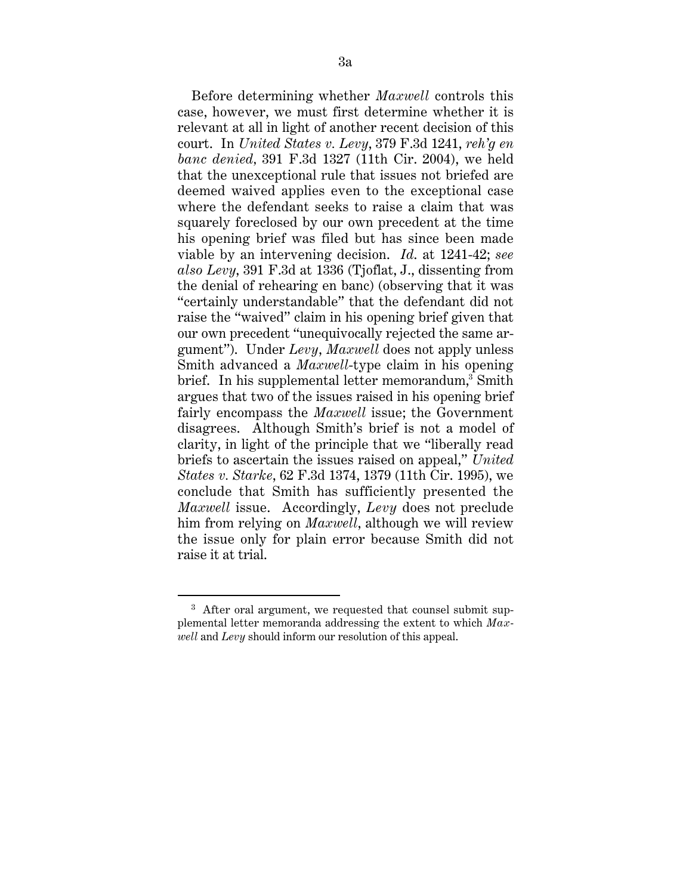Before determining whether *Maxwell* controls this case, however, we must first determine whether it is relevant at all in light of another recent decision of this court. In *United States v. Levy*, 379 F.3d 1241, *reh'g en banc denied*, 391 F.3d 1327 (11th Cir. 2004), we held that the unexceptional rule that issues not briefed are deemed waived applies even to the exceptional case where the defendant seeks to raise a claim that was squarely foreclosed by our own precedent at the time his opening brief was filed but has since been made viable by an intervening decision. *Id.* at 1241-42; *see also Levy*, 391 F.3d at 1336 (Tjoflat, J., dissenting from the denial of rehearing en banc) (observing that it was "certainly understandable" that the defendant did not raise the "waived" claim in his opening brief given that our own precedent "unequivocally rejected the same argument"). Under *Levy*, *Maxwell* does not apply unless Smith advanced a *Maxwell*-type claim in his opening brief. In his supplemental letter memorandum,[3] Smith argues that two of the issues raised in his opening brief fairly encompass the *Maxwell* issue; the Government disagrees. Although Smith's brief is not a model of clarity, in light of the principle that we "liberally read briefs to ascertain the issues raised on appeal," *United States v. Starke*, 62 F.3d 1374, 1379 (11th Cir. 1995), we conclude that Smith has sufficiently presented the *Maxwell* issue. Accordingly, *Levy* does not preclude him from relying on *Maxwell*, although we will review the issue only for plain error because Smith did not raise it at trial.

---

[3] After oral argument, we requested that counsel submit supplemental letter memoranda addressing the extent to which *Maxwell* and *Levy* should inform our resolution of this appeal.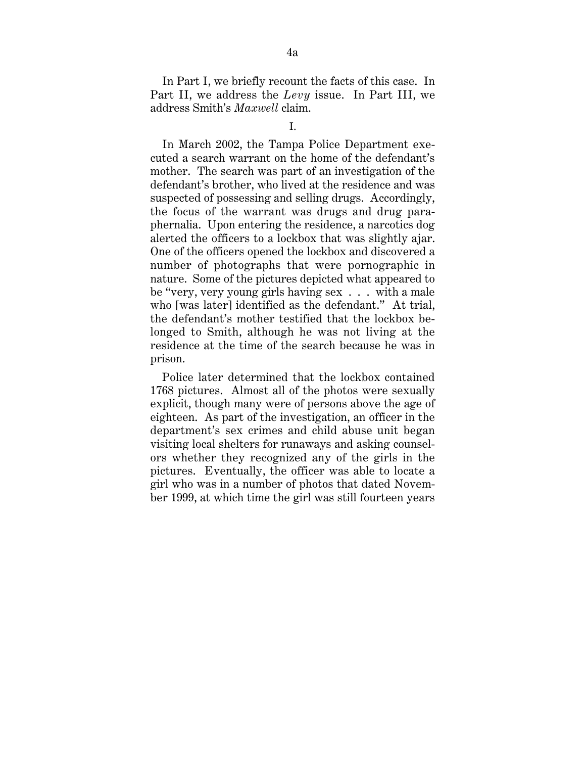In Part I, we briefly recount the facts of this case. In Part II, we address the *Levy* issue. In Part III, we address Smith's *Maxwell* claim.

I.

In March 2002, the Tampa Police Department executed a search warrant on the home of the defendant's mother. The search was part of an investigation of the defendant's brother, who lived at the residence and was suspected of possessing and selling drugs. Accordingly, the focus of the warrant was drugs and drug paraphernalia. Upon entering the residence, a narcotics dog alerted the officers to a lockbox that was slightly ajar. One of the officers opened the lockbox and discovered a number of photographs that were pornographic in nature. Some of the pictures depicted what appeared to be "very, very young girls having sex . . . with a male who [was later] identified as the defendant." At trial, the defendant's mother testified that the lockbox belonged to Smith, although he was not living at the residence at the time of the search because he was in prison.

Police later determined that the lockbox contained 1768 pictures. Almost all of the photos were sexually explicit, though many were of persons above the age of eighteen. As part of the investigation, an officer in the department's sex crimes and child abuse unit began visiting local shelters for runaways and asking counselors whether they recognized any of the girls in the pictures. Eventually, the officer was able to locate a girl who was in a number of photos that dated November 1999, at which time the girl was still fourteen years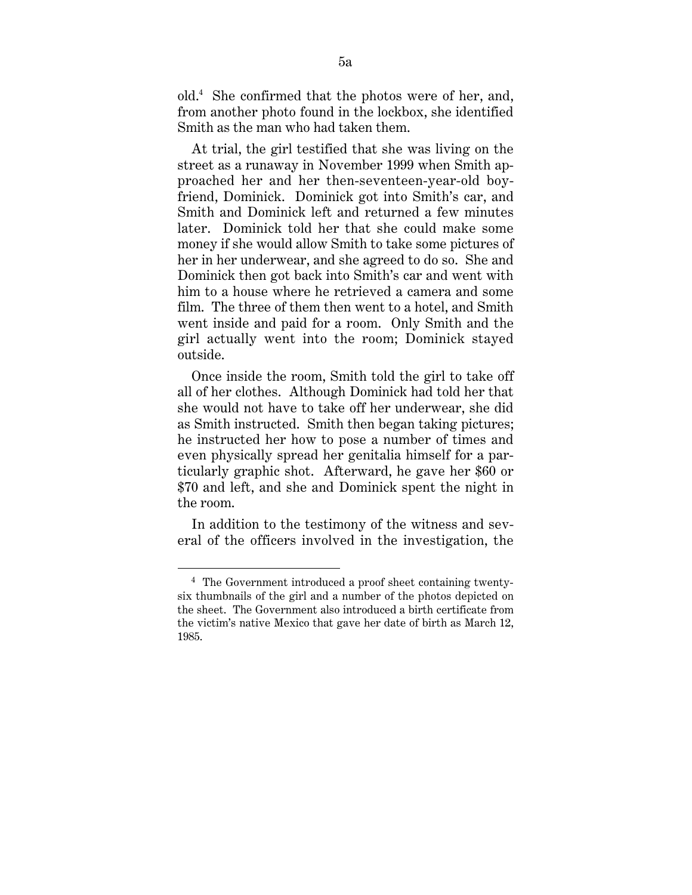old.[4] She confirmed that the photos were of her, and, from another photo found in the lockbox, she identified Smith as the man who had taken them.

At trial, the girl testified that she was living on the street as a runaway in November 1999 when Smith approached her and her then-seventeen-year-old boyfriend, Dominick. Dominick got into Smith's car, and Smith and Dominick left and returned a few minutes later. Dominick told her that she could make some money if she would allow Smith to take some pictures of her in her underwear, and she agreed to do so. She and Dominick then got back into Smith's car and went with him to a house where he retrieved a camera and some film. The three of them then went to a hotel, and Smith went inside and paid for a room. Only Smith and the girl actually went into the room; Dominick stayed outside.

Once inside the room, Smith told the girl to take off all of her clothes. Although Dominick had told her that she would not have to take off her underwear, she did as Smith instructed. Smith then began taking pictures; he instructed her how to pose a number of times and even physically spread her genitalia himself for a particularly graphic shot. Afterward, he gave her \$60 or \$70 and left, and she and Dominick spent the night in the room.

In addition to the testimony of the witness and several of the officers involved in the investigation, the

---

[4] The Government introduced a proof sheet containing twenty-six thumbnails of the girl and a number of the photos depicted on the sheet. The Government also introduced a birth certificate from the victim's native Mexico that gave her date of birth as March 12, 1985.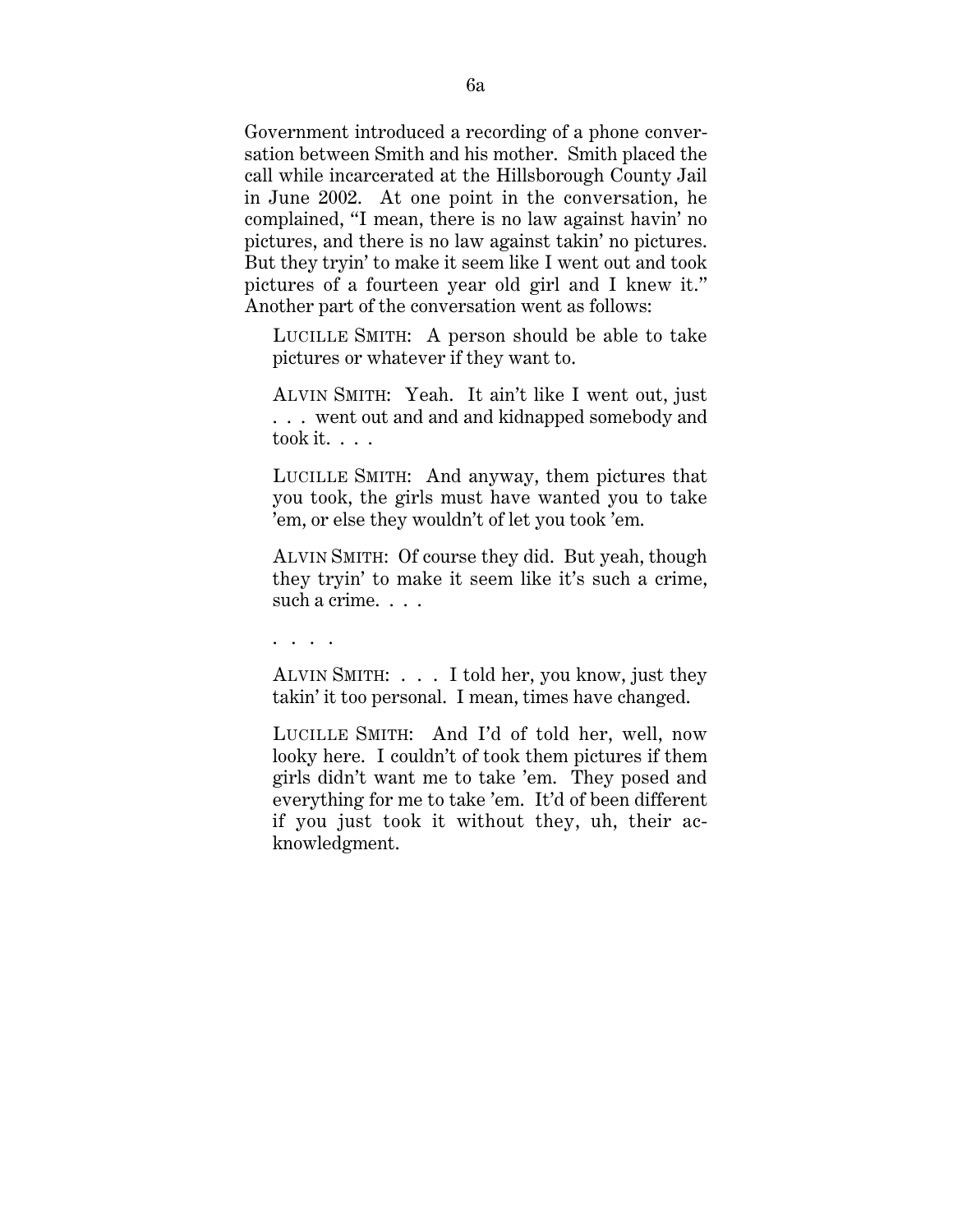Government introduced a recording of a phone conversation between Smith and his mother. Smith placed the call while incarcerated at the Hillsborough County Jail in June 2002. At one point in the conversation, he complained, "I mean, there is no law against havin' no pictures, and there is no law against takin' no pictures. But they tryin' to make it seem like I went out and took pictures of a fourteen year old girl and I knew it." Another part of the conversation went as follows:

> LUCILLE SMITH: A person should be able to take pictures or whatever if they want to.
>
> ALVIN SMITH: Yeah. It ain't like I went out, just . . . went out and and and kidnapped somebody and took it. . . .
>
> LUCILLE SMITH: And anyway, them pictures that you took, the girls must have wanted you to take 'em, or else they wouldn't of let you took 'em.
>
> ALVIN SMITH: Of course they did. But yeah, though they tryin' to make it seem like it's such a crime, such a crime. . . .
>
> . . . .
>
> ALVIN SMITH: . . . I told her, you know, just they takin' it too personal. I mean, times have changed.
>
> LUCILLE SMITH: And I'd of told her, well, now looky here. I couldn't of took them pictures if them girls didn't want me to take 'em. They posed and everything for me to take 'em. It'd of been different if you just took it without they, uh, their acknowledgment.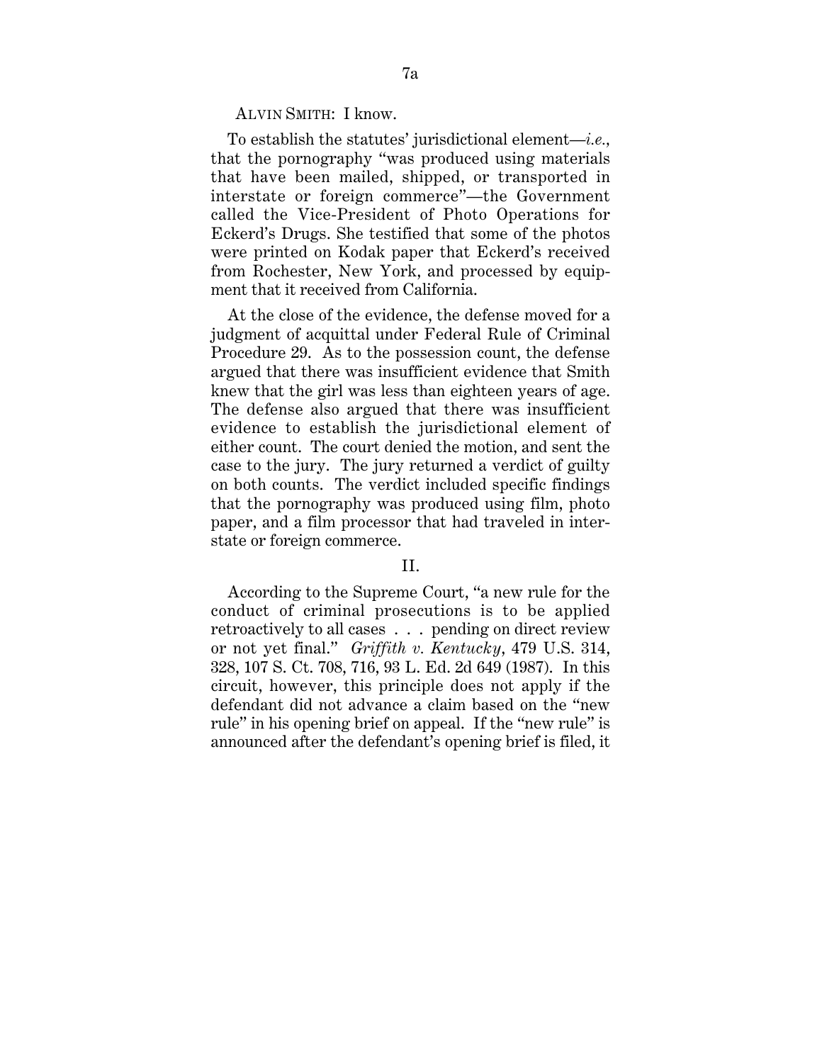ALVIN SMITH: I know.

To establish the statutes' jurisdictional element—*i.e.*, that the pornography "was produced using materials that have been mailed, shipped, or transported in interstate or foreign commerce"—the Government called the Vice-President of Photo Operations for Eckerd's Drugs. She testified that some of the photos were printed on Kodak paper that Eckerd's received from Rochester, New York, and processed by equipment that it received from California.

At the close of the evidence, the defense moved for a judgment of acquittal under Federal Rule of Criminal Procedure 29. As to the possession count, the defense argued that there was insufficient evidence that Smith knew that the girl was less than eighteen years of age. The defense also argued that there was insufficient evidence to establish the jurisdictional element of either count. The court denied the motion, and sent the case to the jury. The jury returned a verdict of guilty on both counts. The verdict included specific findings that the pornography was produced using film, photo paper, and a film processor that had traveled in interstate or foreign commerce.

II.

According to the Supreme Court, "a new rule for the conduct of criminal prosecutions is to be applied retroactively to all cases . . . pending on direct review or not yet final." *Griffith v. Kentucky*, 479 U.S. 314, 328, 107 S. Ct. 708, 716, 93 L. Ed. 2d 649 (1987). In this circuit, however, this principle does not apply if the defendant did not advance a claim based on the "new rule" in his opening brief on appeal. If the "new rule" is announced after the defendant's opening brief is filed, it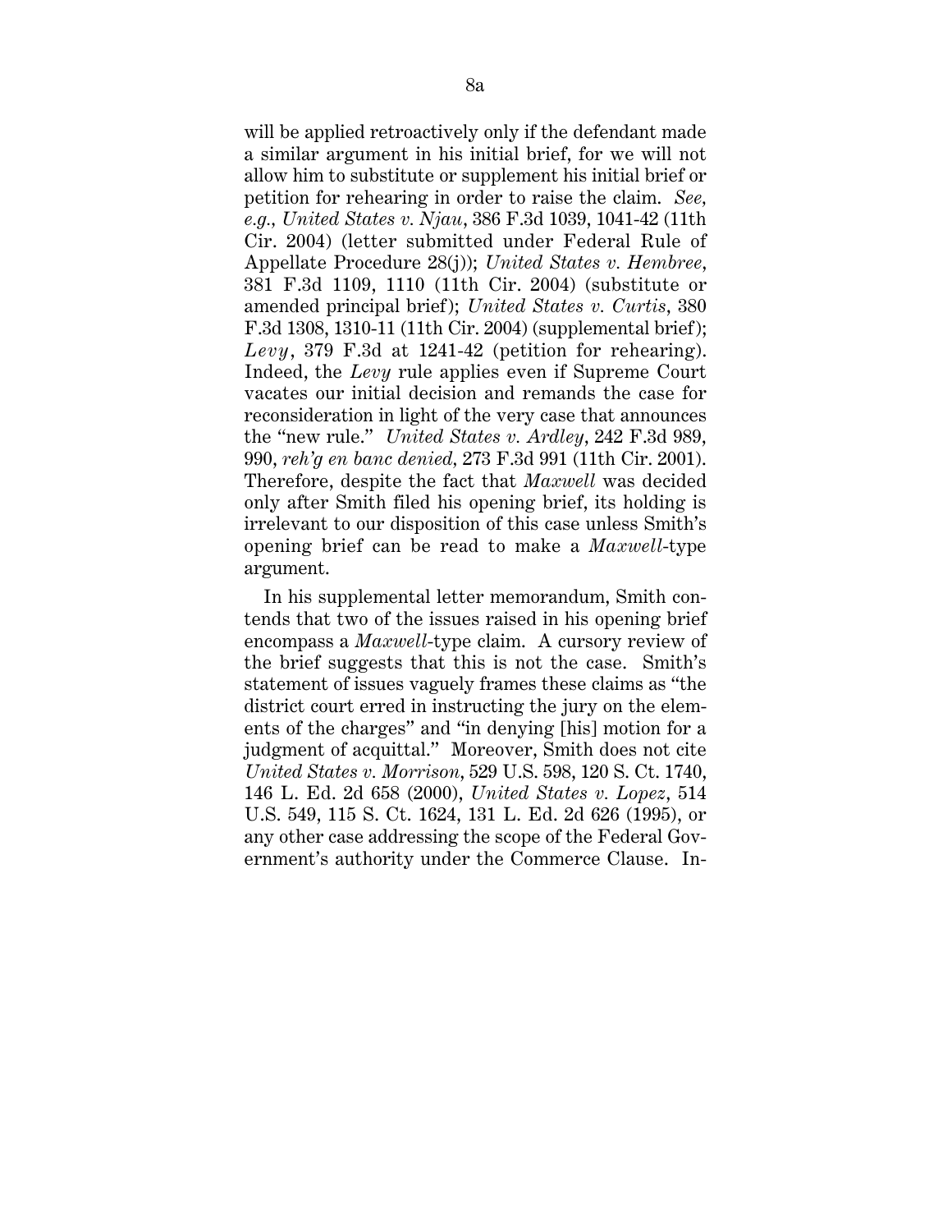will be applied retroactively only if the defendant made a similar argument in his initial brief, for we will not allow him to substitute or supplement his initial brief or petition for rehearing in order to raise the claim. *See, e.g., United States v. Njau*, 386 F.3d 1039, 1041-42 (11th Cir. 2004) (letter submitted under Federal Rule of Appellate Procedure 28(j)); *United States v. Hembree*, 381 F.3d 1109, 1110 (11th Cir. 2004) (substitute or amended principal brief); *United States v. Curtis*, 380 F.3d 1308, 1310-11 (11th Cir. 2004) (supplemental brief); *Levy*, 379 F.3d at 1241-42 (petition for rehearing). Indeed, the *Levy* rule applies even if Supreme Court vacates our initial decision and remands the case for reconsideration in light of the very case that announces the "new rule." *United States v. Ardley*, 242 F.3d 989, 990, *reh'g en banc denied*, 273 F.3d 991 (11th Cir. 2001). Therefore, despite the fact that *Maxwell* was decided only after Smith filed his opening brief, its holding is irrelevant to our disposition of this case unless Smith's opening brief can be read to make a *Maxwell*-type argument.

In his supplemental letter memorandum, Smith contends that two of the issues raised in his opening brief encompass a *Maxwell*-type claim. A cursory review of the brief suggests that this is not the case. Smith's statement of issues vaguely frames these claims as "the district court erred in instructing the jury on the elements of the charges" and "in denying [his] motion for a judgment of acquittal." Moreover, Smith does not cite *United States v. Morrison*, 529 U.S. 598, 120 S. Ct. 1740, 146 L. Ed. 2d 658 (2000), *United States v. Lopez*, 514 U.S. 549, 115 S. Ct. 1624, 131 L. Ed. 2d 626 (1995), or any other case addressing the scope of the Federal Government's authority under the Commerce Clause. In-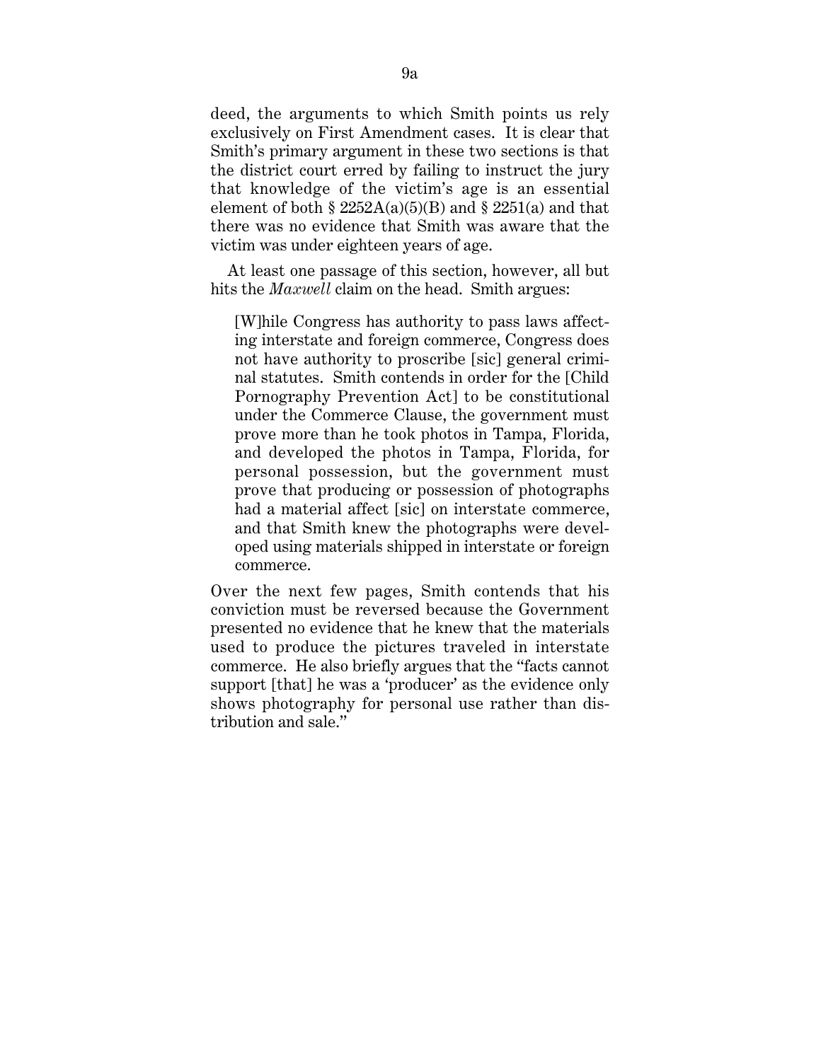deed, the arguments to which Smith points us rely exclusively on First Amendment cases. It is clear that Smith's primary argument in these two sections is that the district court erred by failing to instruct the jury that knowledge of the victim's age is an essential element of both § 2252A(a)(5)(B) and § 2251(a) and that there was no evidence that Smith was aware that the victim was under eighteen years of age.

At least one passage of this section, however, all but hits the *Maxwell* claim on the head. Smith argues:

> [W]hile Congress has authority to pass laws affecting interstate and foreign commerce, Congress does not have authority to proscribe [sic] general criminal statutes. Smith contends in order for the [Child Pornography Prevention Act] to be constitutional under the Commerce Clause, the government must prove more than he took photos in Tampa, Florida, and developed the photos in Tampa, Florida, for personal possession, but the government must prove that producing or possession of photographs had a material affect [sic] on interstate commerce, and that Smith knew the photographs were developed using materials shipped in interstate or foreign commerce.

Over the next few pages, Smith contends that his conviction must be reversed because the Government presented no evidence that he knew that the materials used to produce the pictures traveled in interstate commerce. He also briefly argues that the "facts cannot support [that] he was a 'producer' as the evidence only shows photography for personal use rather than distribution and sale."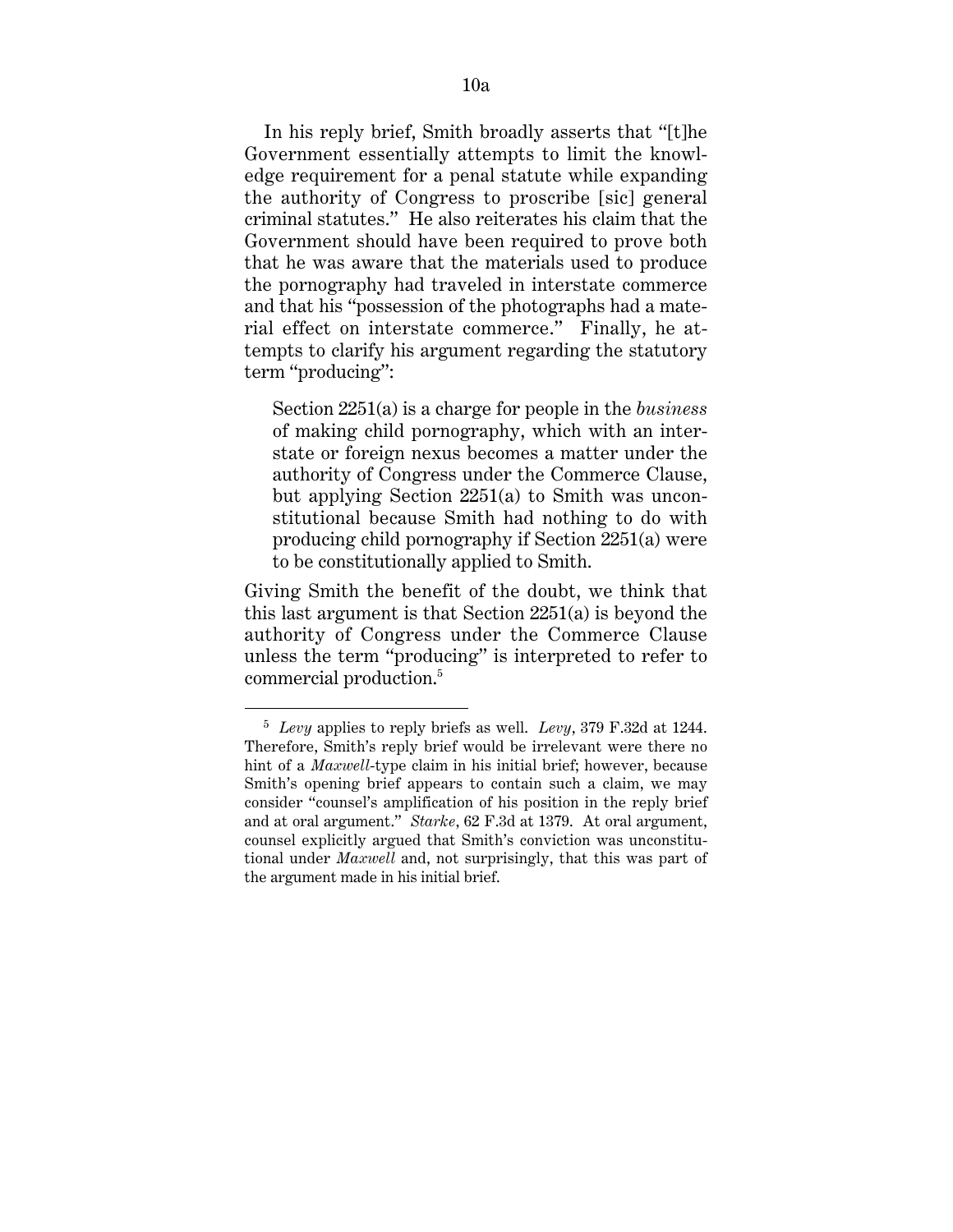In his reply brief, Smith broadly asserts that "[t]he Government essentially attempts to limit the knowledge requirement for a penal statute while expanding the authority of Congress to proscribe [sic] general criminal statutes." He also reiterates his claim that the Government should have been required to prove both that he was aware that the materials used to produce the pornography had traveled in interstate commerce and that his "possession of the photographs had a material effect on interstate commerce." Finally, he attempts to clarify his argument regarding the statutory term "producing":

> Section 2251(a) is a charge for people in the *business* of making child pornography, which with an interstate or foreign nexus becomes a matter under the authority of Congress under the Commerce Clause, but applying Section 2251(a) to Smith was unconstitutional because Smith had nothing to do with producing child pornography if Section 2251(a) were to be constitutionally applied to Smith.

Giving Smith the benefit of the doubt, we think that this last argument is that Section 2251(a) is beyond the authority of Congress under the Commerce Clause unless the term "producing" is interpreted to refer to commercial production.[5]

---

[5] *Levy* applies to reply briefs as well. *Levy*, 379 F.32d at 1244. Therefore, Smith's reply brief would be irrelevant were there no hint of a *Maxwell*-type claim in his initial brief; however, because Smith's opening brief appears to contain such a claim, we may consider "counsel's amplification of his position in the reply brief and at oral argument." *Starke*, 62 F.3d at 1379. At oral argument, counsel explicitly argued that Smith's conviction was unconstitutional under *Maxwell* and, not surprisingly, that this was part of the argument made in his initial brief.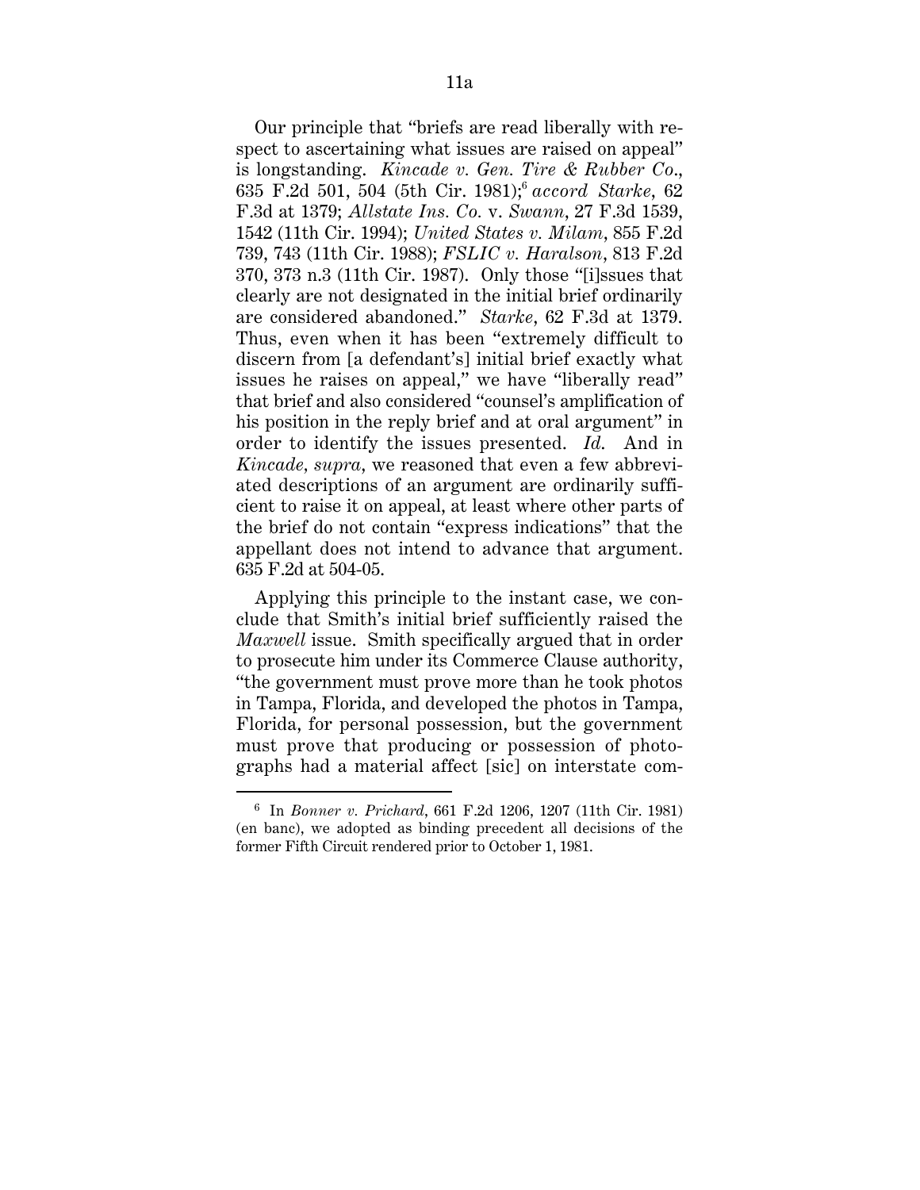Our principle that "briefs are read liberally with respect to ascertaining what issues are raised on appeal" is longstanding. *Kincade v. Gen. Tire & Rubber Co.*, 635 F.2d 501, 504 (5th Cir. 1981);[6] *accord Starke*, 62 F.3d at 1379; *Allstate Ins. Co.* v. *Swann*, 27 F.3d 1539, 1542 (11th Cir. 1994); *United States v. Milam*, 855 F.2d 739, 743 (11th Cir. 1988); *FSLIC v. Haralson*, 813 F.2d 370, 373 n.3 (11th Cir. 1987). Only those "[i]ssues that clearly are not designated in the initial brief ordinarily are considered abandoned." *Starke*, 62 F.3d at 1379. Thus, even when it has been "extremely difficult to discern from [a defendant's] initial brief exactly what issues he raises on appeal," we have "liberally read" that brief and also considered "counsel's amplification of his position in the reply brief and at oral argument" in order to identify the issues presented. *Id.* And in *Kincade, supra*, we reasoned that even a few abbreviated descriptions of an argument are ordinarily sufficient to raise it on appeal, at least where other parts of the brief do not contain "express indications" that the appellant does not intend to advance that argument. 635 F.2d at 504-05.

Applying this principle to the instant case, we conclude that Smith's initial brief sufficiently raised the *Maxwell* issue. Smith specifically argued that in order to prosecute him under its Commerce Clause authority, "the government must prove more than he took photos in Tampa, Florida, and developed the photos in Tampa, Florida, for personal possession, but the government must prove that producing or possession of photographs had a material affect [sic] on interstate com-

---

[6] In *Bonner v. Prichard*, 661 F.2d 1206, 1207 (11th Cir. 1981) (en banc), we adopted as binding precedent all decisions of the former Fifth Circuit rendered prior to October 1, 1981.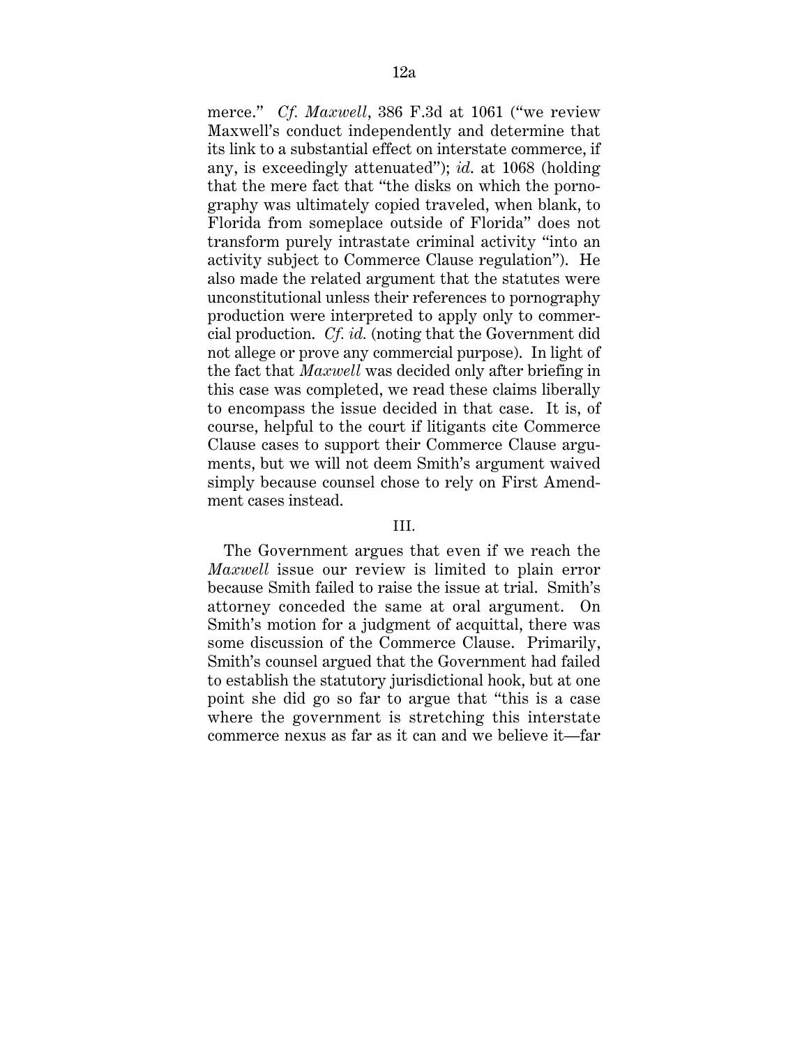merce." *Cf. Maxwell*, 386 F.3d at 1061 ("we review Maxwell's conduct independently and determine that its link to a substantial effect on interstate commerce, if any, is exceedingly attenuated"); *id.* at 1068 (holding that the mere fact that "the disks on which the pornography was ultimately copied traveled, when blank, to Florida from someplace outside of Florida" does not transform purely intrastate criminal activity "into an activity subject to Commerce Clause regulation"). He also made the related argument that the statutes were unconstitutional unless their references to pornography production were interpreted to apply only to commercial production. *Cf. id.* (noting that the Government did not allege or prove any commercial purpose). In light of the fact that *Maxwell* was decided only after briefing in this case was completed, we read these claims liberally to encompass the issue decided in that case. It is, of course, helpful to the court if litigants cite Commerce Clause cases to support their Commerce Clause arguments, but we will not deem Smith's argument waived simply because counsel chose to rely on First Amendment cases instead.

## III.

The Government argues that even if we reach the *Maxwell* issue our review is limited to plain error because Smith failed to raise the issue at trial. Smith's attorney conceded the same at oral argument. On Smith's motion for a judgment of acquittal, there was some discussion of the Commerce Clause. Primarily, Smith's counsel argued that the Government had failed to establish the statutory jurisdictional hook, but at one point she did go so far to argue that "this is a case where the government is stretching this interstate commerce nexus as far as it can and we believe it—far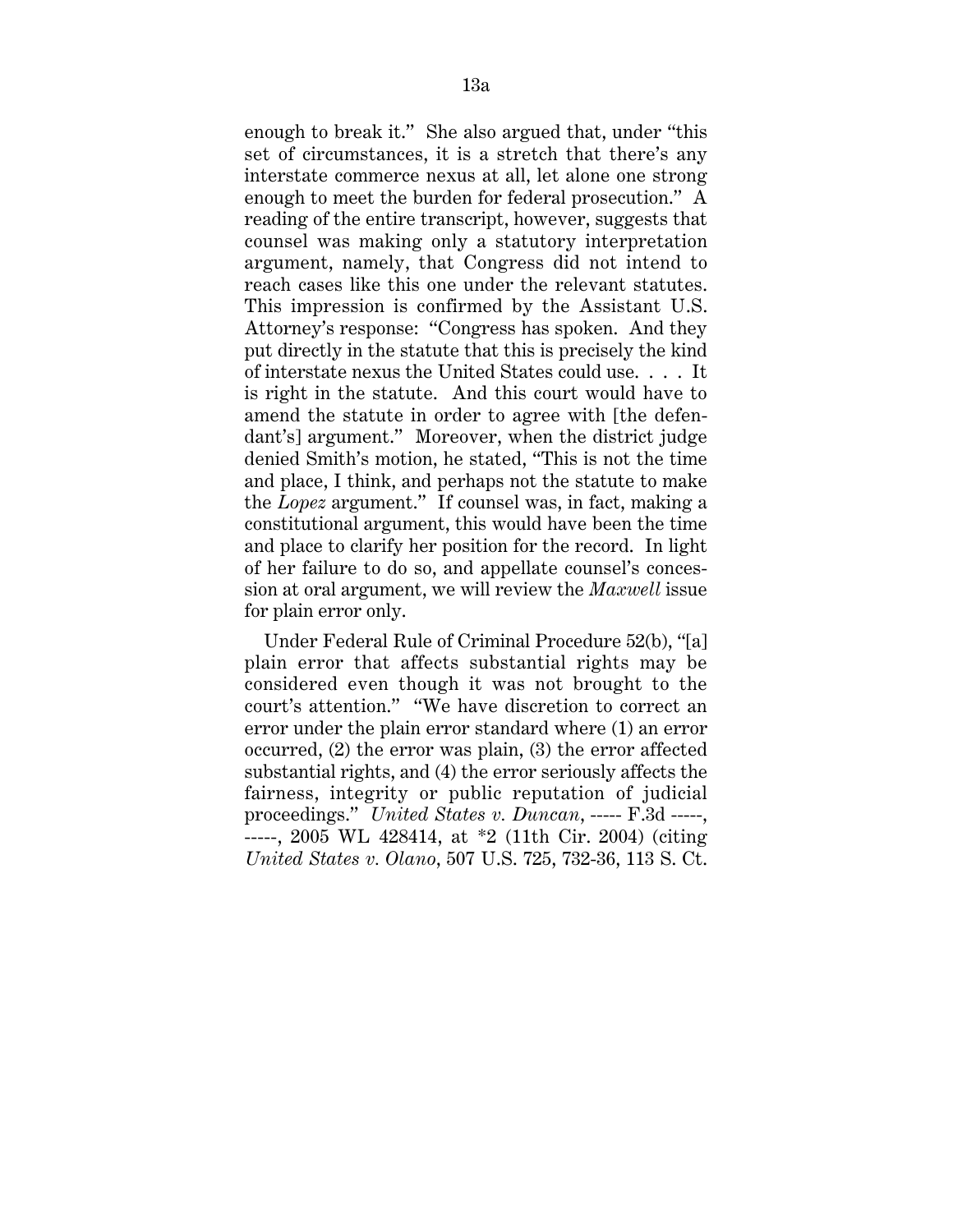enough to break it." She also argued that, under "this set of circumstances, it is a stretch that there's any interstate commerce nexus at all, let alone one strong enough to meet the burden for federal prosecution." A reading of the entire transcript, however, suggests that counsel was making only a statutory interpretation argument, namely, that Congress did not intend to reach cases like this one under the relevant statutes. This impression is confirmed by the Assistant U.S. Attorney's response: "Congress has spoken. And they put directly in the statute that this is precisely the kind of interstate nexus the United States could use. . . . It is right in the statute. And this court would have to amend the statute in order to agree with [the defendant's] argument." Moreover, when the district judge denied Smith's motion, he stated, "This is not the time and place, I think, and perhaps not the statute to make the *Lopez* argument." If counsel was, in fact, making a constitutional argument, this would have been the time and place to clarify her position for the record. In light of her failure to do so, and appellate counsel's concession at oral argument, we will review the *Maxwell* issue for plain error only.

Under Federal Rule of Criminal Procedure 52(b), "[a] plain error that affects substantial rights may be considered even though it was not brought to the court's attention." "We have discretion to correct an error under the plain error standard where (1) an error occurred, (2) the error was plain, (3) the error affected substantial rights, and (4) the error seriously affects the fairness, integrity or public reputation of judicial proceedings." *United States v. Duncan*, ----- F.3d -----, -----, 2005 WL 428414, at *2 (11th Cir. 2004) (citing *United States v. Olano*, 507 U.S. 725, 732-36, 113 S. Ct.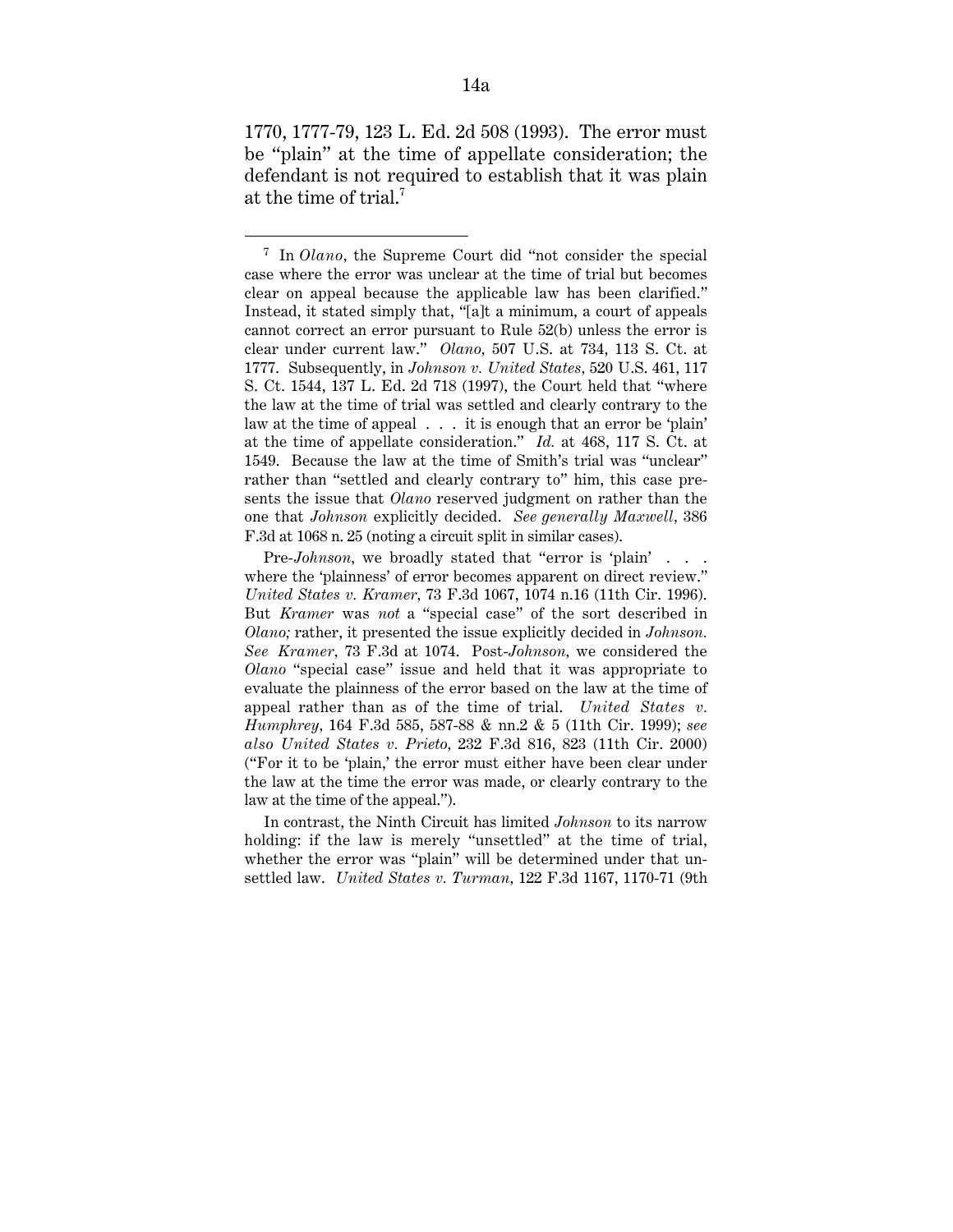1770, 1777-79, 123 L. Ed. 2d 508 (1993). The error must be "plain" at the time of appellate consideration; the defendant is not required to establish that it was plain at the time of trial.[7]

---

[7] In *Olano*, the Supreme Court did "not consider the special case where the error was unclear at the time of trial but becomes clear on appeal because the applicable law has been clarified." Instead, it stated simply that, "[a]t a minimum, a court of appeals cannot correct an error pursuant to Rule 52(b) unless the error is clear under current law." *Olano*, 507 U.S. at 734, 113 S. Ct. at 1777. Subsequently, in *Johnson v. United States*, 520 U.S. 461, 117 S. Ct. 1544, 137 L. Ed. 2d 718 (1997), the Court held that "where the law at the time of trial was settled and clearly contrary to the law at the time of appeal . . . it is enough that an error be 'plain' at the time of appellate consideration." *Id.* at 468, 117 S. Ct. at 1549. Because the law at the time of Smith's trial was "unclear" rather than "settled and clearly contrary to" him, this case presents the issue that *Olano* reserved judgment on rather than the one that *Johnson* explicitly decided. *See generally Maxwell*, 386 F.3d at 1068 n. 25 (noting a circuit split in similar cases).

Pre-*Johnson*, we broadly stated that "error is 'plain' . . . where the 'plainness' of error becomes apparent on direct review." *United States v. Kramer*, 73 F.3d 1067, 1074 n.16 (11th Cir. 1996). But *Kramer* was *not* a "special case" of the sort described in *Olano;* rather, it presented the issue explicitly decided in *Johnson. See Kramer*, 73 F.3d at 1074. Post-*Johnson*, we considered the *Olano* "special case" issue and held that it was appropriate to evaluate the plainness of the error based on the law at the time of appeal rather than as of the time of trial. *United States v. Humphrey*, 164 F.3d 585, 587-88 & nn.2 & 5 (11th Cir. 1999); *see also United States v. Prieto*, 232 F.3d 816, 823 (11th Cir. 2000) ("For it to be 'plain,' the error must either have been clear under the law at the time the error was made, or clearly contrary to the law at the time of the appeal.").

In contrast, the Ninth Circuit has limited *Johnson* to its narrow holding: if the law is merely "unsettled" at the time of trial, whether the error was "plain" will be determined under that unsettled law. *United States v. Turman*, 122 F.3d 1167, 1170-71 (9th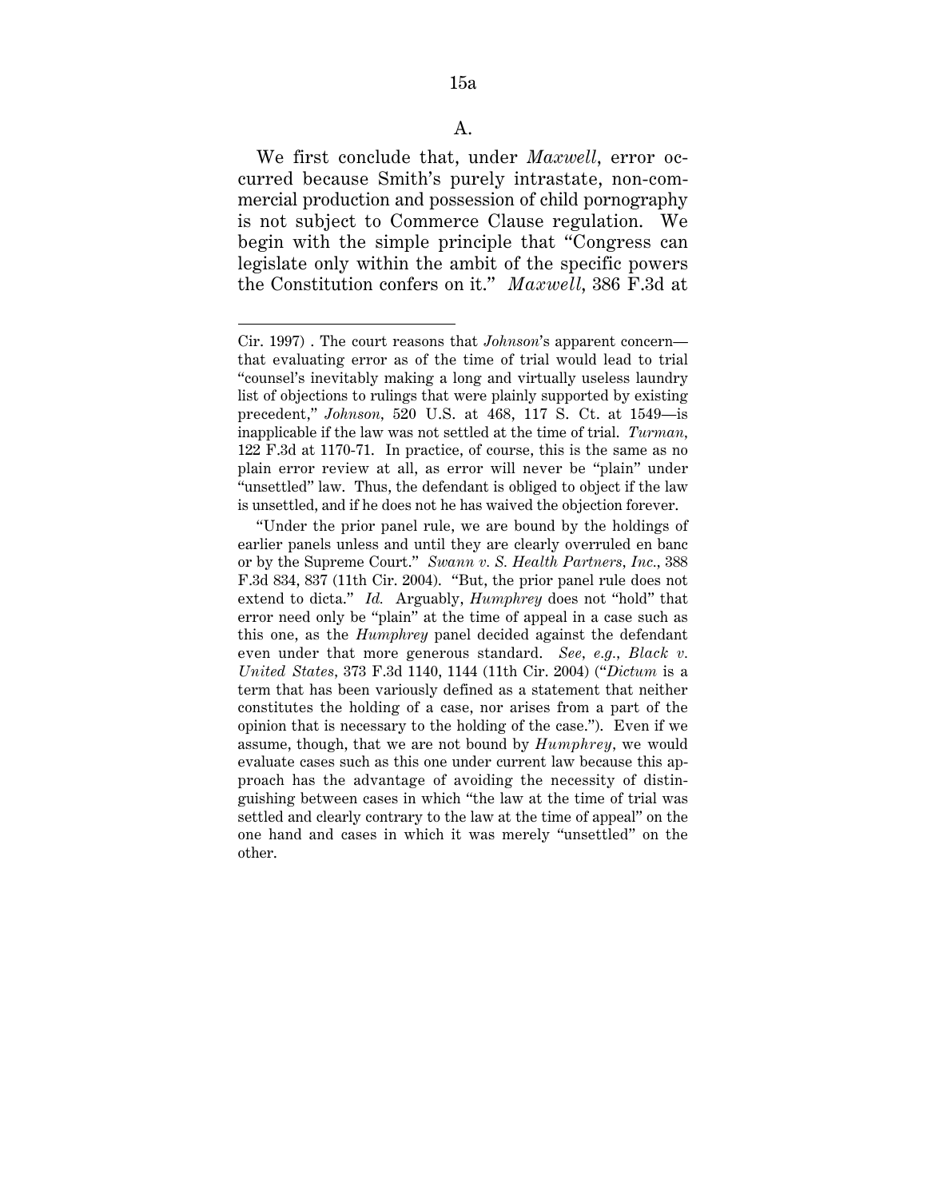### A.

We first conclude that, under *Maxwell*, error occurred because Smith's purely intrastate, non-commercial production and possession of child pornography is not subject to Commerce Clause regulation. We begin with the simple principle that "Congress can legislate only within the ambit of the specific powers the Constitution confers on it." *Maxwell*, 386 F.3d at

---

Cir. 1997) . The court reasons that *Johnson*'s apparent concern—that evaluating error as of the time of trial would lead to trial "counsel's inevitably making a long and virtually useless laundry list of objections to rulings that were plainly supported by existing precedent," *Johnson*, 520 U.S. at 468, 117 S. Ct. at 1549—is inapplicable if the law was not settled at the time of trial. *Turman*, 122 F.3d at 1170-71. In practice, of course, this is the same as no plain error review at all, as error will never be "plain" under "unsettled" law. Thus, the defendant is obliged to object if the law is unsettled, and if he does not he has waived the objection forever.

"Under the prior panel rule, we are bound by the holdings of earlier panels unless and until they are clearly overruled en banc or by the Supreme Court." *Swann v. S. Health Partners, Inc.*, 388 F.3d 834, 837 (11th Cir. 2004). "But, the prior panel rule does not extend to dicta." *Id.* Arguably, *Humphrey* does not "hold" that error need only be "plain" at the time of appeal in a case such as this one, as the *Humphrey* panel decided against the defendant even under that more generous standard. *See, e.g.*, *Black v. United States*, 373 F.3d 1140, 1144 (11th Cir. 2004) ("*Dictum* is a term that has been variously defined as a statement that neither constitutes the holding of a case, nor arises from a part of the opinion that is necessary to the holding of the case."). Even if we assume, though, that we are not bound by *Humphrey*, we would evaluate cases such as this one under current law because this approach has the advantage of avoiding the necessity of distinguishing between cases in which "the law at the time of trial was settled and clearly contrary to the law at the time of appeal" on the one hand and cases in which it was merely "unsettled" on the other.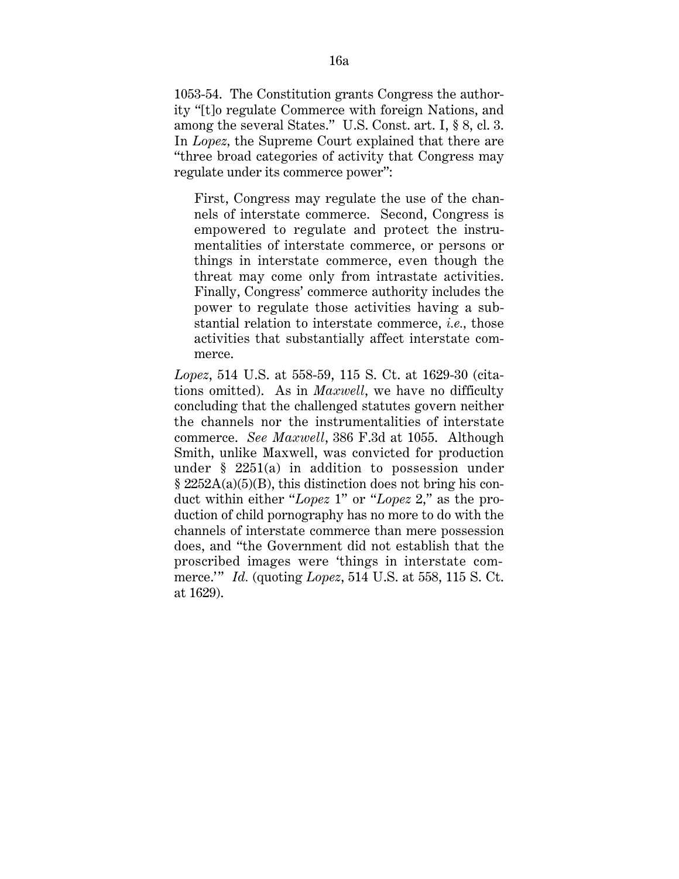1053-54. The Constitution grants Congress the authority "[t]o regulate Commerce with foreign Nations, and among the several States." U.S. Const. art. I, § 8, cl. 3. In *Lopez*, the Supreme Court explained that there are "three broad categories of activity that Congress may regulate under its commerce power":

> First, Congress may regulate the use of the channels of interstate commerce. Second, Congress is empowered to regulate and protect the instrumentalities of interstate commerce, or persons or things in interstate commerce, even though the threat may come only from intrastate activities. Finally, Congress' commerce authority includes the power to regulate those activities having a substantial relation to interstate commerce, *i.e.*, those activities that substantially affect interstate commerce.

*Lopez*, 514 U.S. at 558-59, 115 S. Ct. at 1629-30 (citations omitted). As in *Maxwell*, we have no difficulty concluding that the challenged statutes govern neither the channels nor the instrumentalities of interstate commerce. *See Maxwell*, 386 F.3d at 1055. Although Smith, unlike Maxwell, was convicted for production under § 2251(a) in addition to possession under § 2252A(a)(5)(B), this distinction does not bring his conduct within either "*Lopez* 1" or "*Lopez* 2," as the production of child pornography has no more to do with the channels of interstate commerce than mere possession does, and "the Government did not establish that the proscribed images were 'things in interstate commerce.'" *Id.* (quoting *Lopez*, 514 U.S. at 558, 115 S. Ct. at 1629).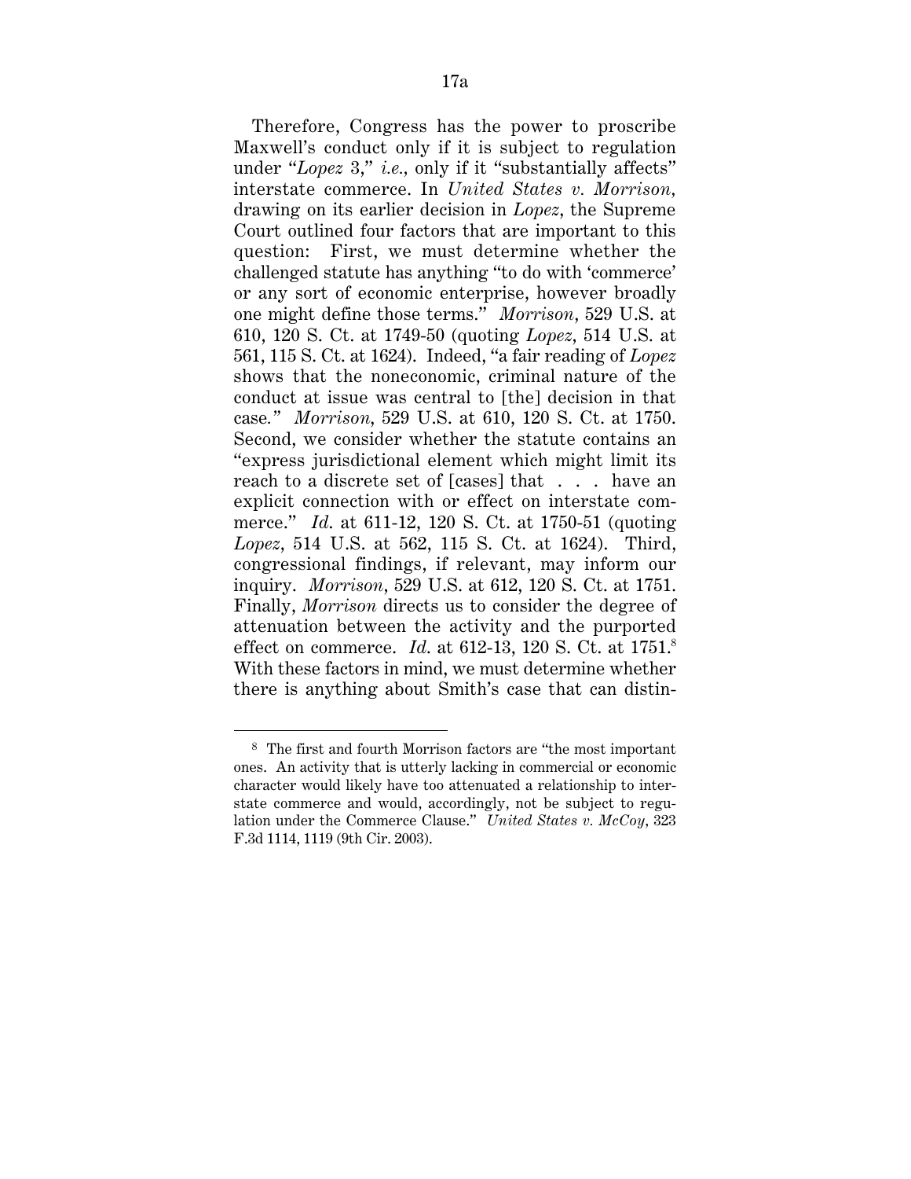Therefore, Congress has the power to proscribe Maxwell's conduct only if it is subject to regulation under "*Lopez* 3," *i.e.*, only if it "substantially affects" interstate commerce. In *United States v. Morrison*, drawing on its earlier decision in *Lopez*, the Supreme Court outlined four factors that are important to this question: First, we must determine whether the challenged statute has anything "to do with 'commerce' or any sort of economic enterprise, however broadly one might define those terms." *Morrison*, 529 U.S. at 610, 120 S. Ct. at 1749-50 (quoting *Lopez*, 514 U.S. at 561, 115 S. Ct. at 1624). Indeed, "a fair reading of *Lopez* shows that the noneconomic, criminal nature of the conduct at issue was central to [the] decision in that case." *Morrison*, 529 U.S. at 610, 120 S. Ct. at 1750. Second, we consider whether the statute contains an "express jurisdictional element which might limit its reach to a discrete set of [cases] that . . . have an explicit connection with or effect on interstate commerce." *Id.* at 611-12, 120 S. Ct. at 1750-51 (quoting *Lopez*, 514 U.S. at 562, 115 S. Ct. at 1624). Third, congressional findings, if relevant, may inform our inquiry. *Morrison*, 529 U.S. at 612, 120 S. Ct. at 1751. Finally, *Morrison* directs us to consider the degree of attenuation between the activity and the purported effect on commerce. *Id.* at 612-13, 120 S. Ct. at 1751.[8] With these factors in mind, we must determine whether there is anything about Smith's case that can distin-

---

[8] The first and fourth Morrison factors are "the most important ones. An activity that is utterly lacking in commercial or economic character would likely have too attenuated a relationship to interstate commerce and would, accordingly, not be subject to regulation under the Commerce Clause." *United States v. McCoy*, 323 F.3d 1114, 1119 (9th Cir. 2003).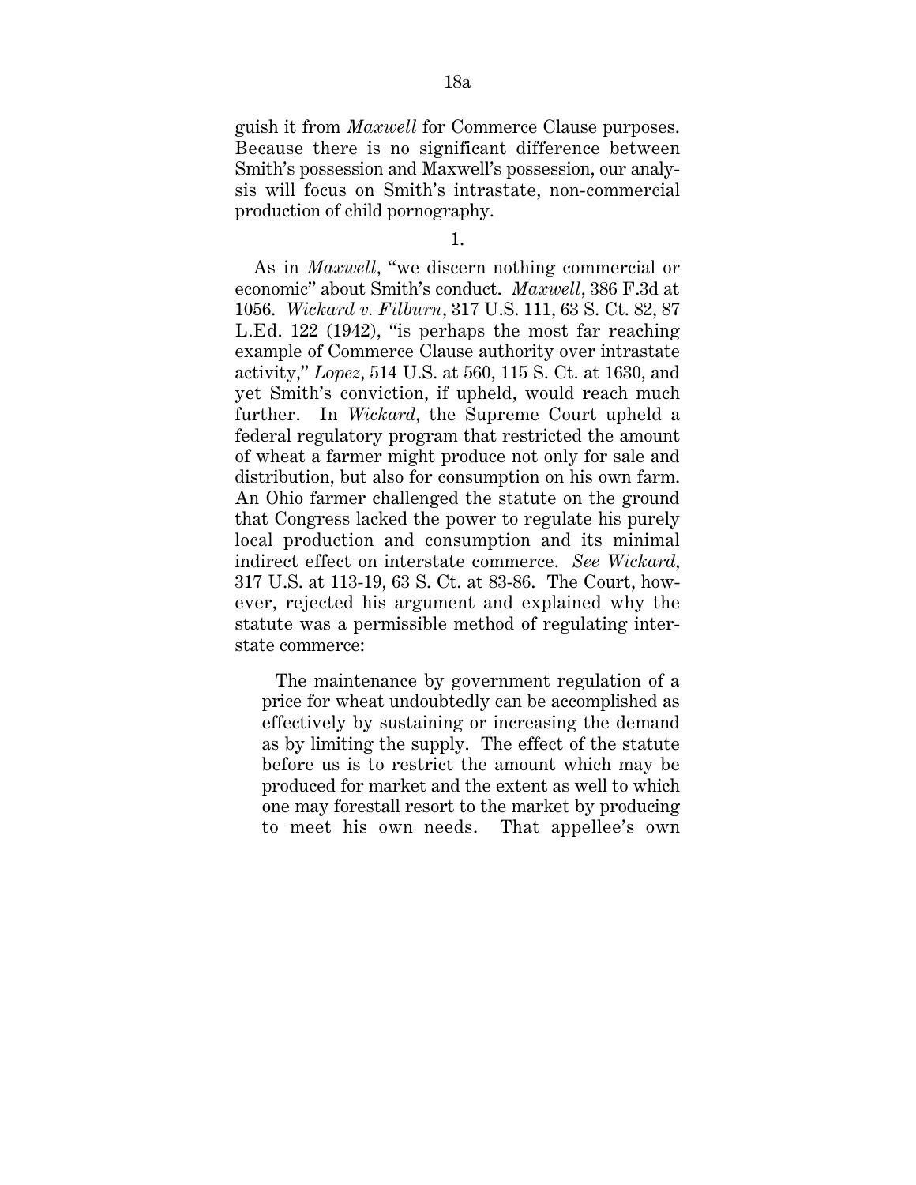guish it from *Maxwell* for Commerce Clause purposes. Because there is no significant difference between Smith's possession and Maxwell's possession, our analysis will focus on Smith's intrastate, non-commercial production of child pornography.

1.

As in *Maxwell*, "we discern nothing commercial or economic" about Smith's conduct. *Maxwell*, 386 F.3d at 1056. *Wickard v. Filburn*, 317 U.S. 111, 63 S. Ct. 82, 87 L.Ed. 122 (1942), "is perhaps the most far reaching example of Commerce Clause authority over intrastate activity," *Lopez*, 514 U.S. at 560, 115 S. Ct. at 1630, and yet Smith's conviction, if upheld, would reach much further. In *Wickard*, the Supreme Court upheld a federal regulatory program that restricted the amount of wheat a farmer might produce not only for sale and distribution, but also for consumption on his own farm. An Ohio farmer challenged the statute on the ground that Congress lacked the power to regulate his purely local production and consumption and its minimal indirect effect on interstate commerce. *See Wickard*, 317 U.S. at 113-19, 63 S. Ct. at 83-86. The Court, however, rejected his argument and explained why the statute was a permissible method of regulating interstate commerce:

> The maintenance by government regulation of a price for wheat undoubtedly can be accomplished as effectively by sustaining or increasing the demand as by limiting the supply. The effect of the statute before us is to restrict the amount which may be produced for market and the extent as well to which one may forestall resort to the market by producing to meet his own needs. That appellee's own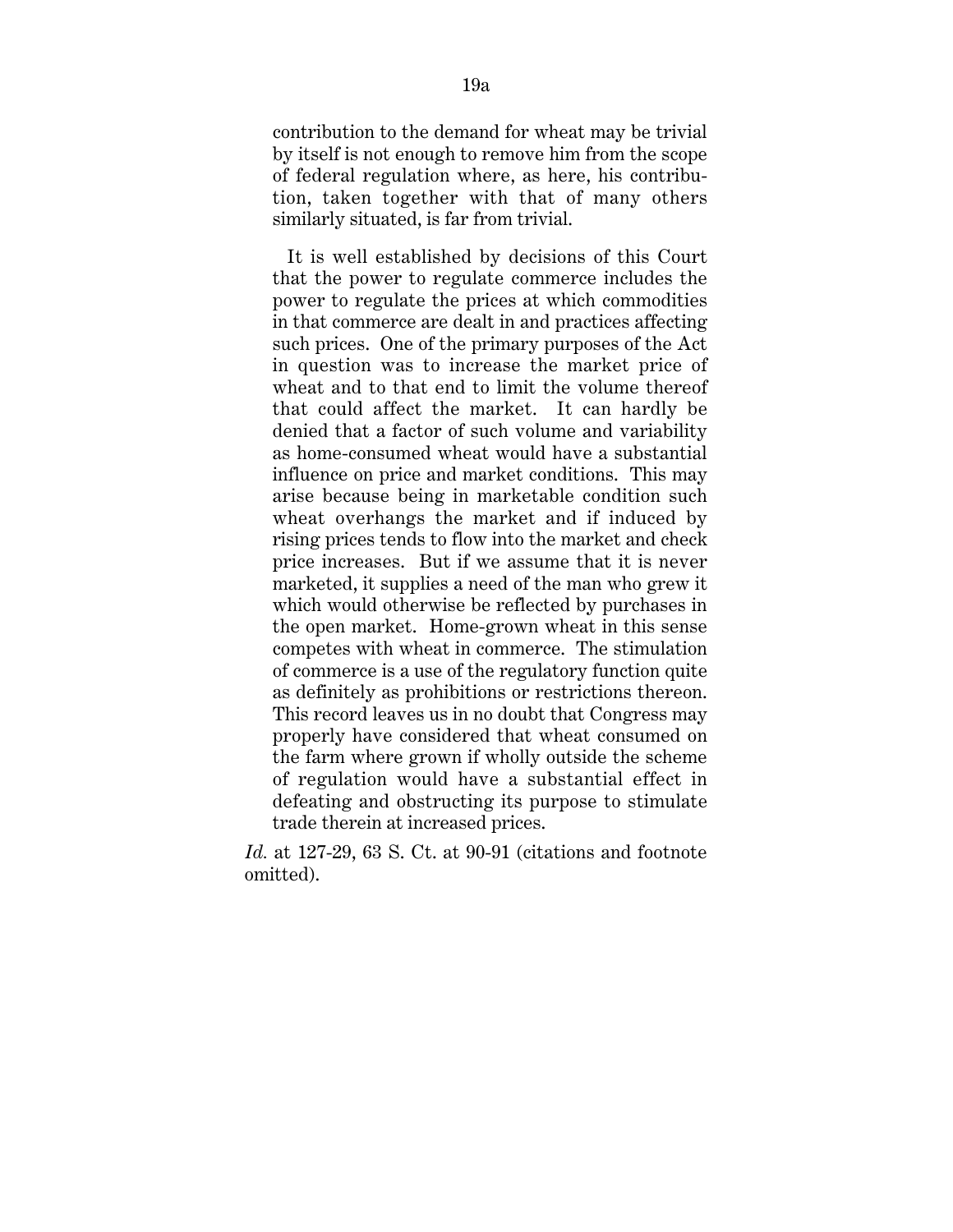> contribution to the demand for wheat may be trivial by itself is not enough to remove him from the scope of federal regulation where, as here, his contribution, taken together with that of many others similarly situated, is far from trivial.
>
> It is well established by decisions of this Court that the power to regulate commerce includes the power to regulate the prices at which commodities in that commerce are dealt in and practices affecting such prices. One of the primary purposes of the Act in question was to increase the market price of wheat and to that end to limit the volume thereof that could affect the market. It can hardly be denied that a factor of such volume and variability as home-consumed wheat would have a substantial influence on price and market conditions. This may arise because being in marketable condition such wheat overhangs the market and if induced by rising prices tends to flow into the market and check price increases. But if we assume that it is never marketed, it supplies a need of the man who grew it which would otherwise be reflected by purchases in the open market. Home-grown wheat in this sense competes with wheat in commerce. The stimulation of commerce is a use of the regulatory function quite as definitely as prohibitions or restrictions thereon. This record leaves us in no doubt that Congress may properly have considered that wheat consumed on the farm where grown if wholly outside the scheme of regulation would have a substantial effect in defeating and obstructing its purpose to stimulate trade therein at increased prices.

*Id.* at 127-29, 63 S. Ct. at 90-91 (citations and footnote omitted).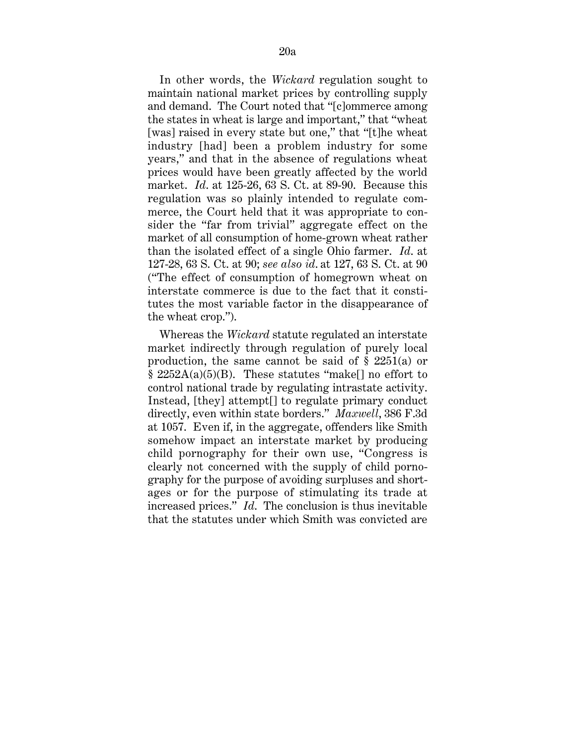In other words, the *Wickard* regulation sought to maintain national market prices by controlling supply and demand. The Court noted that "[c]ommerce among the states in wheat is large and important," that "wheat [was] raised in every state but one," that "[t]he wheat industry [had] been a problem industry for some years," and that in the absence of regulations wheat prices would have been greatly affected by the world market. *Id.* at 125-26, 63 S. Ct. at 89-90. Because this regulation was so plainly intended to regulate commerce, the Court held that it was appropriate to consider the "far from trivial" aggregate effect on the market of all consumption of home-grown wheat rather than the isolated effect of a single Ohio farmer. *Id.* at 127-28, 63 S. Ct. at 90; *see also id.* at 127, 63 S. Ct. at 90 ("The effect of consumption of homegrown wheat on interstate commerce is due to the fact that it constitutes the most variable factor in the disappearance of the wheat crop.").

Whereas the *Wickard* statute regulated an interstate market indirectly through regulation of purely local production, the same cannot be said of § 2251(a) or § 2252A(a)(5)(B). These statutes "make[] no effort to control national trade by regulating intrastate activity. Instead, [they] attempt[] to regulate primary conduct directly, even within state borders." *Maxwell*, 386 F.3d at 1057. Even if, in the aggregate, offenders like Smith somehow impact an interstate market by producing child pornography for their own use, "Congress is clearly not concerned with the supply of child pornography for the purpose of avoiding surpluses and shortages or for the purpose of stimulating its trade at increased prices." *Id.* The conclusion is thus inevitable that the statutes under which Smith was convicted are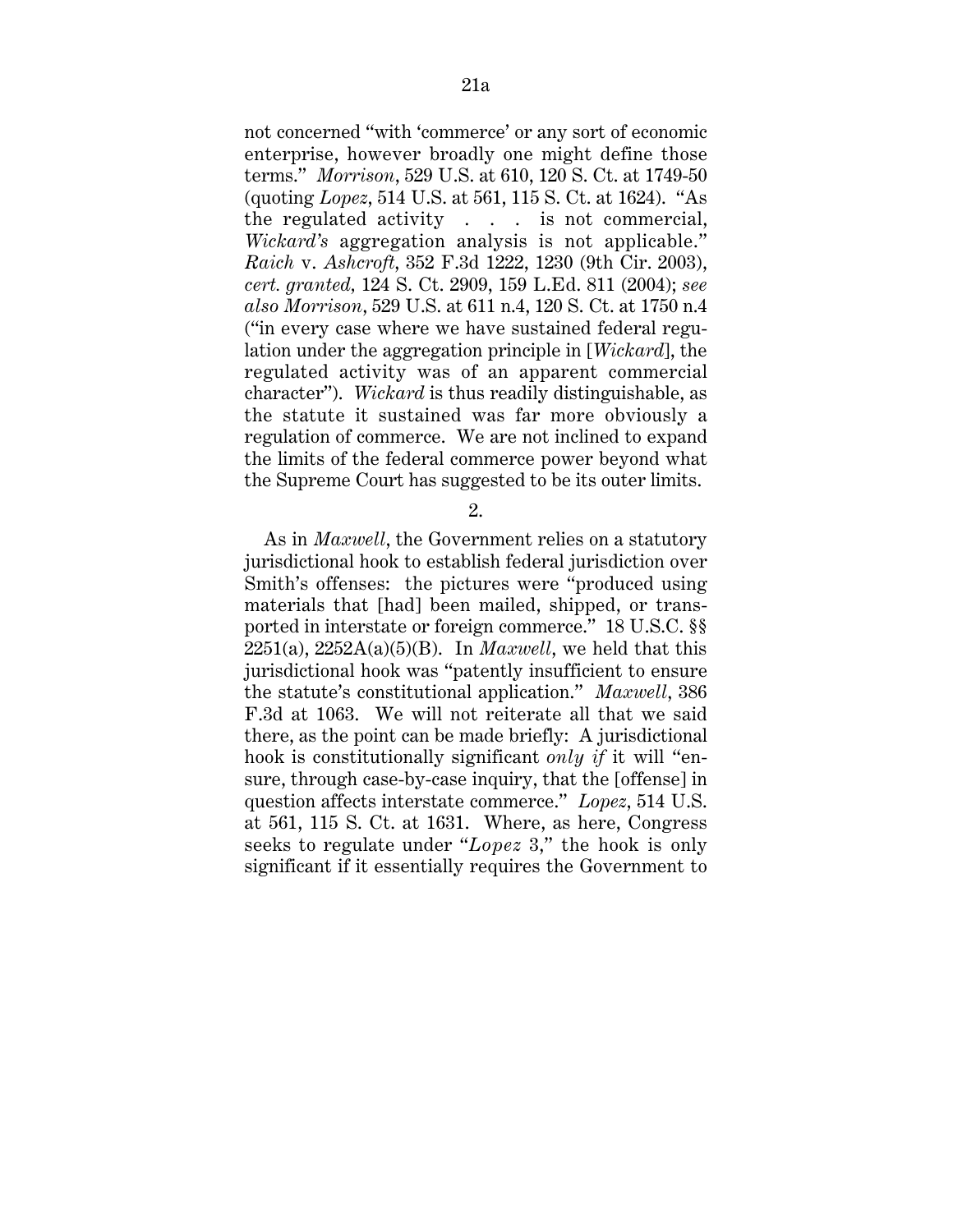not concerned "with 'commerce' or any sort of economic enterprise, however broadly one might define those terms." *Morrison*, 529 U.S. at 610, 120 S. Ct. at 1749-50 (quoting *Lopez*, 514 U.S. at 561, 115 S. Ct. at 1624). "As the regulated activity . . . is not commercial, *Wickard's* aggregation analysis is not applicable." *Raich* v. *Ashcroft*, 352 F.3d 1222, 1230 (9th Cir. 2003), *cert. granted*, 124 S. Ct. 2909, 159 L.Ed. 811 (2004); *see also Morrison*, 529 U.S. at 611 n.4, 120 S. Ct. at 1750 n.4 ("in every case where we have sustained federal regulation under the aggregation principle in [*Wickard*], the regulated activity was of an apparent commercial character"). *Wickard* is thus readily distinguishable, as the statute it sustained was far more obviously a regulation of commerce. We are not inclined to expand the limits of the federal commerce power beyond what the Supreme Court has suggested to be its outer limits.

2.

As in *Maxwell*, the Government relies on a statutory jurisdictional hook to establish federal jurisdiction over Smith's offenses: the pictures were "produced using materials that [had] been mailed, shipped, or transported in interstate or foreign commerce." 18 U.S.C. §§ 2251(a), 2252A(a)(5)(B). In *Maxwell*, we held that this jurisdictional hook was "patently insufficient to ensure the statute's constitutional application." *Maxwell*, 386 F.3d at 1063. We will not reiterate all that we said there, as the point can be made briefly: A jurisdictional hook is constitutionally significant *only if* it will "ensure, through case-by-case inquiry, that the [offense] in question affects interstate commerce." *Lopez*, 514 U.S. at 561, 115 S. Ct. at 1631. Where, as here, Congress seeks to regulate under "*Lopez* 3," the hook is only significant if it essentially requires the Government to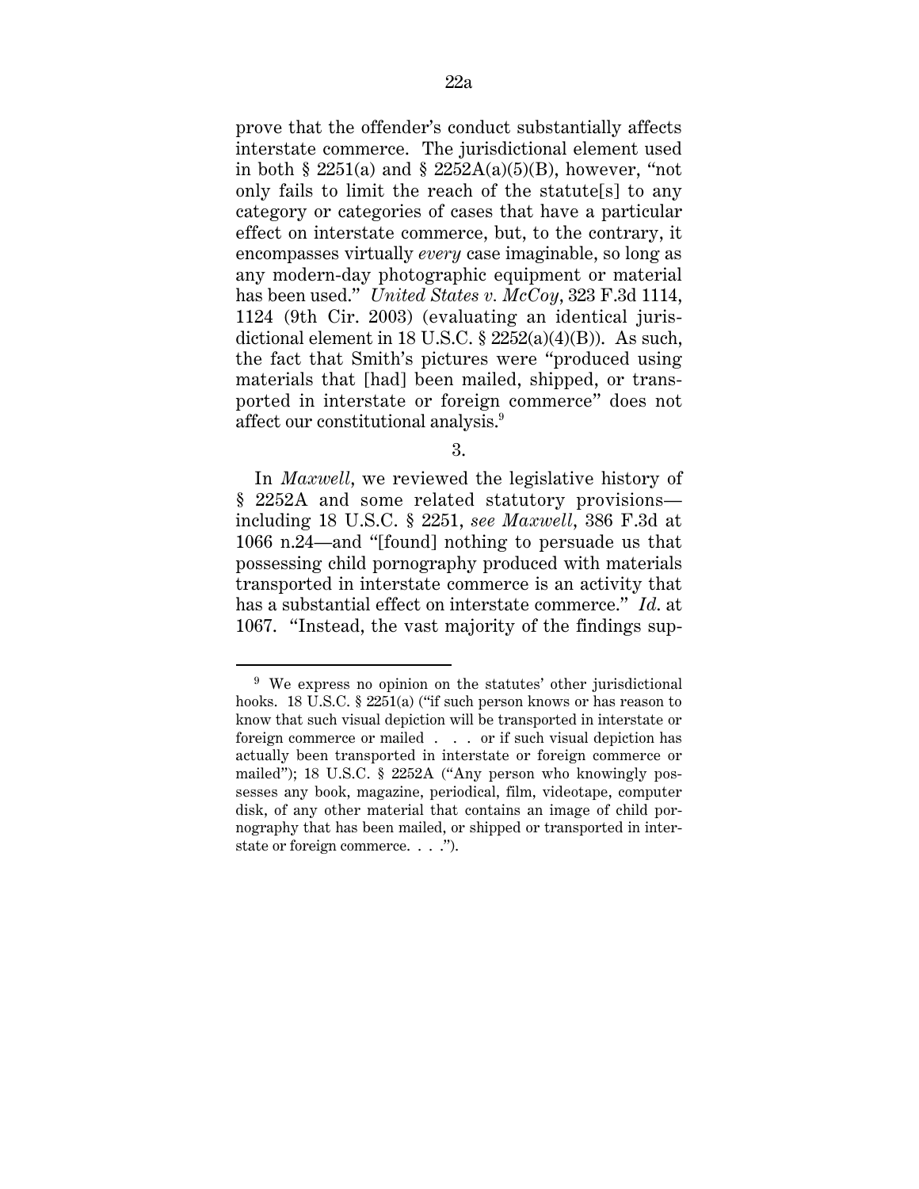prove that the offender's conduct substantially affects interstate commerce. The jurisdictional element used in both § 2251(a) and § 2252A(a)(5)(B), however, "not only fails to limit the reach of the statute[s] to any category or categories of cases that have a particular effect on interstate commerce, but, to the contrary, it encompasses virtually *every* case imaginable, so long as any modern-day photographic equipment or material has been used." *United States v. McCoy*, 323 F.3d 1114, 1124 (9th Cir. 2003) (evaluating an identical jurisdictional element in 18 U.S.C. § 2252(a)(4)(B)). As such, the fact that Smith's pictures were "produced using materials that [had] been mailed, shipped, or transported in interstate or foreign commerce" does not affect our constitutional analysis.[9]

3.

In *Maxwell*, we reviewed the legislative history of § 2252A and some related statutory provisions—including 18 U.S.C. § 2251, *see Maxwell*, 386 F.3d at 1066 n.24—and "[found] nothing to persuade us that possessing child pornography produced with materials transported in interstate commerce is an activity that has a substantial effect on interstate commerce." *Id.* at 1067. "Instead, the vast majority of the findings sup-

---

[9] We express no opinion on the statutes' other jurisdictional hooks. 18 U.S.C. § 2251(a) ("if such person knows or has reason to know that such visual depiction will be transported in interstate or foreign commerce or mailed . . . or if such visual depiction has actually been transported in interstate or foreign commerce or mailed"); 18 U.S.C. § 2252A ("Any person who knowingly possesses any book, magazine, periodical, film, videotape, computer disk, of any other material that contains an image of child pornography that has been mailed, or shipped or transported in interstate or foreign commerce. . . .").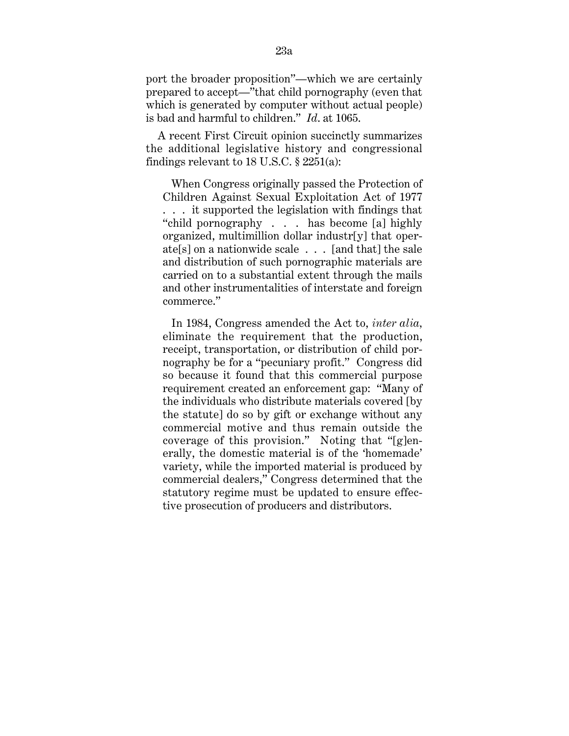port the broader proposition"—which we are certainly prepared to accept—"that child pornography (even that which is generated by computer without actual people) is bad and harmful to children." *Id*. at 1065.

A recent First Circuit opinion succinctly summarizes the additional legislative history and congressional findings relevant to 18 U.S.C. § 2251(a):

> When Congress originally passed the Protection of Children Against Sexual Exploitation Act of 1977 . . . it supported the legislation with findings that "child pornography . . . has become [a] highly organized, multimillion dollar industr[y] that operate[s] on a nationwide scale . . . [and that] the sale and distribution of such pornographic materials are carried on to a substantial extent through the mails and other instrumentalities of interstate and foreign commerce."
>
> In 1984, Congress amended the Act to, *inter alia*, eliminate the requirement that the production, receipt, transportation, or distribution of child pornography be for a "pecuniary profit." Congress did so because it found that this commercial purpose requirement created an enforcement gap: "Many of the individuals who distribute materials covered [by the statute] do so by gift or exchange without any commercial motive and thus remain outside the coverage of this provision." Noting that "[g]enerally, the domestic material is of the 'homemade' variety, while the imported material is produced by commercial dealers," Congress determined that the statutory regime must be updated to ensure effective prosecution of producers and distributors.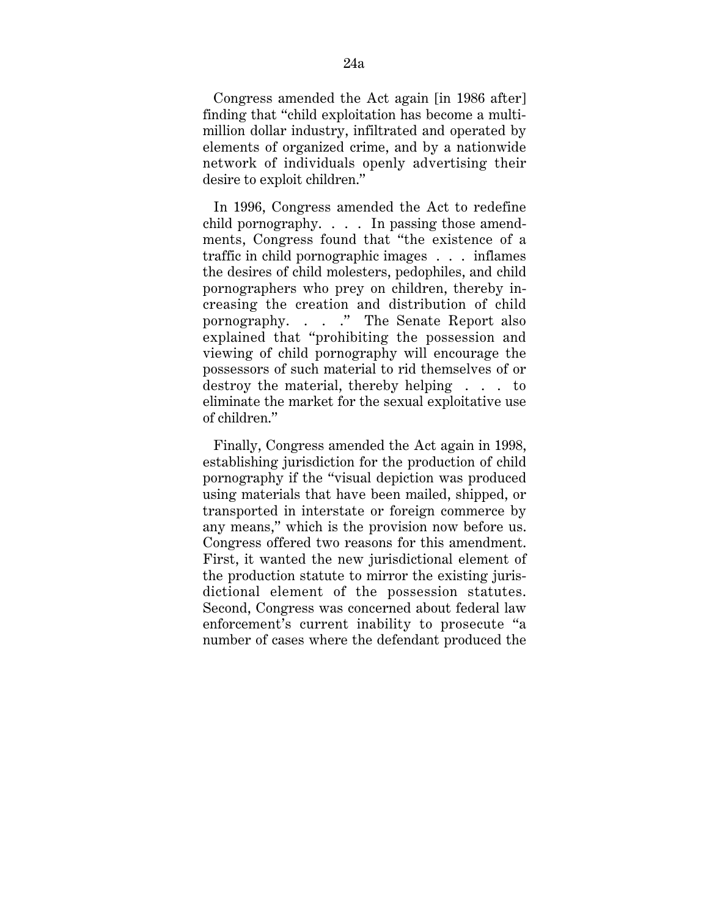Congress amended the Act again [in 1986 after] finding that "child exploitation has become a multi-million dollar industry, infiltrated and operated by elements of organized crime, and by a nationwide network of individuals openly advertising their desire to exploit children."

In 1996, Congress amended the Act to redefine child pornography. . . . In passing those amendments, Congress found that "the existence of a traffic in child pornographic images . . . inflames the desires of child molesters, pedophiles, and child pornographers who prey on children, thereby increasing the creation and distribution of child pornography. . . ." The Senate Report also explained that "prohibiting the possession and viewing of child pornography will encourage the possessors of such material to rid themselves of or destroy the material, thereby helping . . . to eliminate the market for the sexual exploitative use of children."

Finally, Congress amended the Act again in 1998, establishing jurisdiction for the production of child pornography if the "visual depiction was produced using materials that have been mailed, shipped, or transported in interstate or foreign commerce by any means," which is the provision now before us. Congress offered two reasons for this amendment. First, it wanted the new jurisdictional element of the production statute to mirror the existing jurisdictional element of the possession statutes. Second, Congress was concerned about federal law enforcement's current inability to prosecute "a number of cases where the defendant produced the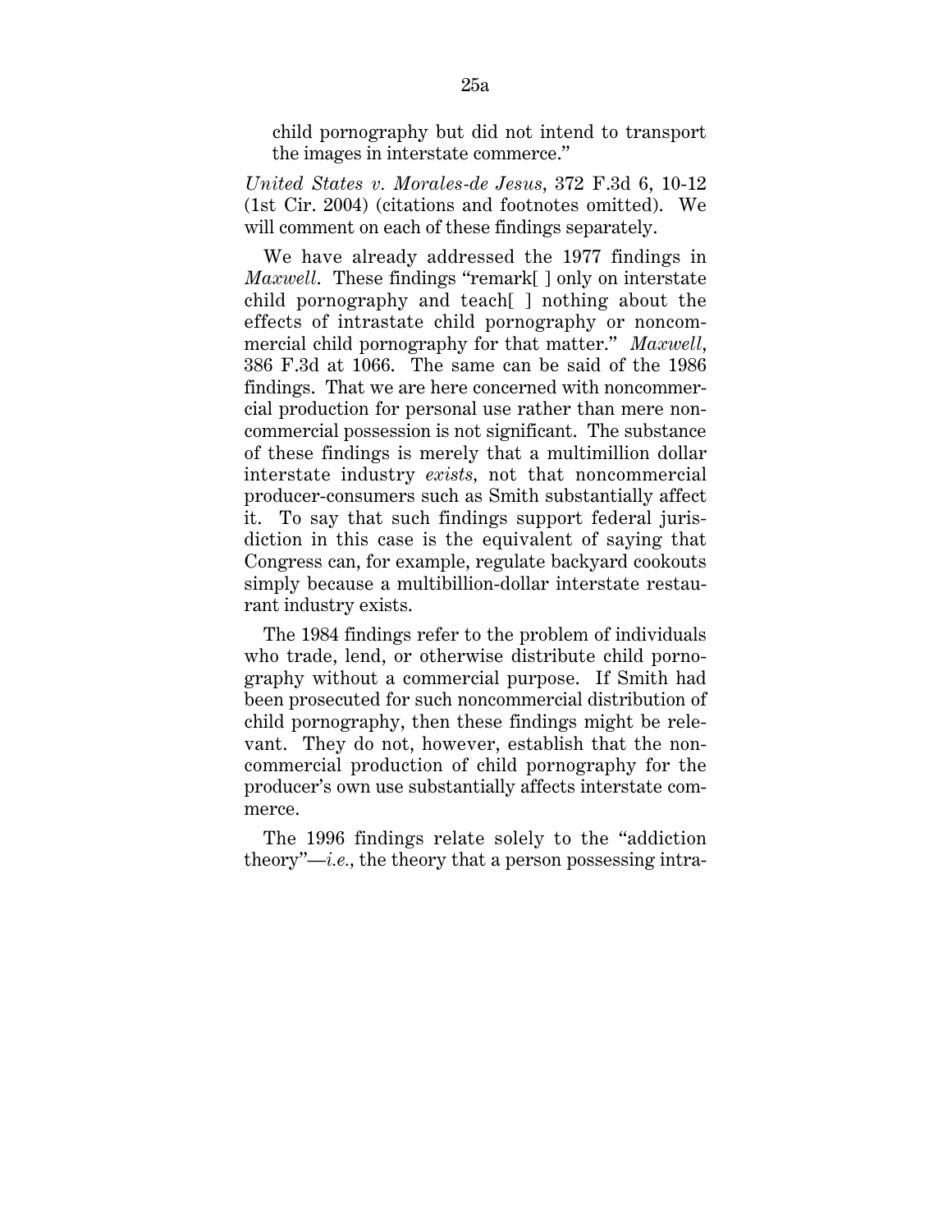child pornography but did not intend to transport the images in interstate commerce."

*United States v. Morales-de Jesus*, 372 F.3d 6, 10-12 (1st Cir. 2004) (citations and footnotes omitted). We will comment on each of these findings separately.

We have already addressed the 1977 findings in *Maxwell*. These findings "remark[ ] only on interstate child pornography and teach[ ] nothing about the effects of intrastate child pornography or noncommercial child pornography for that matter." *Maxwell*, 386 F.3d at 1066. The same can be said of the 1986 findings. That we are here concerned with noncommercial production for personal use rather than mere noncommercial possession is not significant. The substance of these findings is merely that a multimillion dollar interstate industry *exists*, not that noncommercial producer-consumers such as Smith substantially affect it. To say that such findings support federal jurisdiction in this case is the equivalent of saying that Congress can, for example, regulate backyard cookouts simply because a multibillion-dollar interstate restaurant industry exists.

The 1984 findings refer to the problem of individuals who trade, lend, or otherwise distribute child pornography without a commercial purpose. If Smith had been prosecuted for such noncommercial distribution of child pornography, then these findings might be relevant. They do not, however, establish that the noncommercial production of child pornography for the producer's own use substantially affects interstate commerce.

The 1996 findings relate solely to the "addiction theory"—*i.e.*, the theory that a person possessing intra-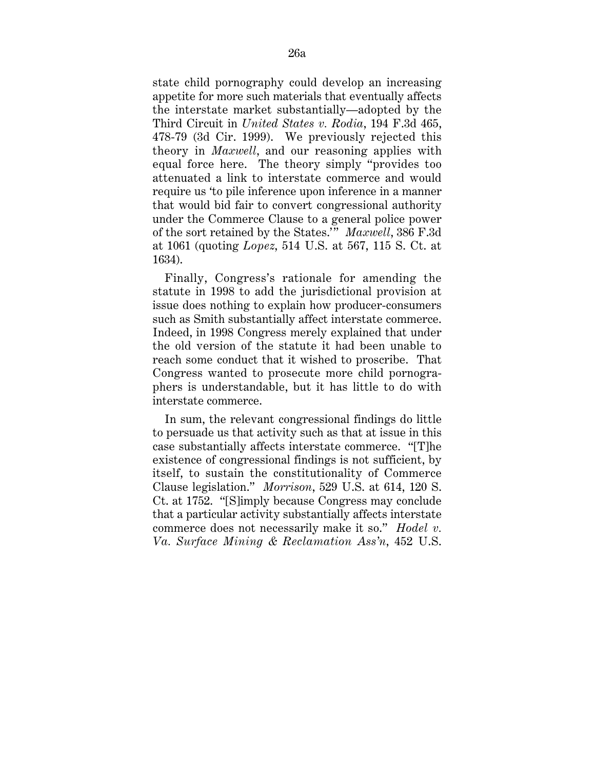state child pornography could develop an increasing appetite for more such materials that eventually affects the interstate market substantially—adopted by the Third Circuit in *United States v. Rodia*, 194 F.3d 465, 478-79 (3d Cir. 1999). We previously rejected this theory in *Maxwell*, and our reasoning applies with equal force here. The theory simply "provides too attenuated a link to interstate commerce and would require us 'to pile inference upon inference in a manner that would bid fair to convert congressional authority under the Commerce Clause to a general police power of the sort retained by the States.'" *Maxwell*, 386 F.3d at 1061 (quoting *Lopez*, 514 U.S. at 567, 115 S. Ct. at 1634).

Finally, Congress's rationale for amending the statute in 1998 to add the jurisdictional provision at issue does nothing to explain how producer-consumers such as Smith substantially affect interstate commerce. Indeed, in 1998 Congress merely explained that under the old version of the statute it had been unable to reach some conduct that it wished to proscribe. That Congress wanted to prosecute more child pornographers is understandable, but it has little to do with interstate commerce.

In sum, the relevant congressional findings do little to persuade us that activity such as that at issue in this case substantially affects interstate commerce. "[T]he existence of congressional findings is not sufficient, by itself, to sustain the constitutionality of Commerce Clause legislation." *Morrison*, 529 U.S. at 614, 120 S. Ct. at 1752. "[S]imply because Congress may conclude that a particular activity substantially affects interstate commerce does not necessarily make it so." *Hodel v. Va. Surface Mining & Reclamation Ass'n*, 452 U.S.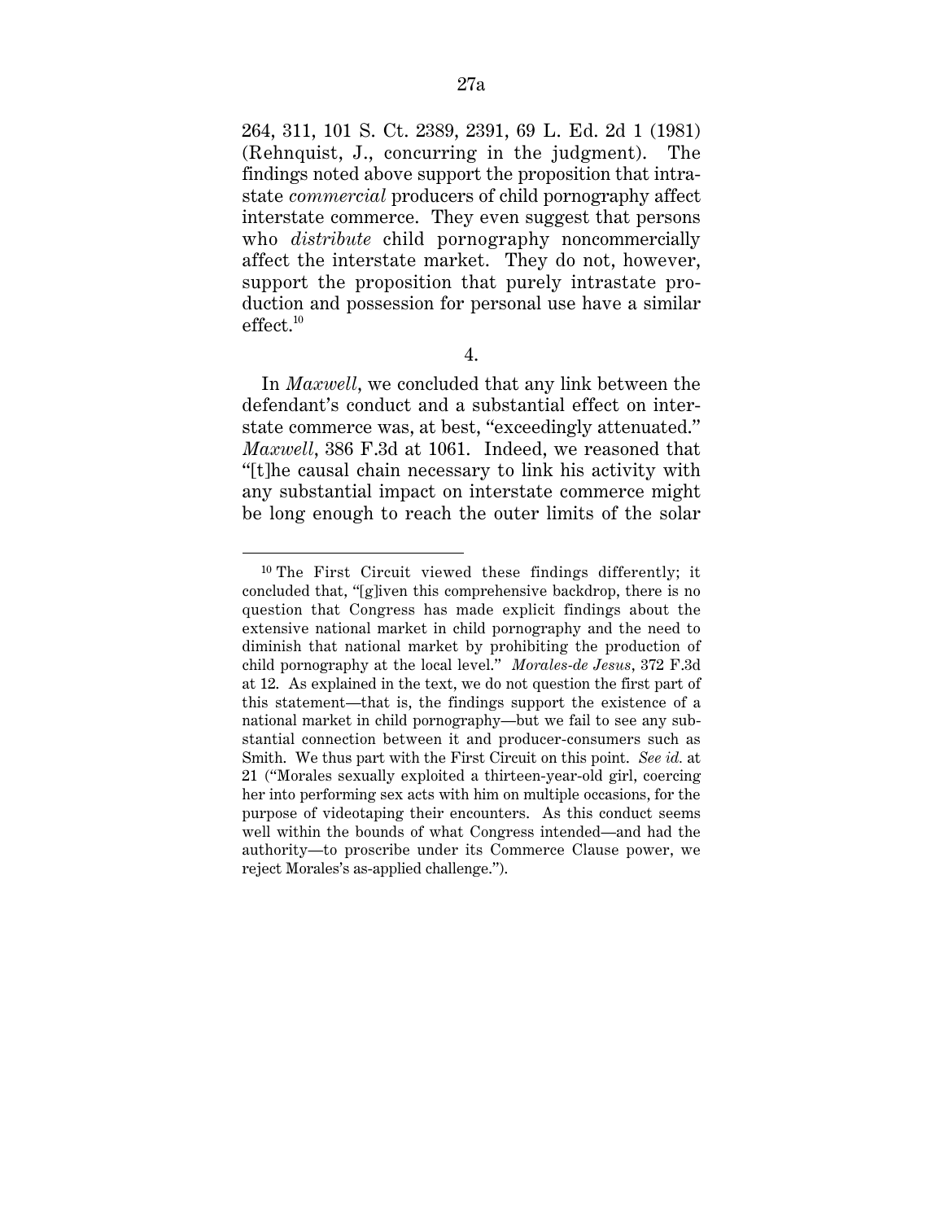264, 311, 101 S. Ct. 2389, 2391, 69 L. Ed. 2d 1 (1981) (Rehnquist, J., concurring in the judgment). The findings noted above support the proposition that intrastate *commercial* producers of child pornography affect interstate commerce. They even suggest that persons who *distribute* child pornography noncommercially affect the interstate market. They do not, however, support the proposition that purely intrastate production and possession for personal use have a similar effect.[10]

4.

In *Maxwell*, we concluded that any link between the defendant's conduct and a substantial effect on interstate commerce was, at best, "exceedingly attenuated." *Maxwell*, 386 F.3d at 1061. Indeed, we reasoned that "[t]he causal chain necessary to link his activity with any substantial impact on interstate commerce might be long enough to reach the outer limits of the solar

---

[10] The First Circuit viewed these findings differently; it concluded that, "[g]iven this comprehensive backdrop, there is no question that Congress has made explicit findings about the extensive national market in child pornography and the need to diminish that national market by prohibiting the production of child pornography at the local level." *Morales-de Jesus*, 372 F.3d at 12. As explained in the text, we do not question the first part of this statement—that is, the findings support the existence of a national market in child pornography—but we fail to see any substantial connection between it and producer-consumers such as Smith. We thus part with the First Circuit on this point. *See id.* at 21 ("Morales sexually exploited a thirteen-year-old girl, coercing her into performing sex acts with him on multiple occasions, for the purpose of videotaping their encounters. As this conduct seems well within the bounds of what Congress intended—and had the authority—to proscribe under its Commerce Clause power, we reject Morales's as-applied challenge.").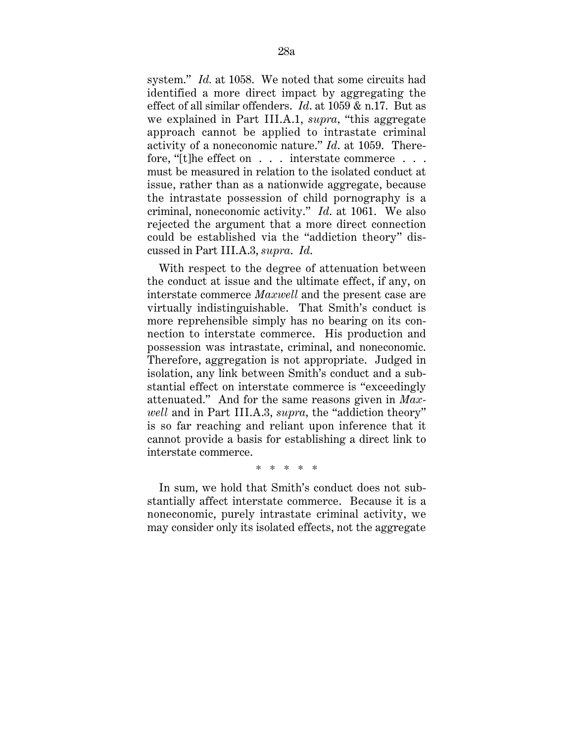system." *Id.* at 1058. We noted that some circuits had identified a more direct impact by aggregating the effect of all similar offenders. *Id*. at 1059 & n.17. But as we explained in Part III.A.1, *supra*, "this aggregate approach cannot be applied to intrastate criminal activity of a noneconomic nature." *Id*. at 1059. Therefore, "[t]he effect on . . . interstate commerce . . . must be measured in relation to the isolated conduct at issue, rather than as a nationwide aggregate, because the intrastate possession of child pornography is a criminal, noneconomic activity." *Id*. at 1061. We also rejected the argument that a more direct connection could be established via the "addiction theory" discussed in Part III.A.3, *supra*. *Id.*

With respect to the degree of attenuation between the conduct at issue and the ultimate effect, if any, on interstate commerce *Maxwell* and the present case are virtually indistinguishable. That Smith's conduct is more reprehensible simply has no bearing on its connection to interstate commerce. His production and possession was intrastate, criminal, and noneconomic. Therefore, aggregation is not appropriate. Judged in isolation, any link between Smith's conduct and a substantial effect on interstate commerce is "exceedingly attenuated." And for the same reasons given in *Maxwell* and in Part III.A.3, *supra*, the "addiction theory" is so far reaching and reliant upon inference that it cannot provide a basis for establishing a direct link to interstate commerce.

\* \* \* \* \*

In sum, we hold that Smith's conduct does not substantially affect interstate commerce. Because it is a noneconomic, purely intrastate criminal activity, we may consider only its isolated effects, not the aggregate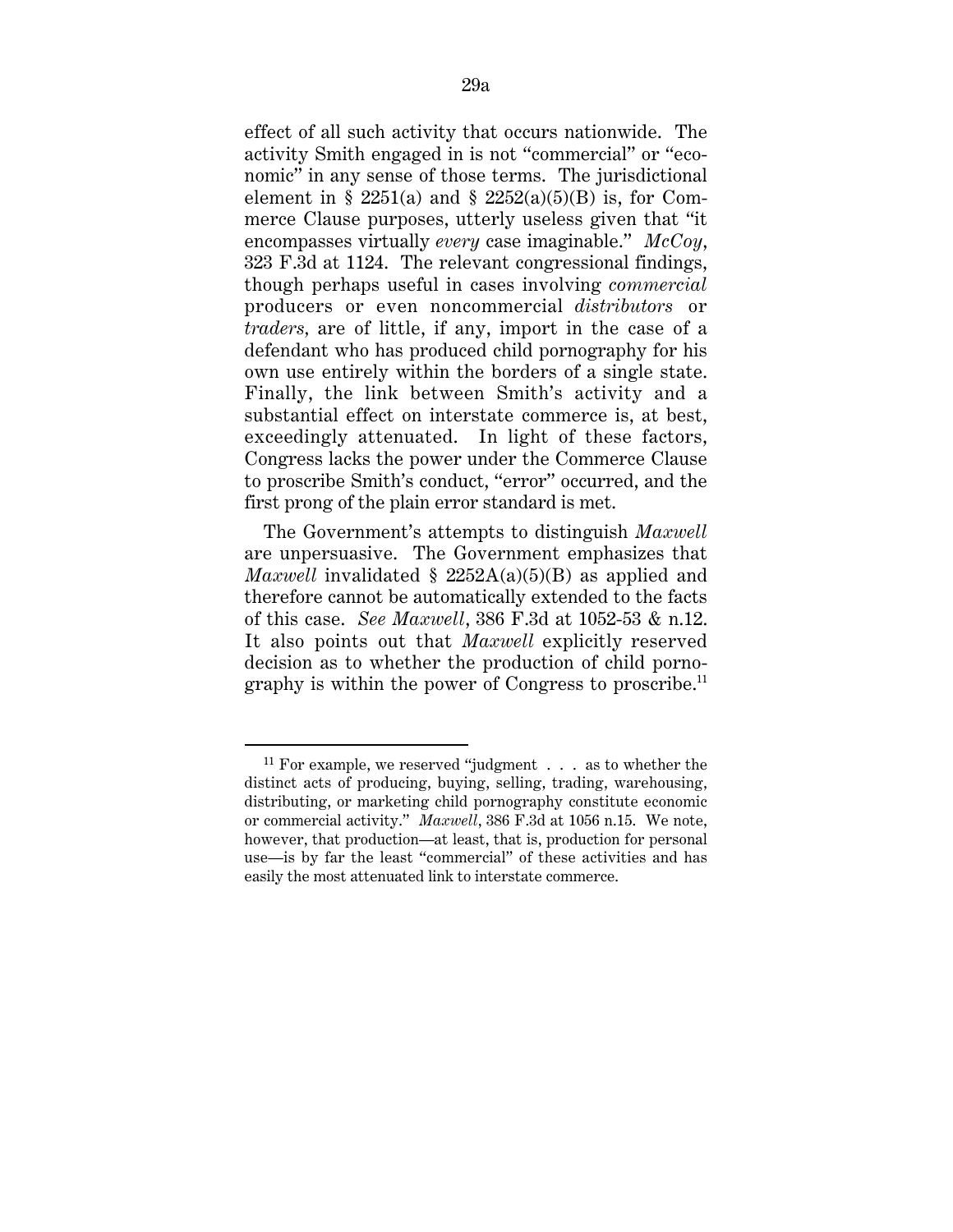effect of all such activity that occurs nationwide. The activity Smith engaged in is not "commercial" or "economic" in any sense of those terms. The jurisdictional element in § 2251(a) and § 2252(a)(5)(B) is, for Commerce Clause purposes, utterly useless given that "it encompasses virtually *every* case imaginable." *McCoy*, 323 F.3d at 1124. The relevant congressional findings, though perhaps useful in cases involving *commercial* producers or even noncommercial *distributors* or *traders*, are of little, if any, import in the case of a defendant who has produced child pornography for his own use entirely within the borders of a single state. Finally, the link between Smith's activity and a substantial effect on interstate commerce is, at best, exceedingly attenuated. In light of these factors, Congress lacks the power under the Commerce Clause to proscribe Smith's conduct, "error" occurred, and the first prong of the plain error standard is met.

The Government's attempts to distinguish *Maxwell* are unpersuasive. The Government emphasizes that *Maxwell* invalidated § 2252A(a)(5)(B) as applied and therefore cannot be automatically extended to the facts of this case. *See Maxwell*, 386 F.3d at 1052-53 & n.12. It also points out that *Maxwell* explicitly reserved decision as to whether the production of child pornography is within the power of Congress to proscribe.[11]

---

[11] For example, we reserved "judgment . . . as to whether the distinct acts of producing, buying, selling, trading, warehousing, distributing, or marketing child pornography constitute economic or commercial activity." *Maxwell*, 386 F.3d at 1056 n.15. We note, however, that production—at least, that is, production for personal use—is by far the least "commercial" of these activities and has easily the most attenuated link to interstate commerce.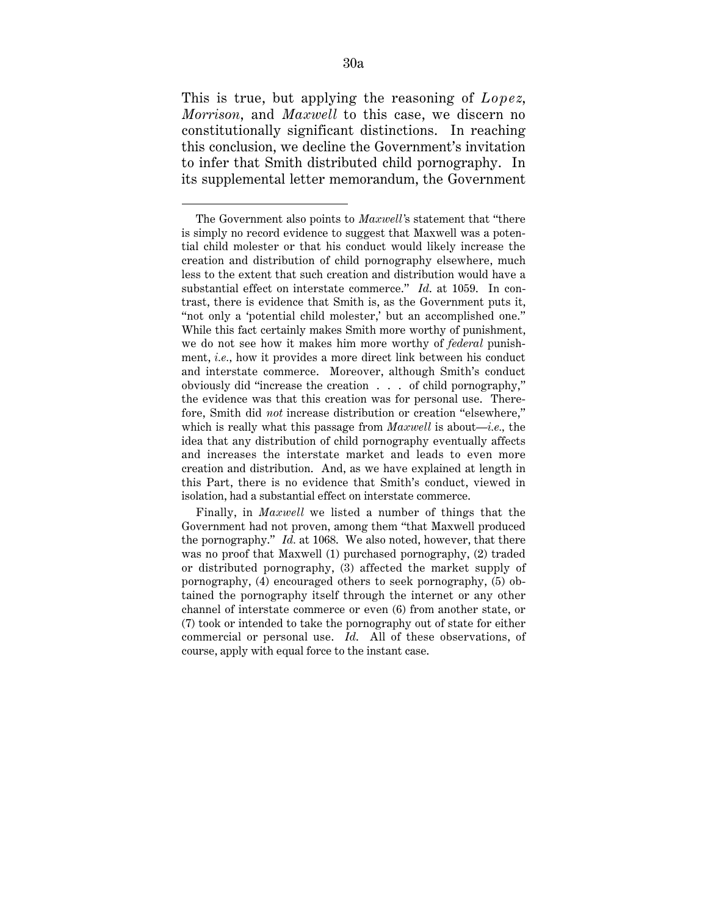This is true, but applying the reasoning of *Lopez*, *Morrison*, and *Maxwell* to this case, we discern no constitutionally significant distinctions. In reaching this conclusion, we decline the Government's invitation to infer that Smith distributed child pornography. In its supplemental letter memorandum, the Government

---

The Government also points to *Maxwell*'s statement that "there is simply no record evidence to suggest that Maxwell was a potential child molester or that his conduct would likely increase the creation and distribution of child pornography elsewhere, much less to the extent that such creation and distribution would have a substantial effect on interstate commerce." *Id.* at 1059. In contrast, there is evidence that Smith is, as the Government puts it, "not only a 'potential child molester,' but an accomplished one." While this fact certainly makes Smith more worthy of punishment, we do not see how it makes him more worthy of *federal* punishment, *i.e.*, how it provides a more direct link between his conduct and interstate commerce. Moreover, although Smith's conduct obviously did "increase the creation . . . of child pornography," the evidence was that this creation was for personal use. Therefore, Smith did *not* increase distribution or creation "elsewhere," which is really what this passage from *Maxwell* is about—*i.e.*, the idea that any distribution of child pornography eventually affects and increases the interstate market and leads to even more creation and distribution. And, as we have explained at length in this Part, there is no evidence that Smith's conduct, viewed in isolation, had a substantial effect on interstate commerce.

Finally, in *Maxwell* we listed a number of things that the Government had not proven, among them "that Maxwell produced the pornography." *Id.* at 1068. We also noted, however, that there was no proof that Maxwell (1) purchased pornography, (2) traded or distributed pornography, (3) affected the market supply of pornography, (4) encouraged others to seek pornography, (5) obtained the pornography itself through the internet or any other channel of interstate commerce or even (6) from another state, or (7) took or intended to take the pornography out of state for either commercial or personal use. *Id.* All of these observations, of course, apply with equal force to the instant case.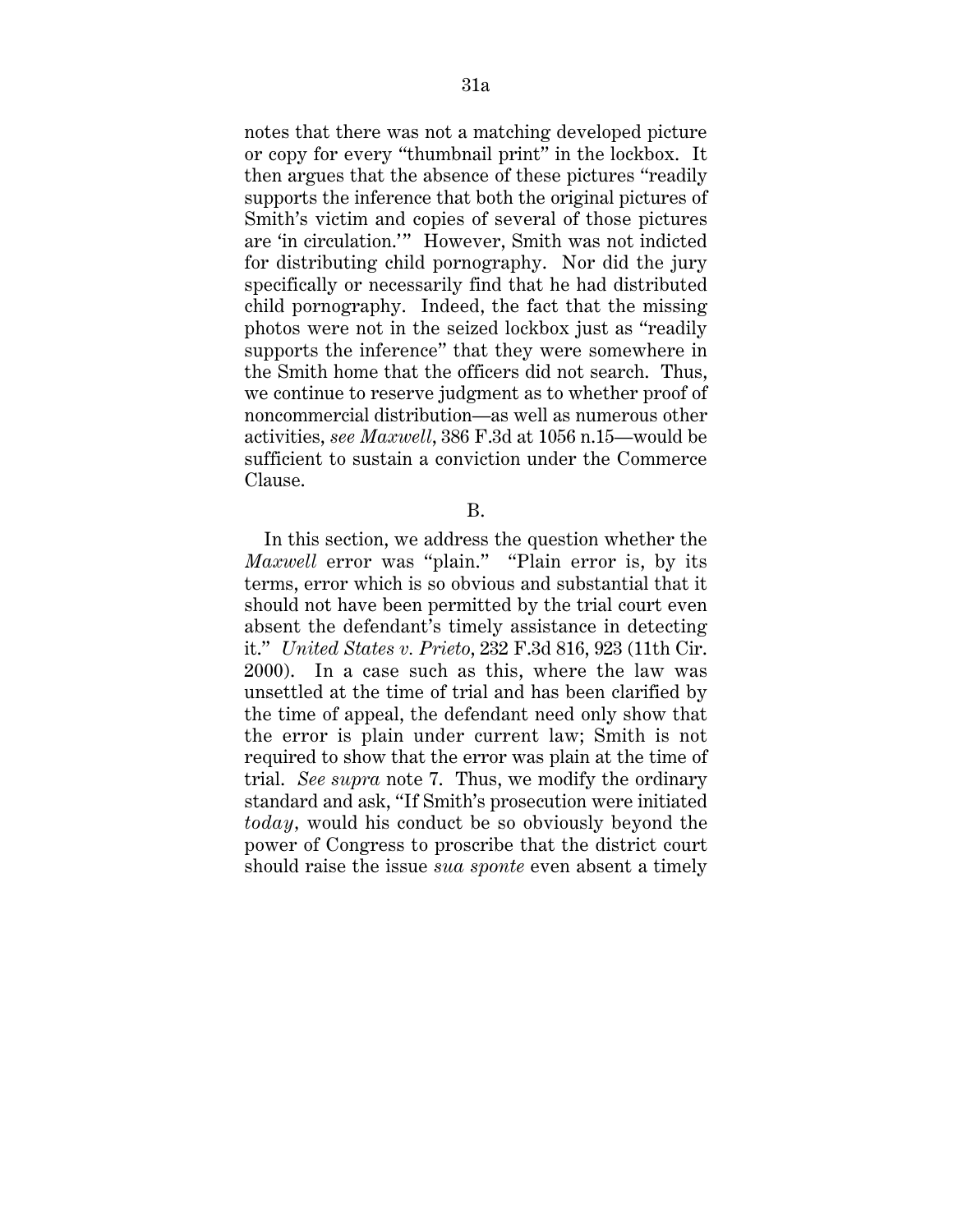notes that there was not a matching developed picture or copy for every "thumbnail print" in the lockbox. It then argues that the absence of these pictures "readily supports the inference that both the original pictures of Smith's victim and copies of several of those pictures are 'in circulation.'" However, Smith was not indicted for distributing child pornography. Nor did the jury specifically or necessarily find that he had distributed child pornography. Indeed, the fact that the missing photos were not in the seized lockbox just as "readily supports the inference" that they were somewhere in the Smith home that the officers did not search. Thus, we continue to reserve judgment as to whether proof of noncommercial distribution—as well as numerous other activities, *see Maxwell*, 386 F.3d at 1056 n.15—would be sufficient to sustain a conviction under the Commerce Clause.

B.

In this section, we address the question whether the *Maxwell* error was "plain." "Plain error is, by its terms, error which is so obvious and substantial that it should not have been permitted by the trial court even absent the defendant's timely assistance in detecting it." *United States v. Prieto*, 232 F.3d 816, 923 (11th Cir. 2000). In a case such as this, where the law was unsettled at the time of trial and has been clarified by the time of appeal, the defendant need only show that the error is plain under current law; Smith is not required to show that the error was plain at the time of trial. *See supra* note 7. Thus, we modify the ordinary standard and ask, "If Smith's prosecution were initiated *today*, would his conduct be so obviously beyond the power of Congress to proscribe that the district court should raise the issue *sua sponte* even absent a timely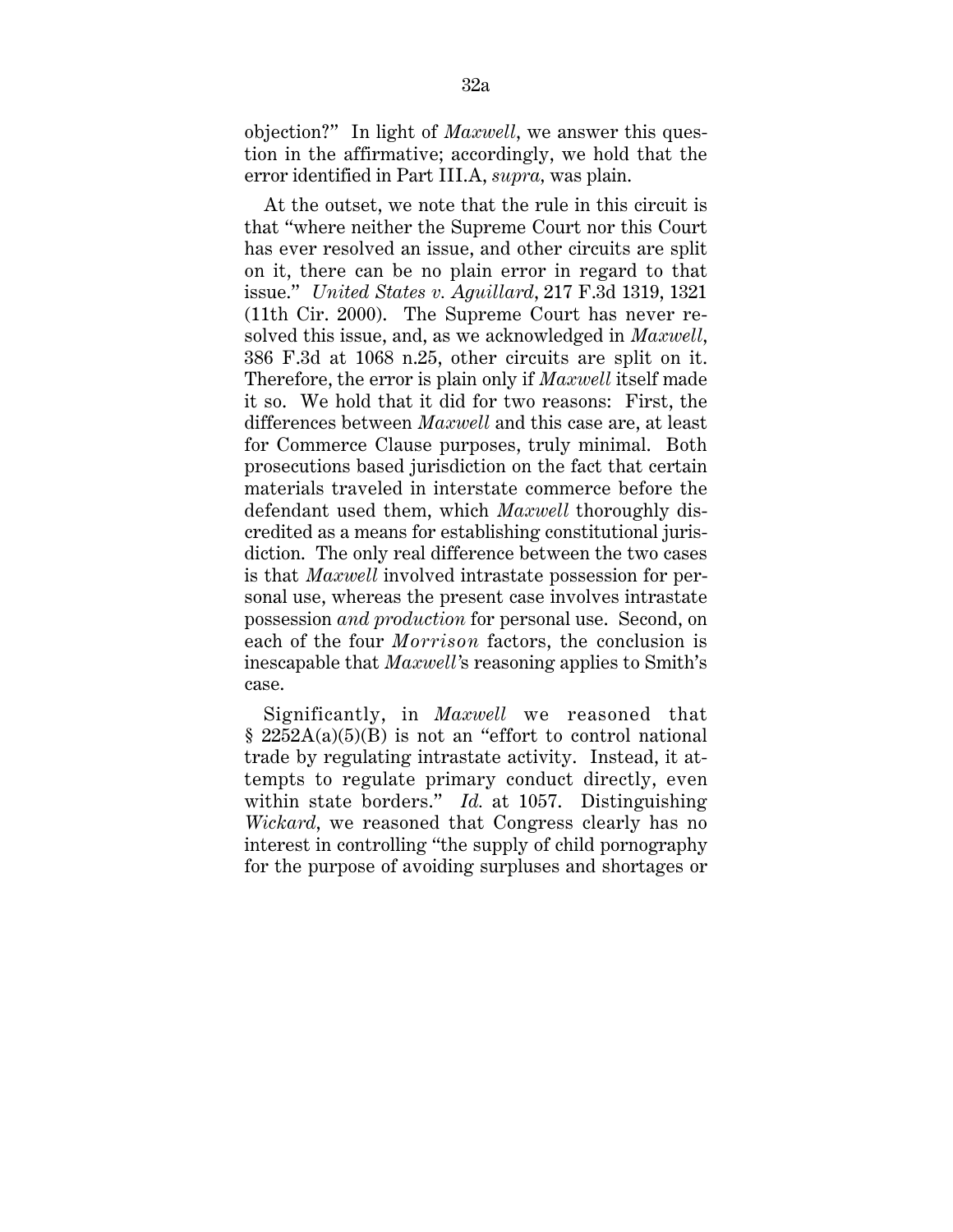objection?" In light of *Maxwell*, we answer this question in the affirmative; accordingly, we hold that the error identified in Part III.A, *supra*, was plain.

At the outset, we note that the rule in this circuit is that "where neither the Supreme Court nor this Court has ever resolved an issue, and other circuits are split on it, there can be no plain error in regard to that issue." *United States v. Aguillard*, 217 F.3d 1319, 1321 (11th Cir. 2000). The Supreme Court has never resolved this issue, and, as we acknowledged in *Maxwell*, 386 F.3d at 1068 n.25, other circuits are split on it. Therefore, the error is plain only if *Maxwell* itself made it so. We hold that it did for two reasons: First, the differences between *Maxwell* and this case are, at least for Commerce Clause purposes, truly minimal. Both prosecutions based jurisdiction on the fact that certain materials traveled in interstate commerce before the defendant used them, which *Maxwell* thoroughly discredited as a means for establishing constitutional jurisdiction. The only real difference between the two cases is that *Maxwell* involved intrastate possession for personal use, whereas the present case involves intrastate possession *and production* for personal use. Second, on each of the four *Morrison* factors, the conclusion is inescapable that *Maxwell*'s reasoning applies to Smith's case.

Significantly, in *Maxwell* we reasoned that § 2252A(a)(5)(B) is not an "effort to control national trade by regulating intrastate activity. Instead, it attempts to regulate primary conduct directly, even within state borders." *Id.* at 1057. Distinguishing *Wickard*, we reasoned that Congress clearly has no interest in controlling "the supply of child pornography for the purpose of avoiding surpluses and shortages or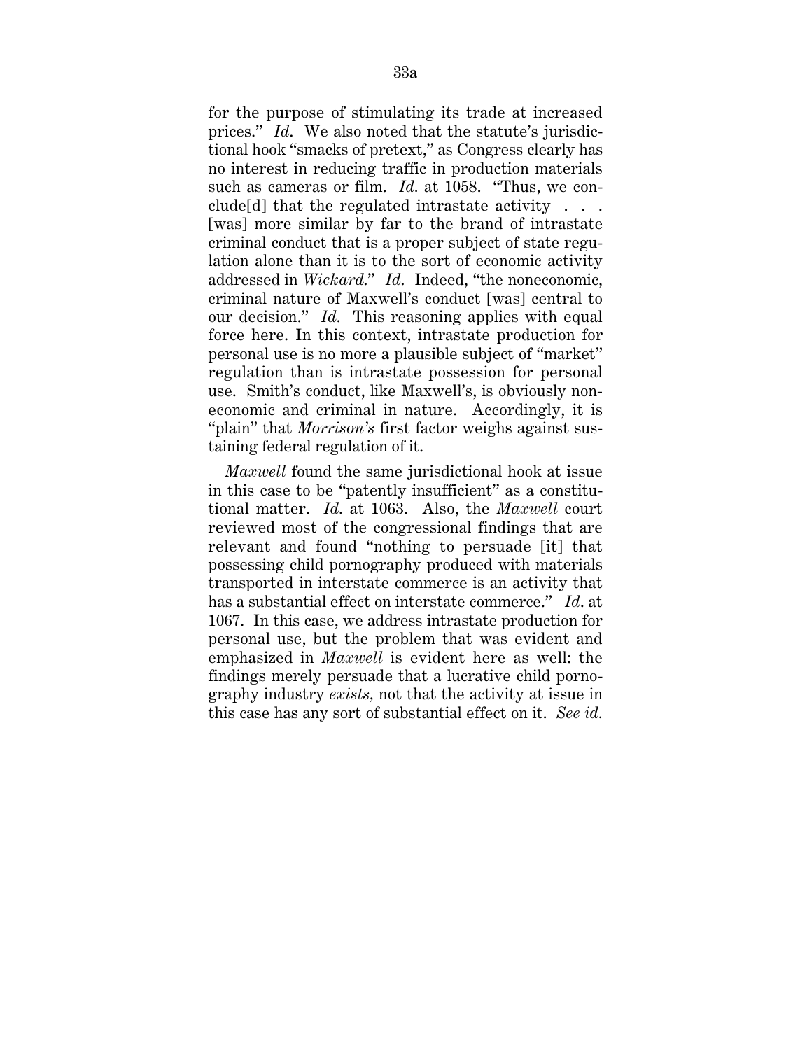for the purpose of stimulating its trade at increased prices." *Id.* We also noted that the statute's jurisdictional hook "smacks of pretext," as Congress clearly has no interest in reducing traffic in production materials such as cameras or film. *Id.* at 1058. "Thus, we conclude[d] that the regulated intrastate activity . . . [was] more similar by far to the brand of intrastate criminal conduct that is a proper subject of state regulation alone than it is to the sort of economic activity addressed in *Wickard*." *Id.* Indeed, "the noneconomic, criminal nature of Maxwell's conduct [was] central to our decision." *Id.* This reasoning applies with equal force here. In this context, intrastate production for personal use is no more a plausible subject of "market" regulation than is intrastate possession for personal use. Smith's conduct, like Maxwell's, is obviously noneconomic and criminal in nature. Accordingly, it is "plain" that *Morrison's* first factor weighs against sustaining federal regulation of it.

*Maxwell* found the same jurisdictional hook at issue in this case to be "patently insufficient" as a constitutional matter. *Id.* at 1063. Also, the *Maxwell* court reviewed most of the congressional findings that are relevant and found "nothing to persuade [it] that possessing child pornography produced with materials transported in interstate commerce is an activity that has a substantial effect on interstate commerce." *Id.* at 1067. In this case, we address intrastate production for personal use, but the problem that was evident and emphasized in *Maxwell* is evident here as well: the findings merely persuade that a lucrative child pornography industry *exists*, not that the activity at issue in this case has any sort of substantial effect on it. *See id.*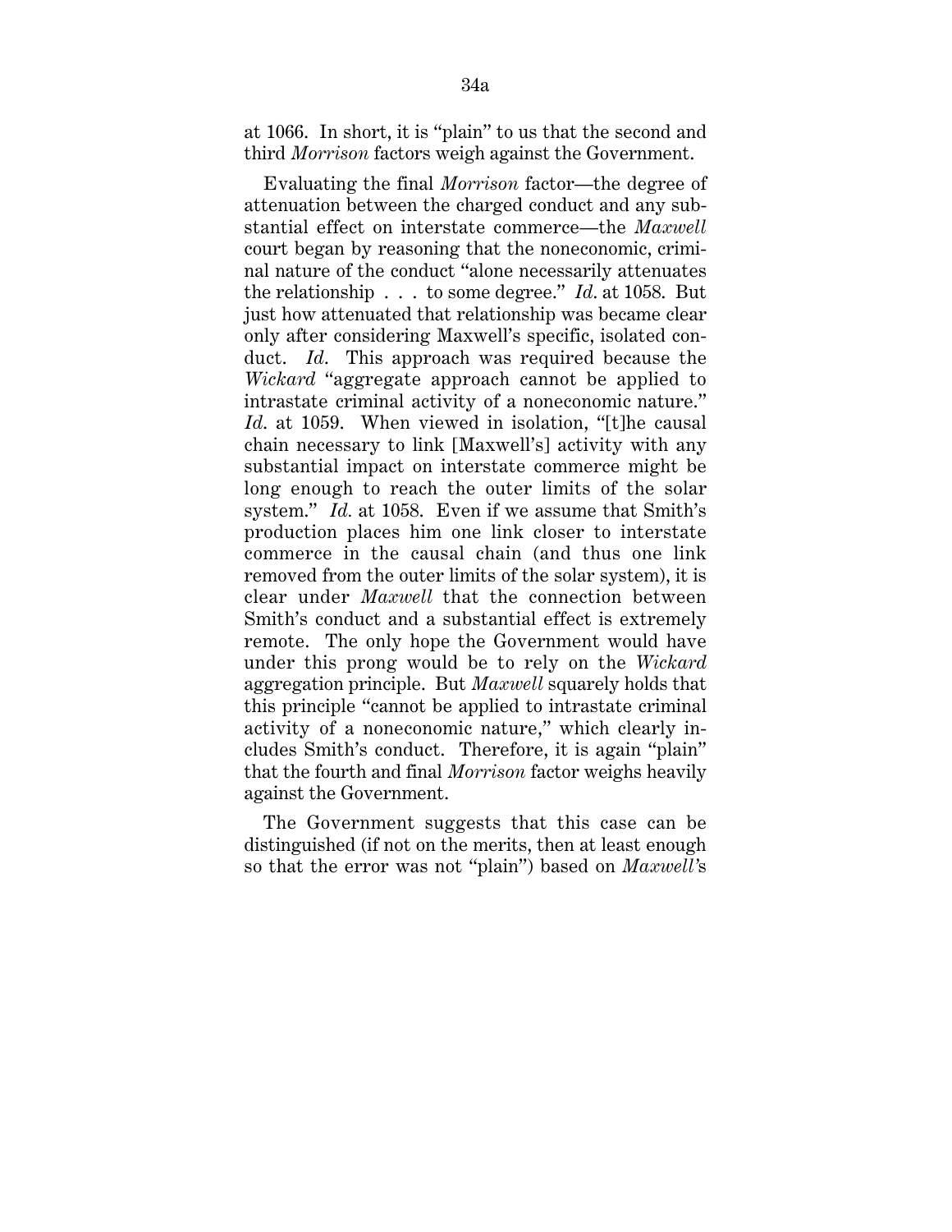at 1066. In short, it is "plain" to us that the second and third *Morrison* factors weigh against the Government.

Evaluating the final *Morrison* factor—the degree of attenuation between the charged conduct and any substantial effect on interstate commerce—the *Maxwell* court began by reasoning that the noneconomic, criminal nature of the conduct "alone necessarily attenuates the relationship . . . to some degree." *Id*. at 1058. But just how attenuated that relationship was became clear only after considering Maxwell's specific, isolated conduct. *Id*. This approach was required because the *Wickard* "aggregate approach cannot be applied to intrastate criminal activity of a noneconomic nature." *Id*. at 1059. When viewed in isolation, "[t]he causal chain necessary to link [Maxwell's] activity with any substantial impact on interstate commerce might be long enough to reach the outer limits of the solar system." *Id.* at 1058. Even if we assume that Smith's production places him one link closer to interstate commerce in the causal chain (and thus one link removed from the outer limits of the solar system), it is clear under *Maxwell* that the connection between Smith's conduct and a substantial effect is extremely remote. The only hope the Government would have under this prong would be to rely on the *Wickard* aggregation principle. But *Maxwell* squarely holds that this principle "cannot be applied to intrastate criminal activity of a noneconomic nature," which clearly includes Smith's conduct. Therefore, it is again "plain" that the fourth and final *Morrison* factor weighs heavily against the Government.

The Government suggests that this case can be distinguished (if not on the merits, then at least enough so that the error was not "plain") based on *Maxwell*'s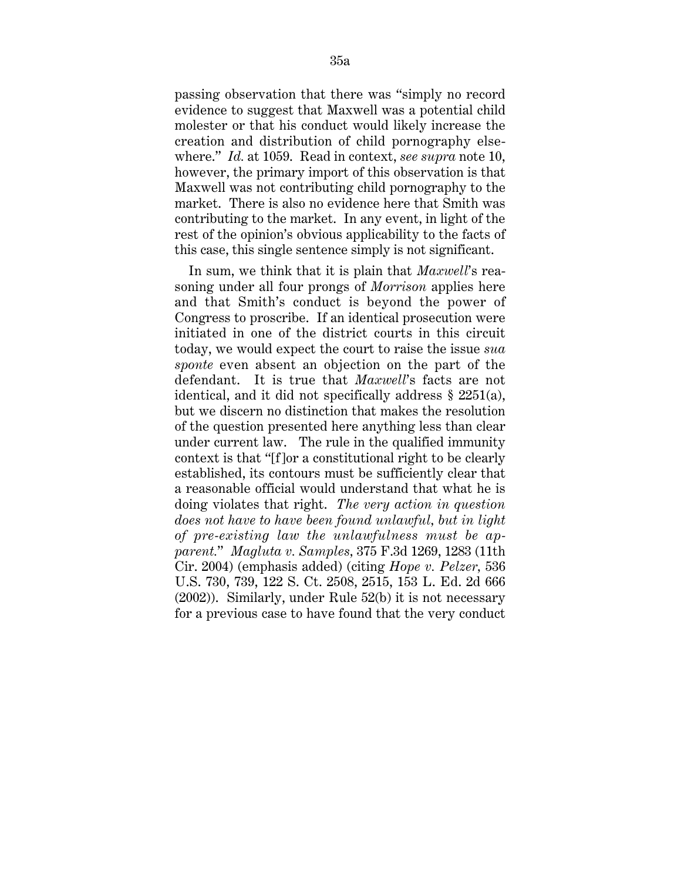passing observation that there was "simply no record evidence to suggest that Maxwell was a potential child molester or that his conduct would likely increase the creation and distribution of child pornography elsewhere." *Id.* at 1059. Read in context, *see supra* note 10, however, the primary import of this observation is that Maxwell was not contributing child pornography to the market. There is also no evidence here that Smith was contributing to the market. In any event, in light of the rest of the opinion's obvious applicability to the facts of this case, this single sentence simply is not significant.

In sum, we think that it is plain that *Maxwell*'s reasoning under all four prongs of *Morrison* applies here and that Smith's conduct is beyond the power of Congress to proscribe. If an identical prosecution were initiated in one of the district courts in this circuit today, we would expect the court to raise the issue *sua sponte* even absent an objection on the part of the defendant. It is true that *Maxwell*'s facts are not identical, and it did not specifically address § 2251(a), but we discern no distinction that makes the resolution of the question presented here anything less than clear under current law. The rule in the qualified immunity context is that "[f]or a constitutional right to be clearly established, its contours must be sufficiently clear that a reasonable official would understand that what he is doing violates that right. *The very action in question does not have to have been found unlawful, but in light of pre-existing law the unlawfulness must be apparent.*" *Magluta v. Samples*, 375 F.3d 1269, 1283 (11th Cir. 2004) (emphasis added) (citing *Hope v. Pelzer*, 536 U.S. 730, 739, 122 S. Ct. 2508, 2515, 153 L. Ed. 2d 666 (2002)). Similarly, under Rule 52(b) it is not necessary for a previous case to have found that the very conduct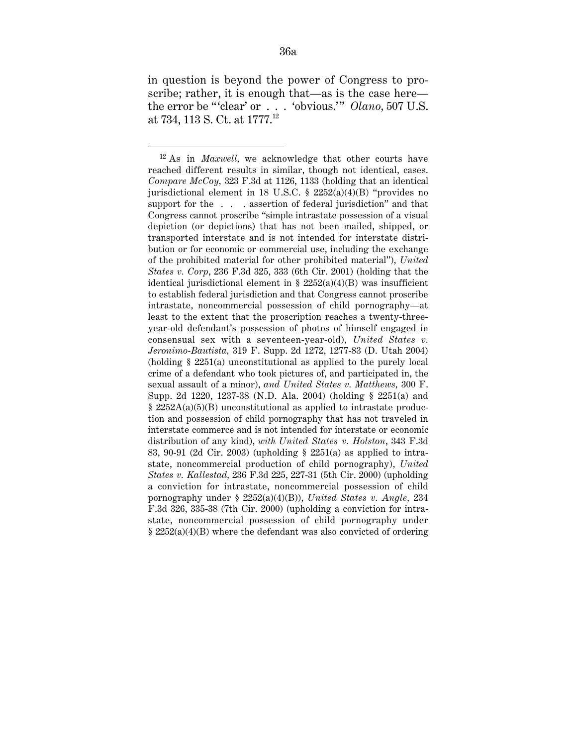in question is beyond the power of Congress to proscribe; rather, it is enough that—as is the case here—the error be "'clear' or . . . 'obvious.'" *Olano*, 507 U.S. at 734, 113 S. Ct. at 1777.[12]

---

[12] As in *Maxwell*, we acknowledge that other courts have reached different results in similar, though not identical, cases. *Compare McCoy*, 323 F.3d at 1126, 1133 (holding that an identical jurisdictional element in 18 U.S.C. § 2252(a)(4)(B) "provides no support for the . . . assertion of federal jurisdiction" and that Congress cannot proscribe "simple intrastate possession of a visual depiction (or depictions) that has not been mailed, shipped, or transported interstate and is not intended for interstate distribution or for economic or commercial use, including the exchange of the prohibited material for other prohibited material"), *United States v. Corp*, 236 F.3d 325, 333 (6th Cir. 2001) (holding that the identical jurisdictional element in § 2252(a)(4)(B) was insufficient to establish federal jurisdiction and that Congress cannot proscribe intrastate, noncommercial possession of child pornography—at least to the extent that the proscription reaches a twenty-three-year-old defendant's possession of photos of himself engaged in consensual sex with a seventeen-year-old), *United States v. Jeronimo-Bautista*, 319 F. Supp. 2d 1272, 1277-83 (D. Utah 2004) (holding § 2251(a) unconstitutional as applied to the purely local crime of a defendant who took pictures of, and participated in, the sexual assault of a minor), *and United States v. Matthews*, 300 F. Supp. 2d 1220, 1237-38 (N.D. Ala. 2004) (holding § 2251(a) and § 2252A(a)(5)(B) unconstitutional as applied to intrastate production and possession of child pornography that has not traveled in interstate commerce and is not intended for interstate or economic distribution of any kind), *with United States v. Holston*, 343 F.3d 83, 90-91 (2d Cir. 2003) (upholding § 2251(a) as applied to intrastate, noncommercial production of child pornography), *United States v. Kallestad*, 236 F.3d 225, 227-31 (5th Cir. 2000) (upholding a conviction for intrastate, noncommercial possession of child pornography under § 2252(a)(4)(B)), *United States v. Angle*, 234 F.3d 326, 335-38 (7th Cir. 2000) (upholding a conviction for intrastate, noncommercial possession of child pornography under § 2252(a)(4)(B) where the defendant was also convicted of ordering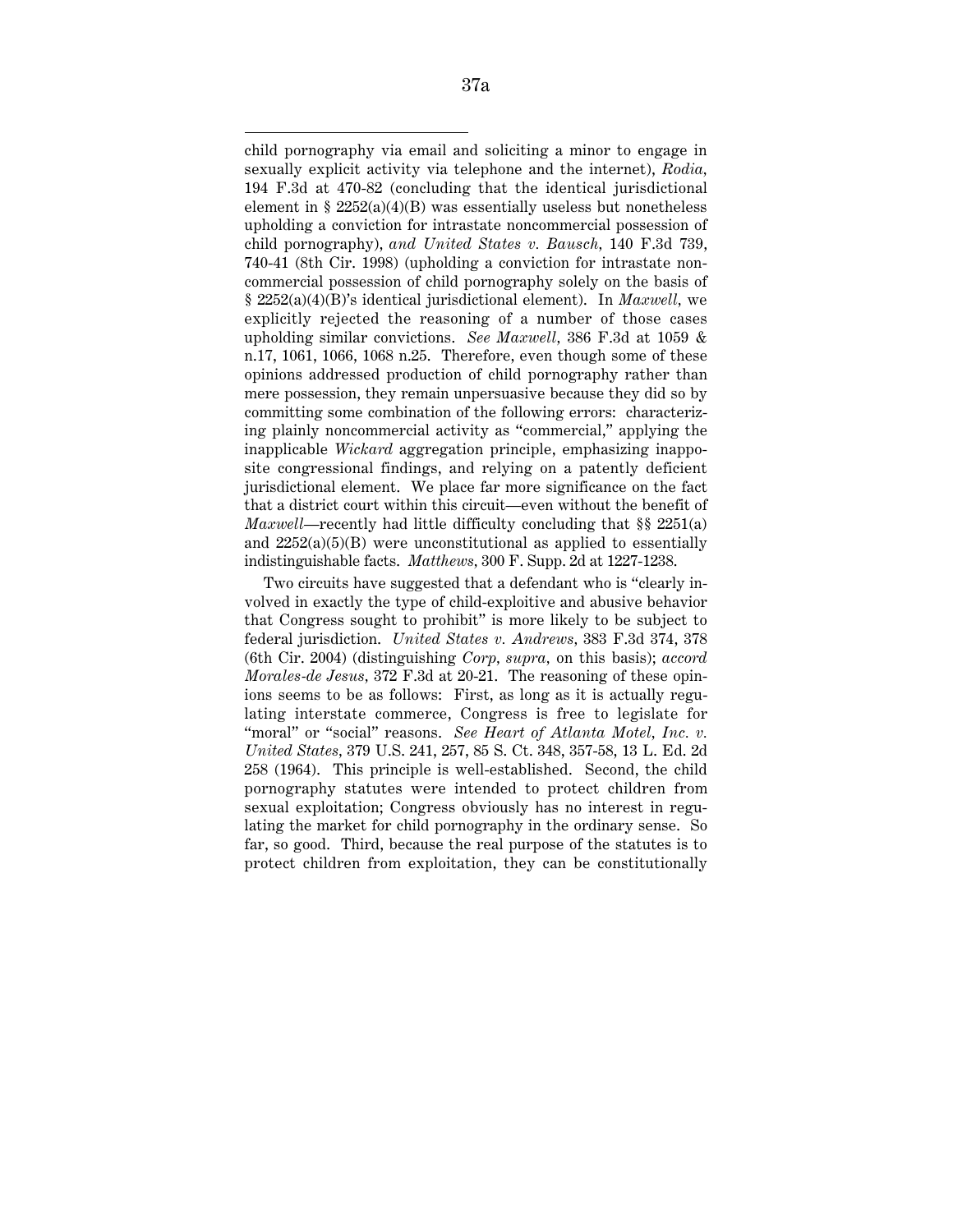child pornography via email and soliciting a minor to engage in sexually explicit activity via telephone and the internet), *Rodia*, 194 F.3d at 470-82 (concluding that the identical jurisdictional element in § 2252(a)(4)(B) was essentially useless but nonetheless upholding a conviction for intrastate noncommercial possession of child pornography), *and United States v. Bausch*, 140 F.3d 739, 740-41 (8th Cir. 1998) (upholding a conviction for intrastate noncommercial possession of child pornography solely on the basis of § 2252(a)(4)(B)'s identical jurisdictional element). In *Maxwell*, we explicitly rejected the reasoning of a number of those cases upholding similar convictions. *See Maxwell*, 386 F.3d at 1059 & n.17, 1061, 1066, 1068 n.25. Therefore, even though some of these opinions addressed production of child pornography rather than mere possession, they remain unpersuasive because they did so by committing some combination of the following errors: characterizing plainly noncommercial activity as "commercial," applying the inapplicable *Wickard* aggregation principle, emphasizing inapposite congressional findings, and relying on a patently deficient jurisdictional element. We place far more significance on the fact that a district court within this circuit—even without the benefit of *Maxwell*—recently had little difficulty concluding that §§ 2251(a) and 2252(a)(5)(B) were unconstitutional as applied to essentially indistinguishable facts. *Matthews*, 300 F. Supp. 2d at 1227-1238.

Two circuits have suggested that a defendant who is "clearly involved in exactly the type of child-exploitive and abusive behavior that Congress sought to prohibit" is more likely to be subject to federal jurisdiction. *United States v. Andrews*, 383 F.3d 374, 378 (6th Cir. 2004) (distinguishing *Corp*, *supra*, on this basis); *accord Morales-de Jesus*, 372 F.3d at 20-21. The reasoning of these opinions seems to be as follows: First, as long as it is actually regulating interstate commerce, Congress is free to legislate for "moral" or "social" reasons. *See Heart of Atlanta Motel, Inc. v. United States*, 379 U.S. 241, 257, 85 S. Ct. 348, 357-58, 13 L. Ed. 2d 258 (1964). This principle is well-established. Second, the child pornography statutes were intended to protect children from sexual exploitation; Congress obviously has no interest in regulating the market for child pornography in the ordinary sense. So far, so good. Third, because the real purpose of the statutes is to protect children from exploitation, they can be constitutionally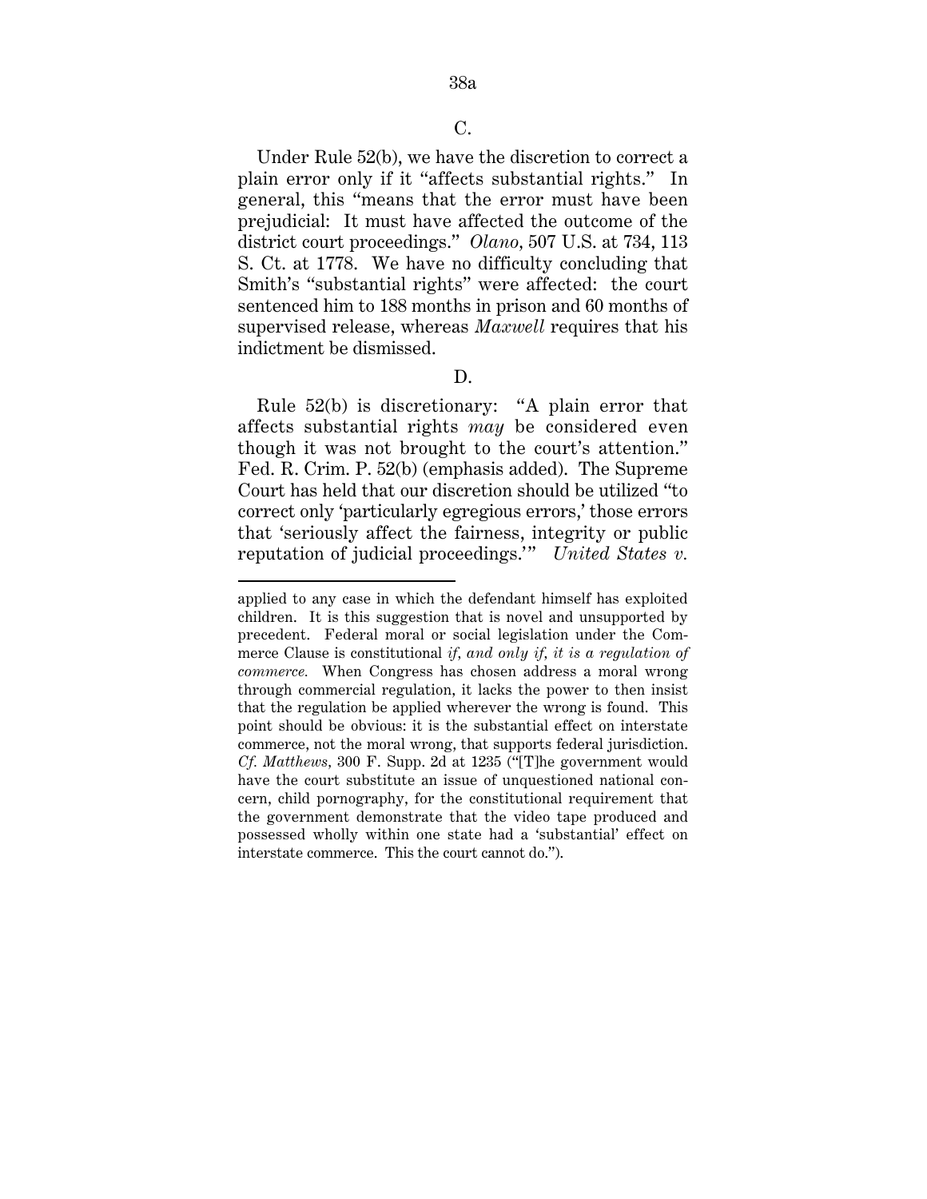### C.

Under Rule 52(b), we have the discretion to correct a plain error only if it "affects substantial rights." In general, this "means that the error must have been prejudicial: It must have affected the outcome of the district court proceedings." *Olano*, 507 U.S. at 734, 113 S. Ct. at 1778. We have no difficulty concluding that Smith's "substantial rights" were affected: the court sentenced him to 188 months in prison and 60 months of supervised release, whereas *Maxwell* requires that his indictment be dismissed.

### D.

Rule 52(b) is discretionary: "A plain error that affects substantial rights *may* be considered even though it was not brought to the court's attention." Fed. R. Crim. P. 52(b) (emphasis added). The Supreme Court has held that our discretion should be utilized "to correct only 'particularly egregious errors,' those errors that 'seriously affect the fairness, integrity or public reputation of judicial proceedings.'" *United States v.*

---

applied to any case in which the defendant himself has exploited children. It is this suggestion that is novel and unsupported by precedent. Federal moral or social legislation under the Commerce Clause is constitutional *if, and only if, it is a regulation of commerce.* When Congress has chosen address a moral wrong through commercial regulation, it lacks the power to then insist that the regulation be applied wherever the wrong is found. This point should be obvious: it is the substantial effect on interstate commerce, not the moral wrong, that supports federal jurisdiction. *Cf. Matthews*, 300 F. Supp. 2d at 1235 ("[T]he government would have the court substitute an issue of unquestioned national concern, child pornography, for the constitutional requirement that the government demonstrate that the video tape produced and possessed wholly within one state had a 'substantial' effect on interstate commerce. This the court cannot do.").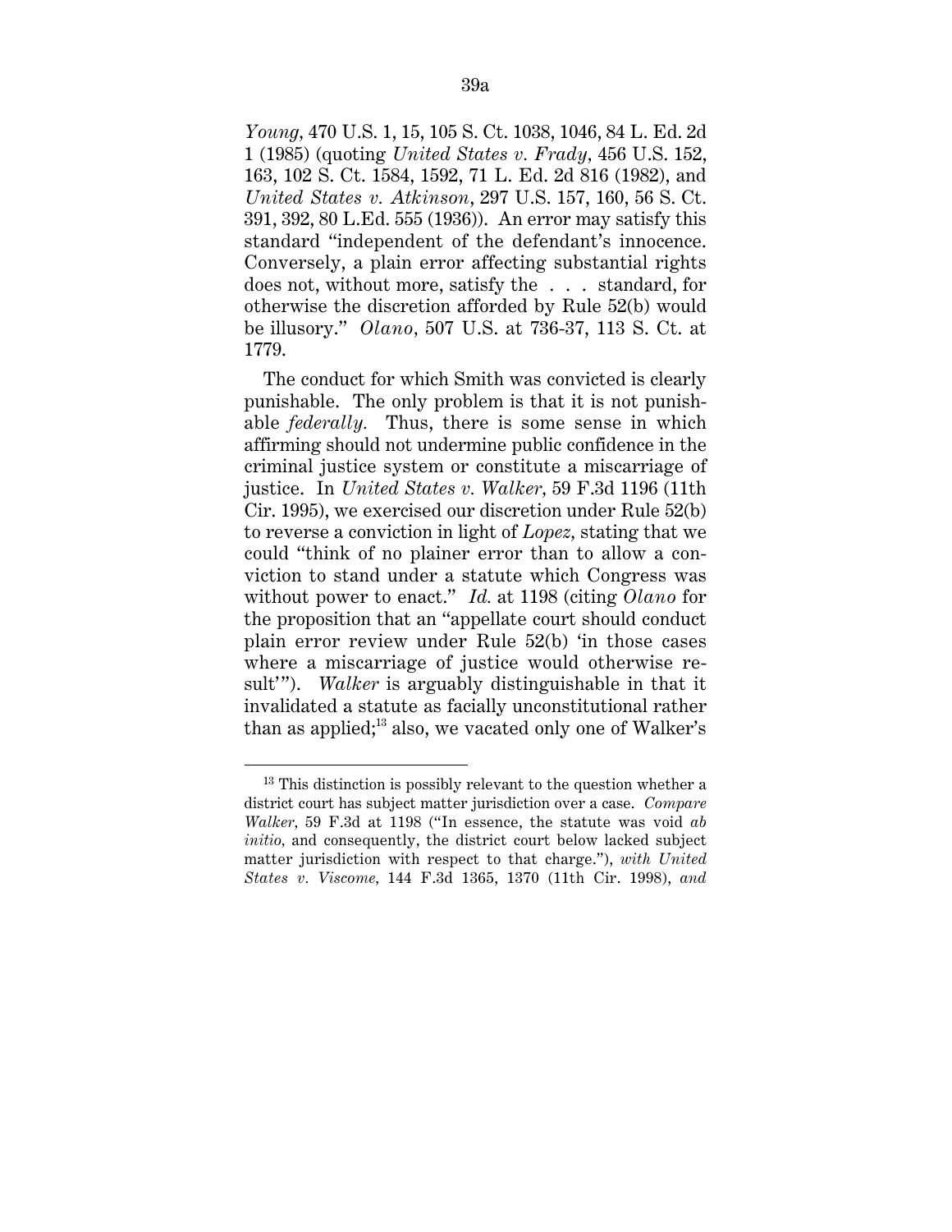*Young*, 470 U.S. 1, 15, 105 S. Ct. 1038, 1046, 84 L. Ed. 2d 1 (1985) (quoting *United States v. Frady*, 456 U.S. 152, 163, 102 S. Ct. 1584, 1592, 71 L. Ed. 2d 816 (1982), and *United States v. Atkinson*, 297 U.S. 157, 160, 56 S. Ct. 391, 392, 80 L.Ed. 555 (1936)). An error may satisfy this standard "independent of the defendant's innocence. Conversely, a plain error affecting substantial rights does not, without more, satisfy the . . . standard, for otherwise the discretion afforded by Rule 52(b) would be illusory." *Olano*, 507 U.S. at 736-37, 113 S. Ct. at 1779.

The conduct for which Smith was convicted is clearly punishable. The only problem is that it is not punishable *federally*. Thus, there is some sense in which affirming should not undermine public confidence in the criminal justice system or constitute a miscarriage of justice. In *United States v. Walker*, 59 F.3d 1196 (11th Cir. 1995), we exercised our discretion under Rule 52(b) to reverse a conviction in light of *Lopez*, stating that we could "think of no plainer error than to allow a conviction to stand under a statute which Congress was without power to enact." *Id.* at 1198 (citing *Olano* for the proposition that an "appellate court should conduct plain error review under Rule 52(b) 'in those cases where a miscarriage of justice would otherwise result'"). *Walker* is arguably distinguishable in that it invalidated a statute as facially unconstitutional rather than as applied;[13] also, we vacated only one of Walker's

[13] This distinction is possibly relevant to the question whether a district court has subject matter jurisdiction over a case. *Compare Walker*, 59 F.3d at 1198 ("In essence, the statute was void *ab initio*, and consequently, the district court below lacked subject matter jurisdiction with respect to that charge."), *with United States v. Viscome*, 144 F.3d 1365, 1370 (11th Cir. 1998), *and*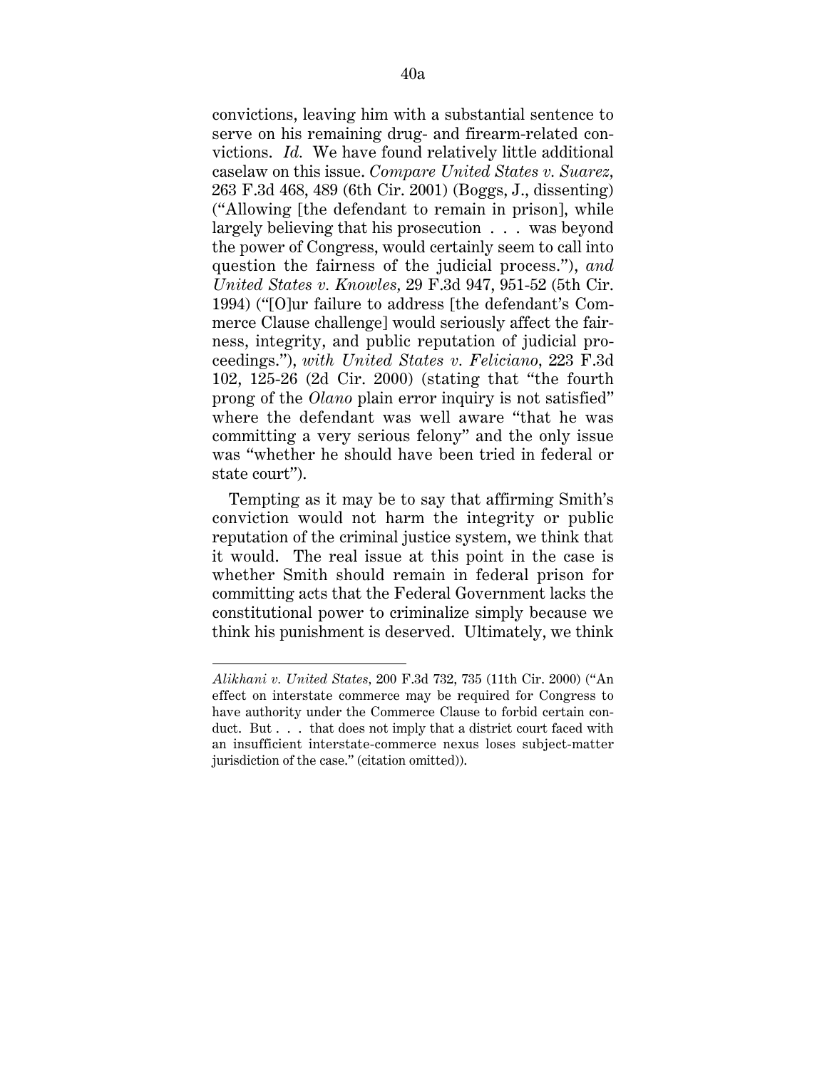convictions, leaving him with a substantial sentence to serve on his remaining drug- and firearm-related convictions. *Id.* We have found relatively little additional caselaw on this issue. *Compare United States v. Suarez*, 263 F.3d 468, 489 (6th Cir. 2001) (Boggs, J., dissenting) ("Allowing [the defendant to remain in prison], while largely believing that his prosecution . . . was beyond the power of Congress, would certainly seem to call into question the fairness of the judicial process."), *and United States v. Knowles*, 29 F.3d 947, 951-52 (5th Cir. 1994) ("[O]ur failure to address [the defendant's Commerce Clause challenge] would seriously affect the fairness, integrity, and public reputation of judicial proceedings."), *with United States v. Feliciano*, 223 F.3d 102, 125-26 (2d Cir. 2000) (stating that "the fourth prong of the *Olano* plain error inquiry is not satisfied" where the defendant was well aware "that he was committing a very serious felony" and the only issue was "whether he should have been tried in federal or state court").

Tempting as it may be to say that affirming Smith's conviction would not harm the integrity or public reputation of the criminal justice system, we think that it would. The real issue at this point in the case is whether Smith should remain in federal prison for committing acts that the Federal Government lacks the constitutional power to criminalize simply because we think his punishment is deserved. Ultimately, we think

---

*Alikhani v. United States*, 200 F.3d 732, 735 (11th Cir. 2000) ("An effect on interstate commerce may be required for Congress to have authority under the Commerce Clause to forbid certain conduct. But . . . that does not imply that a district court faced with an insufficient interstate-commerce nexus loses subject-matter jurisdiction of the case." (citation omitted)).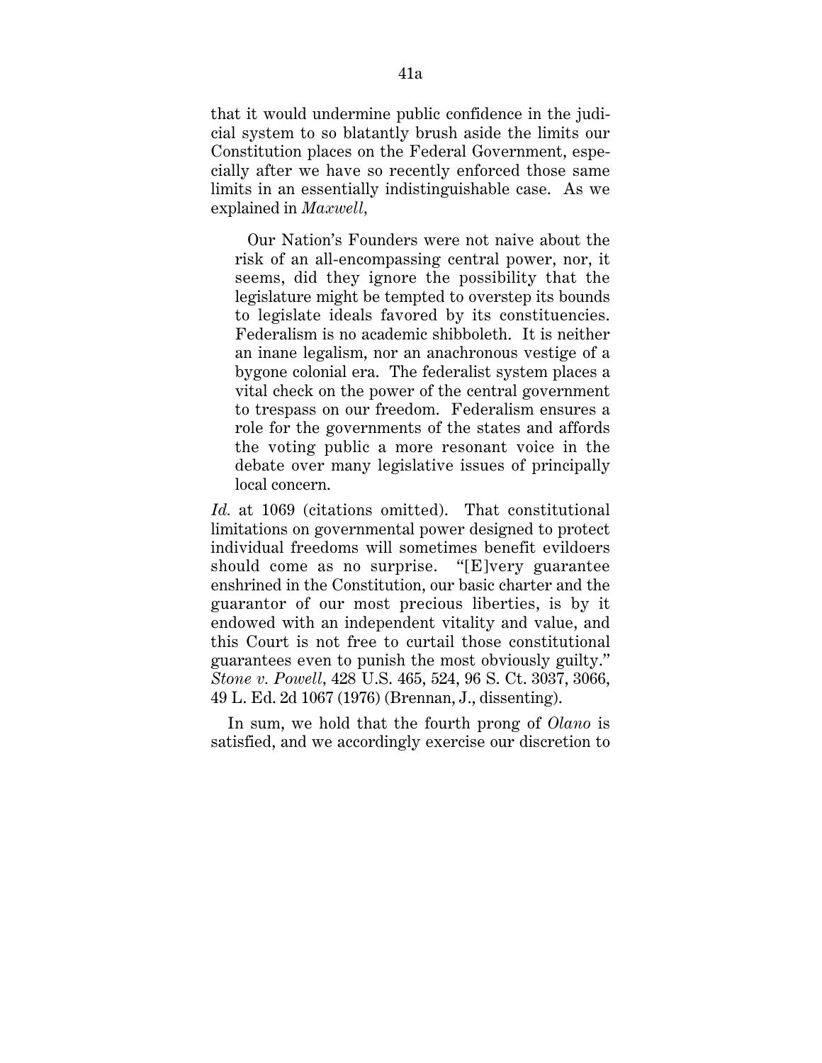that it would undermine public confidence in the judicial system to so blatantly brush aside the limits our Constitution places on the Federal Government, especially after we have so recently enforced those same limits in an essentially indistinguishable case. As we explained in *Maxwell*,

> Our Nation's Founders were not naive about the risk of an all-encompassing central power, nor, it seems, did they ignore the possibility that the legislature might be tempted to overstep its bounds to legislate ideals favored by its constituencies. Federalism is no academic shibboleth. It is neither an inane legalism, nor an anachronous vestige of a bygone colonial era. The federalist system places a vital check on the power of the central government to trespass on our freedom. Federalism ensures a role for the governments of the states and affords the voting public a more resonant voice in the debate over many legislative issues of principally local concern.

*Id.* at 1069 (citations omitted). That constitutional limitations on governmental power designed to protect individual freedoms will sometimes benefit evildoers should come as no surprise. "[E]very guarantee enshrined in the Constitution, our basic charter and the guarantor of our most precious liberties, is by it endowed with an independent vitality and value, and this Court is not free to curtail those constitutional guarantees even to punish the most obviously guilty." *Stone v. Powell*, 428 U.S. 465, 524, 96 S. Ct. 3037, 3066, 49 L. Ed. 2d 1067 (1976) (Brennan, J., dissenting).

In sum, we hold that the fourth prong of *Olano* is satisfied, and we accordingly exercise our discretion to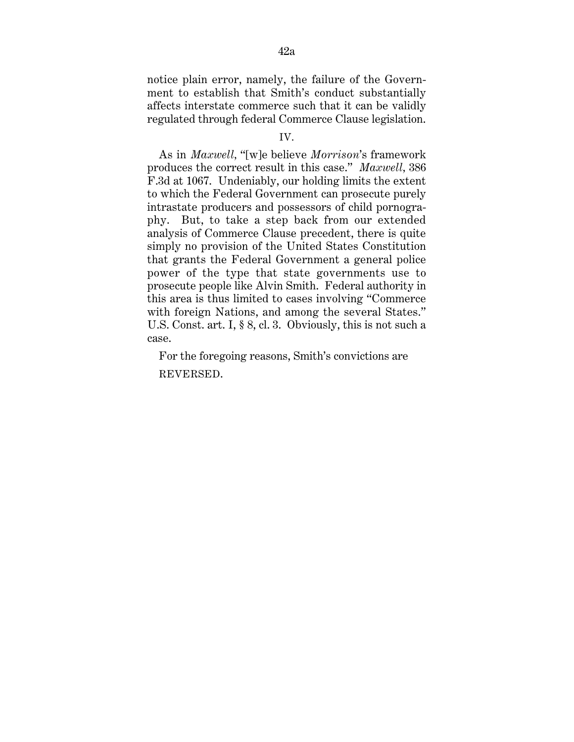notice plain error, namely, the failure of the Government to establish that Smith's conduct substantially affects interstate commerce such that it can be validly regulated through federal Commerce Clause legislation.

IV.

As in *Maxwell*, "[w]e believe *Morrison*'s framework produces the correct result in this case." *Maxwell*, 386 F.3d at 1067. Undeniably, our holding limits the extent to which the Federal Government can prosecute purely intrastate producers and possessors of child pornography. But, to take a step back from our extended analysis of Commerce Clause precedent, there is quite simply no provision of the United States Constitution that grants the Federal Government a general police power of the type that state governments use to prosecute people like Alvin Smith. Federal authority in this area is thus limited to cases involving "Commerce with foreign Nations, and among the several States." U.S. Const. art. I, § 8, cl. 3. Obviously, this is not such a case.

For the foregoing reasons, Smith's convictions are

REVERSED.